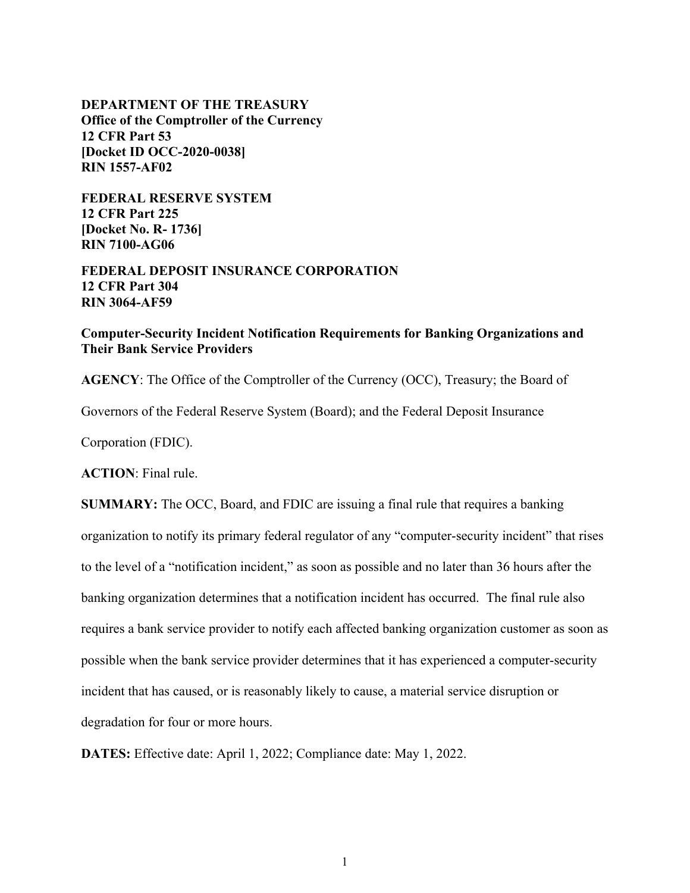**DEPARTMENT OF THE TREASURY**
**Office of the Comptroller of the Currency**
**12 CFR Part 53**
**[Docket ID OCC-2020-0038]**
**RIN 1557-AF02**

**FEDERAL RESERVE SYSTEM**
**12 CFR Part 225**
**[Docket No. R- 1736]**
**RIN 7100-AG06**

**FEDERAL DEPOSIT INSURANCE CORPORATION**
**12 CFR Part 304**
**RIN 3064-AF59**

**Computer-Security Incident Notification Requirements for Banking Organizations and Their Bank Service Providers**

**AGENCY**: The Office of the Comptroller of the Currency (OCC), Treasury; the Board of Governors of the Federal Reserve System (Board); and the Federal Deposit Insurance Corporation (FDIC).

**ACTION**: Final rule.

**SUMMARY:** The OCC, Board, and FDIC are issuing a final rule that requires a banking organization to notify its primary federal regulator of any "computer-security incident" that rises to the level of a "notification incident," as soon as possible and no later than 36 hours after the banking organization determines that a notification incident has occurred. The final rule also requires a bank service provider to notify each affected banking organization customer as soon as possible when the bank service provider determines that it has experienced a computer-security incident that has caused, or is reasonably likely to cause, a material service disruption or degradation for four or more hours.

**DATES:** Effective date: April 1, 2022; Compliance date: May 1, 2022.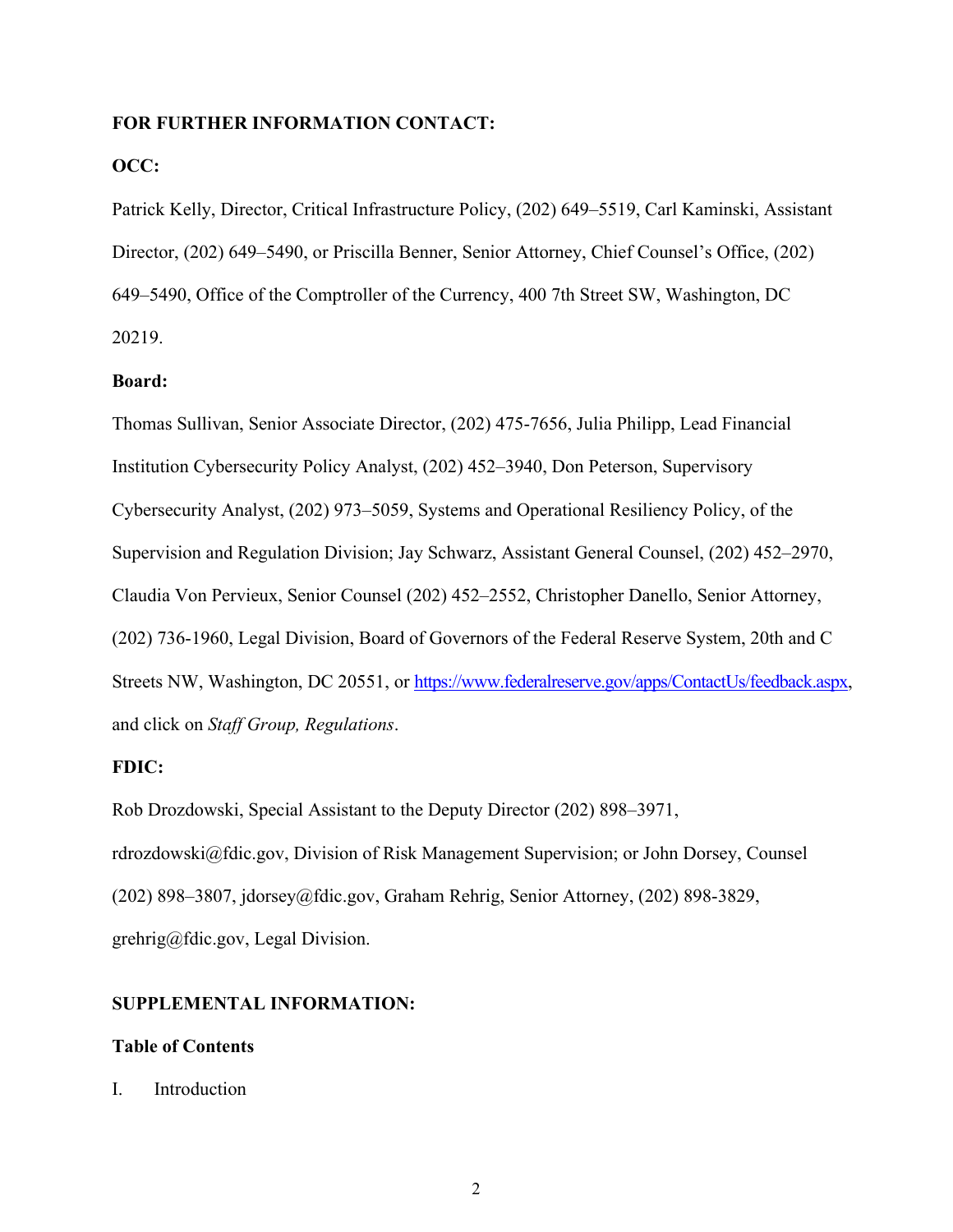**FOR FURTHER INFORMATION CONTACT:**

**OCC:**

Patrick Kelly, Director, Critical Infrastructure Policy, (202) 649–5519, Carl Kaminski, Assistant Director, (202) 649–5490, or Priscilla Benner, Senior Attorney, Chief Counsel's Office, (202) 649–5490, Office of the Comptroller of the Currency, 400 7th Street SW, Washington, DC 20219.

**Board:**

Thomas Sullivan, Senior Associate Director, (202) 475-7656, Julia Philipp, Lead Financial Institution Cybersecurity Policy Analyst, (202) 452–3940, Don Peterson, Supervisory Cybersecurity Analyst, (202) 973–5059, Systems and Operational Resiliency Policy, of the Supervision and Regulation Division; Jay Schwarz, Assistant General Counsel, (202) 452–2970, Claudia Von Pervieux, Senior Counsel (202) 452–2552, Christopher Danello, Senior Attorney, (202) 736-1960, Legal Division, Board of Governors of the Federal Reserve System, 20th and C Streets NW, Washington, DC 20551, or https://www.federalreserve.gov/apps/ContactUs/feedback.aspx, and click on *Staff Group, Regulations*.

**FDIC:**

Rob Drozdowski, Special Assistant to the Deputy Director (202) 898–3971, rdrozdowski@fdic.gov, Division of Risk Management Supervision; or John Dorsey, Counsel (202) 898–3807, jdorsey@fdic.gov, Graham Rehrig, Senior Attorney, (202) 898-3829, grehrig@fdic.gov, Legal Division.

**SUPPLEMENTAL INFORMATION:**

**Table of Contents**

I. Introduction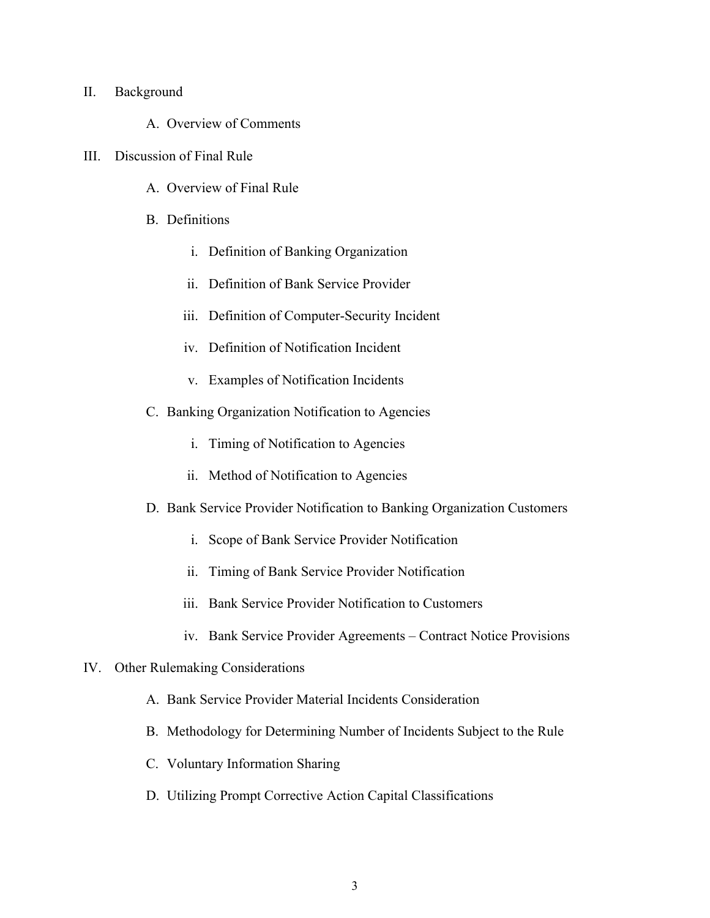II. Background

   A. Overview of Comments

III. Discussion of Final Rule

   A. Overview of Final Rule

   B. Definitions

      i. Definition of Banking Organization

      ii. Definition of Bank Service Provider

      iii. Definition of Computer-Security Incident

      iv. Definition of Notification Incident

      v. Examples of Notification Incidents

   C. Banking Organization Notification to Agencies

      i. Timing of Notification to Agencies

      ii. Method of Notification to Agencies

   D. Bank Service Provider Notification to Banking Organization Customers

      i. Scope of Bank Service Provider Notification

      ii. Timing of Bank Service Provider Notification

      iii. Bank Service Provider Notification to Customers

      iv. Bank Service Provider Agreements – Contract Notice Provisions

IV. Other Rulemaking Considerations

   A. Bank Service Provider Material Incidents Consideration

   B. Methodology for Determining Number of Incidents Subject to the Rule

   C. Voluntary Information Sharing

   D. Utilizing Prompt Corrective Action Capital Classifications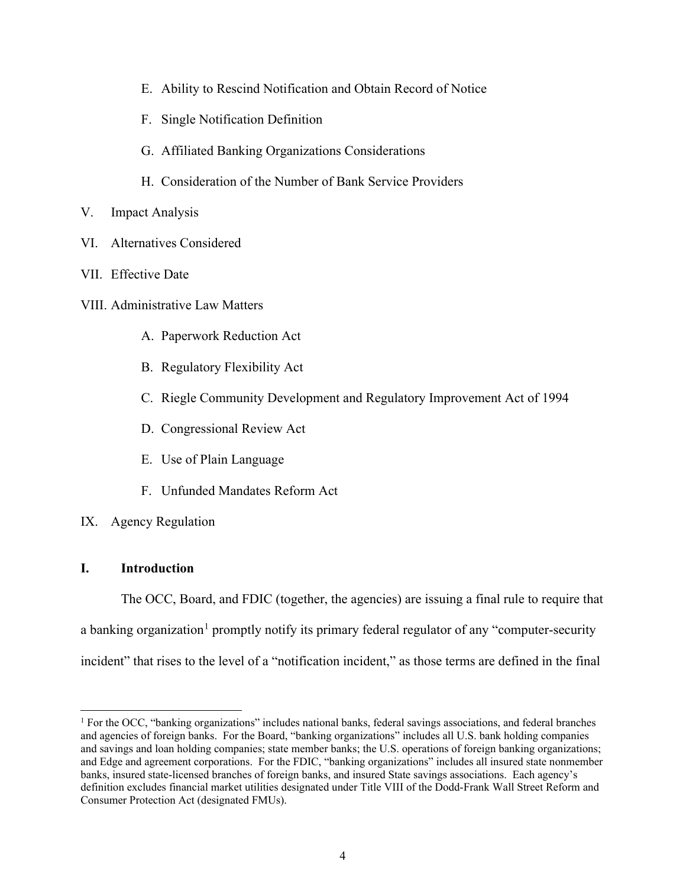E. Ability to Rescind Notification and Obtain Record of Notice

F. Single Notification Definition

G. Affiliated Banking Organizations Considerations

H. Consideration of the Number of Bank Service Providers

V. Impact Analysis

VI. Alternatives Considered

VII. Effective Date

VIII. Administrative Law Matters

A. Paperwork Reduction Act

B. Regulatory Flexibility Act

C. Riegle Community Development and Regulatory Improvement Act of 1994

D. Congressional Review Act

E. Use of Plain Language

F. Unfunded Mandates Reform Act

IX. Agency Regulation

## I. Introduction

The OCC, Board, and FDIC (together, the agencies) are issuing a final rule to require that a banking organization[1] promptly notify its primary federal regulator of any "computer-security incident" that rises to the level of a "notification incident," as those terms are defined in the final

[1] For the OCC, "banking organizations" includes national banks, federal savings associations, and federal branches and agencies of foreign banks. For the Board, "banking organizations" includes all U.S. bank holding companies and savings and loan holding companies; state member banks; the U.S. operations of foreign banking organizations; and Edge and agreement corporations. For the FDIC, "banking organizations" includes all insured state nonmember banks, insured state-licensed branches of foreign banks, and insured State savings associations. Each agency's definition excludes financial market utilities designated under Title VIII of the Dodd-Frank Wall Street Reform and Consumer Protection Act (designated FMUs).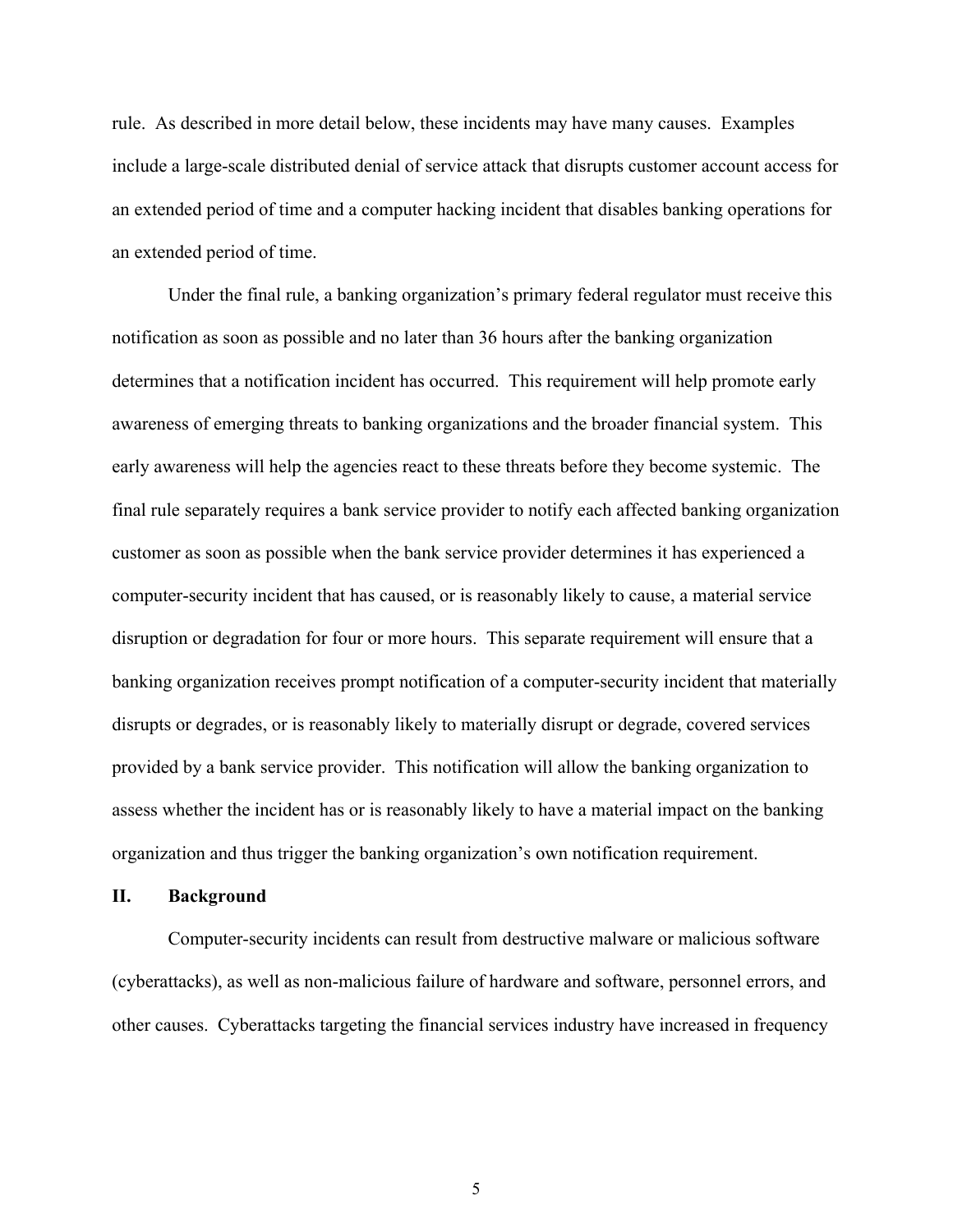rule. As described in more detail below, these incidents may have many causes. Examples include a large-scale distributed denial of service attack that disrupts customer account access for an extended period of time and a computer hacking incident that disables banking operations for an extended period of time.

Under the final rule, a banking organization's primary federal regulator must receive this notification as soon as possible and no later than 36 hours after the banking organization determines that a notification incident has occurred. This requirement will help promote early awareness of emerging threats to banking organizations and the broader financial system. This early awareness will help the agencies react to these threats before they become systemic. The final rule separately requires a bank service provider to notify each affected banking organization customer as soon as possible when the bank service provider determines it has experienced a computer-security incident that has caused, or is reasonably likely to cause, a material service disruption or degradation for four or more hours. This separate requirement will ensure that a banking organization receives prompt notification of a computer-security incident that materially disrupts or degrades, or is reasonably likely to materially disrupt or degrade, covered services provided by a bank service provider. This notification will allow the banking organization to assess whether the incident has or is reasonably likely to have a material impact on the banking organization and thus trigger the banking organization's own notification requirement.

## II. Background

Computer-security incidents can result from destructive malware or malicious software (cyberattacks), as well as non-malicious failure of hardware and software, personnel errors, and other causes. Cyberattacks targeting the financial services industry have increased in frequency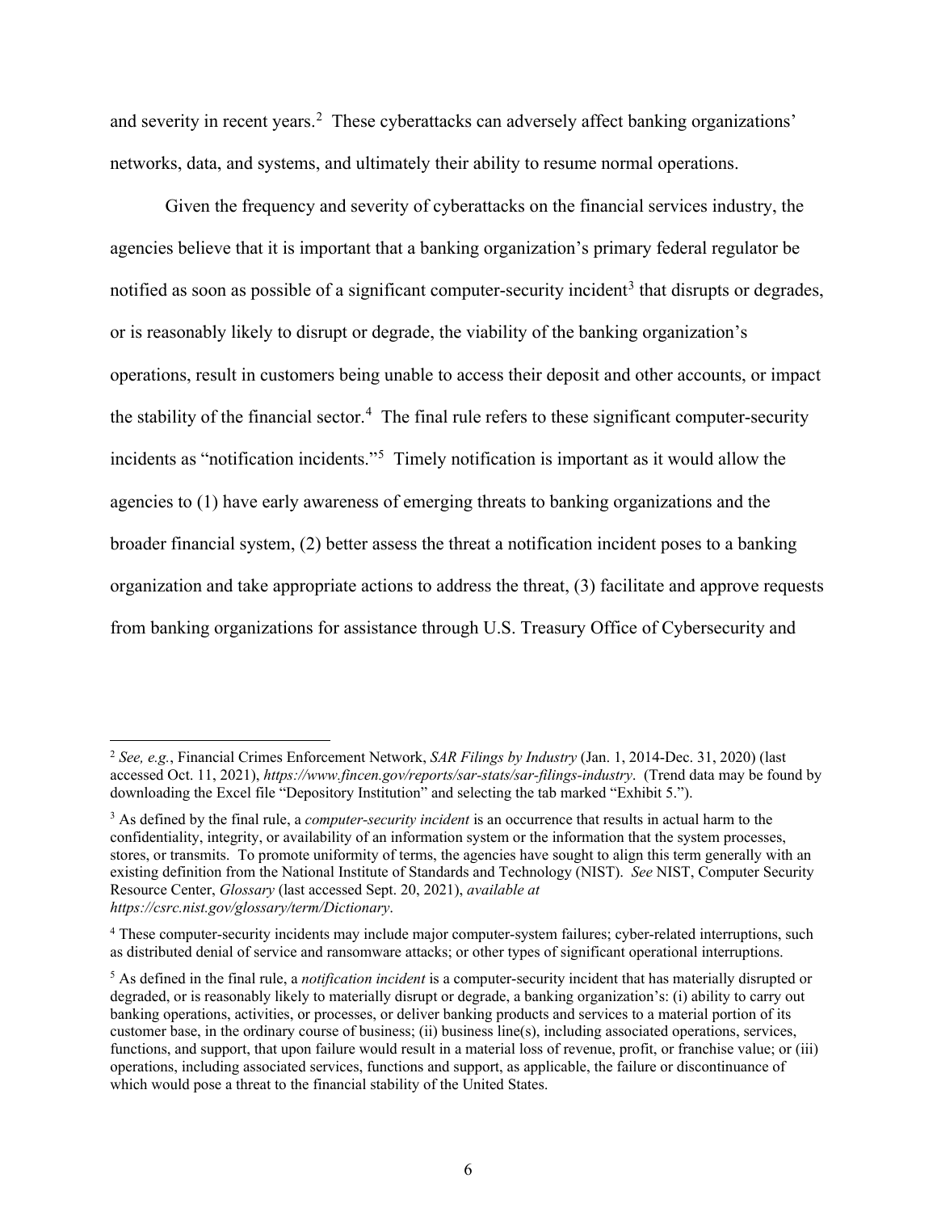and severity in recent years.[2] These cyberattacks can adversely affect banking organizations' networks, data, and systems, and ultimately their ability to resume normal operations.

Given the frequency and severity of cyberattacks on the financial services industry, the agencies believe that it is important that a banking organization's primary federal regulator be notified as soon as possible of a significant computer-security incident[3] that disrupts or degrades, or is reasonably likely to disrupt or degrade, the viability of the banking organization's operations, result in customers being unable to access their deposit and other accounts, or impact the stability of the financial sector.[4] The final rule refers to these significant computer-security incidents as "notification incidents."[5] Timely notification is important as it would allow the agencies to (1) have early awareness of emerging threats to banking organizations and the broader financial system, (2) better assess the threat a notification incident poses to a banking organization and take appropriate actions to address the threat, (3) facilitate and approve requests from banking organizations for assistance through U.S. Treasury Office of Cybersecurity and

---

[2] *See, e.g.*, Financial Crimes Enforcement Network, *SAR Filings by Industry* (Jan. 1, 2014-Dec. 31, 2020) (last accessed Oct. 11, 2021), *https://www.fincen.gov/reports/sar-stats/sar-filings-industry*. (Trend data may be found by downloading the Excel file "Depository Institution" and selecting the tab marked "Exhibit 5.").

[3] As defined by the final rule, a *computer-security incident* is an occurrence that results in actual harm to the confidentiality, integrity, or availability of an information system or the information that the system processes, stores, or transmits. To promote uniformity of terms, the agencies have sought to align this term generally with an existing definition from the National Institute of Standards and Technology (NIST). *See* NIST, Computer Security Resource Center, *Glossary* (last accessed Sept. 20, 2021), *available at https://csrc.nist.gov/glossary/term/Dictionary*.

[4] These computer-security incidents may include major computer-system failures; cyber-related interruptions, such as distributed denial of service and ransomware attacks; or other types of significant operational interruptions.

[5] As defined in the final rule, a *notification incident* is a computer-security incident that has materially disrupted or degraded, or is reasonably likely to materially disrupt or degrade, a banking organization's: (i) ability to carry out banking operations, activities, or processes, or deliver banking products and services to a material portion of its customer base, in the ordinary course of business; (ii) business line(s), including associated operations, services, functions, and support, that upon failure would result in a material loss of revenue, profit, or franchise value; or (iii) operations, including associated services, functions and support, as applicable, the failure or discontinuance of which would pose a threat to the financial stability of the United States.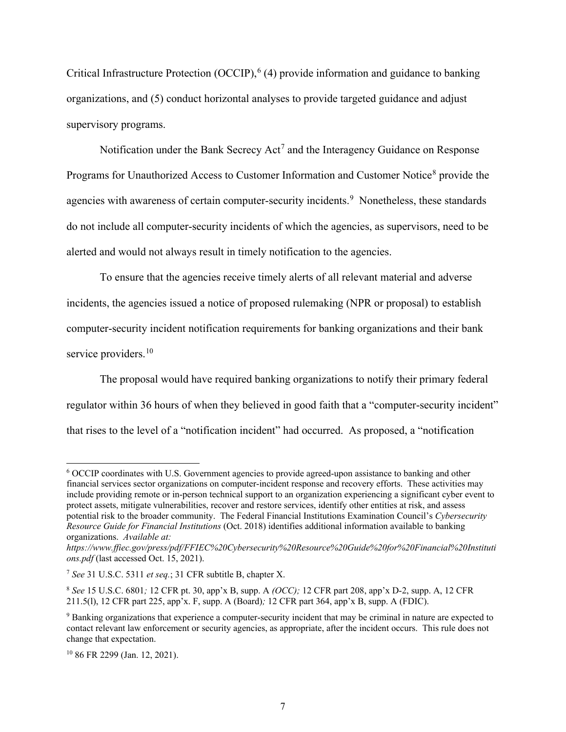Critical Infrastructure Protection (OCCIP),[6] (4) provide information and guidance to banking organizations, and (5) conduct horizontal analyses to provide targeted guidance and adjust supervisory programs.

Notification under the Bank Secrecy Act[7] and the Interagency Guidance on Response Programs for Unauthorized Access to Customer Information and Customer Notice[8] provide the agencies with awareness of certain computer-security incidents.[9] Nonetheless, these standards do not include all computer-security incidents of which the agencies, as supervisors, need to be alerted and would not always result in timely notification to the agencies.

To ensure that the agencies receive timely alerts of all relevant material and adverse incidents, the agencies issued a notice of proposed rulemaking (NPR or proposal) to establish computer-security incident notification requirements for banking organizations and their bank service providers.[10]

The proposal would have required banking organizations to notify their primary federal regulator within 36 hours of when they believed in good faith that a "computer-security incident" that rises to the level of a "notification incident" had occurred. As proposed, a "notification

---

[6] OCCIP coordinates with U.S. Government agencies to provide agreed-upon assistance to banking and other financial services sector organizations on computer-incident response and recovery efforts. These activities may include providing remote or in-person technical support to an organization experiencing a significant cyber event to protect assets, mitigate vulnerabilities, recover and restore services, identify other entities at risk, and assess potential risk to the broader community. The Federal Financial Institutions Examination Council's *Cybersecurity Resource Guide for Financial Institutions* (Oct. 2018) identifies additional information available to banking organizations. *Available at: https://www.ffiec.gov/press/pdf/FFIEC%20Cybersecurity%20Resource%20Guide%20for%20Financial%20Institutions.pdf* (last accessed Oct. 15, 2021).

[7] *See* 31 U.S.C. 5311 *et seq.*; 31 CFR subtitle B, chapter X.

[8] *See* 15 U.S.C. 6801*;* 12 CFR pt. 30, app'x B, supp. A *(OCC);* 12 CFR part 208, app'x D-2, supp. A, 12 CFR 211.5(l), 12 CFR part 225, app'x. F, supp. A (Board)*;* 12 CFR part 364, app'x B, supp. A (FDIC).

[9] Banking organizations that experience a computer-security incident that may be criminal in nature are expected to contact relevant law enforcement or security agencies, as appropriate, after the incident occurs. This rule does not change that expectation.

[10] 86 FR 2299 (Jan. 12, 2021).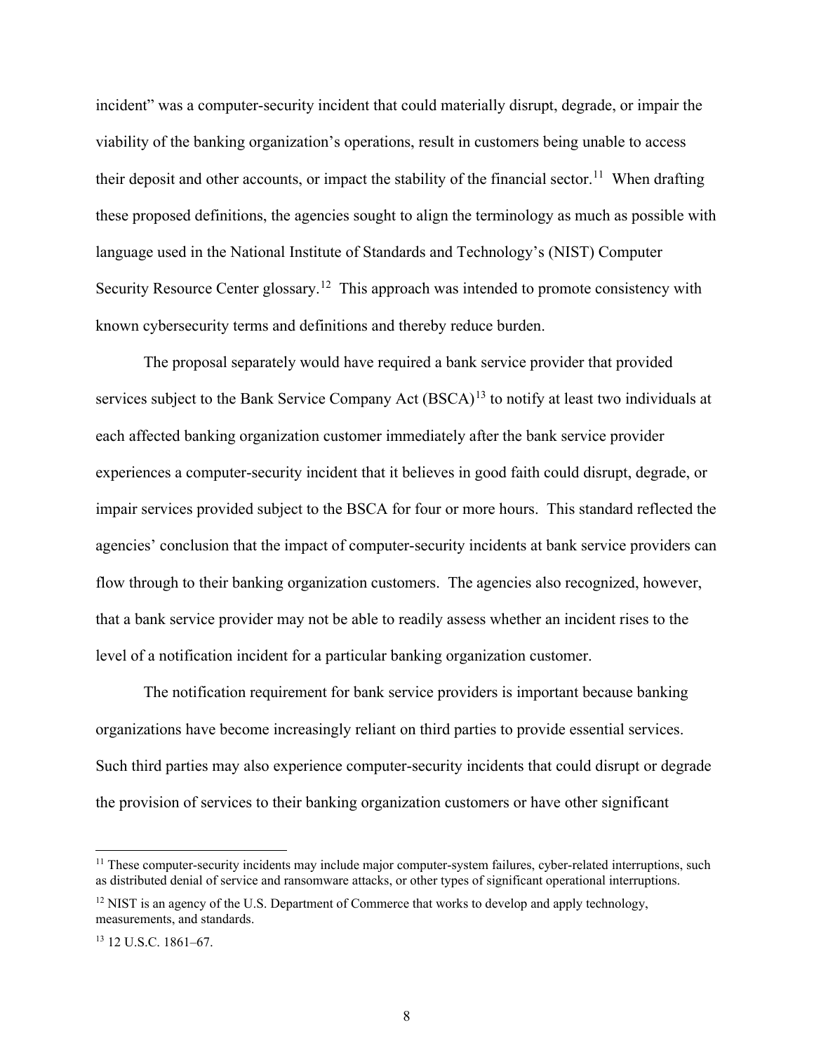incident" was a computer-security incident that could materially disrupt, degrade, or impair the viability of the banking organization's operations, result in customers being unable to access their deposit and other accounts, or impact the stability of the financial sector.[11] When drafting these proposed definitions, the agencies sought to align the terminology as much as possible with language used in the National Institute of Standards and Technology's (NIST) Computer Security Resource Center glossary.[12] This approach was intended to promote consistency with known cybersecurity terms and definitions and thereby reduce burden.

The proposal separately would have required a bank service provider that provided services subject to the Bank Service Company Act (BSCA)[13] to notify at least two individuals at each affected banking organization customer immediately after the bank service provider experiences a computer-security incident that it believes in good faith could disrupt, degrade, or impair services provided subject to the BSCA for four or more hours. This standard reflected the agencies' conclusion that the impact of computer-security incidents at bank service providers can flow through to their banking organization customers. The agencies also recognized, however, that a bank service provider may not be able to readily assess whether an incident rises to the level of a notification incident for a particular banking organization customer.

The notification requirement for bank service providers is important because banking organizations have become increasingly reliant on third parties to provide essential services. Such third parties may also experience computer-security incidents that could disrupt or degrade the provision of services to their banking organization customers or have other significant

[11] These computer-security incidents may include major computer-system failures, cyber-related interruptions, such as distributed denial of service and ransomware attacks, or other types of significant operational interruptions.

[12] NIST is an agency of the U.S. Department of Commerce that works to develop and apply technology, measurements, and standards.

[13] 12 U.S.C. 1861–67.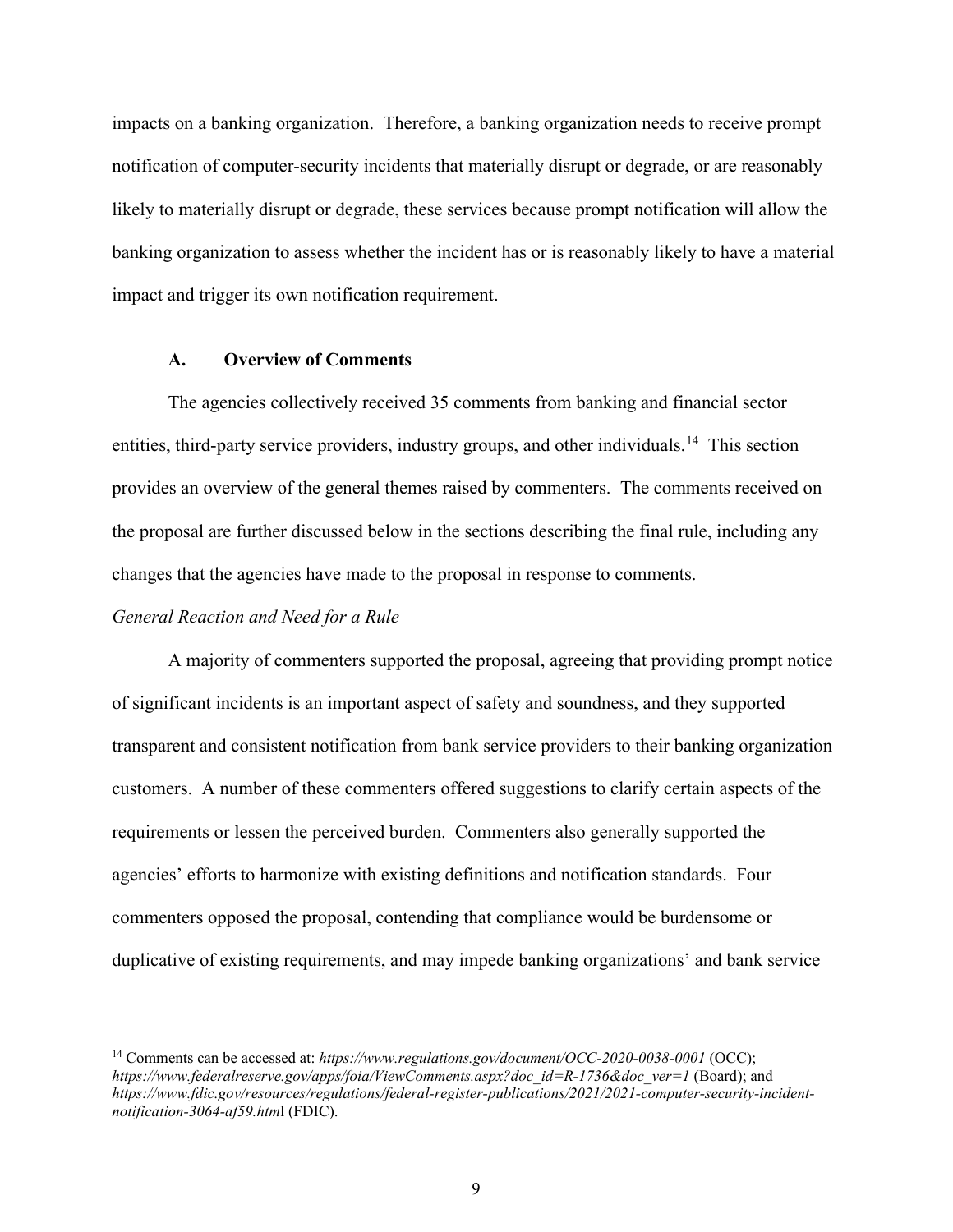impacts on a banking organization. Therefore, a banking organization needs to receive prompt notification of computer-security incidents that materially disrupt or degrade, or are reasonably likely to materially disrupt or degrade, these services because prompt notification will allow the banking organization to assess whether the incident has or is reasonably likely to have a material impact and trigger its own notification requirement.

### A. Overview of Comments

The agencies collectively received 35 comments from banking and financial sector entities, third-party service providers, industry groups, and other individuals.[14] This section provides an overview of the general themes raised by commenters. The comments received on the proposal are further discussed below in the sections describing the final rule, including any changes that the agencies have made to the proposal in response to comments.

*General Reaction and Need for a Rule*

A majority of commenters supported the proposal, agreeing that providing prompt notice of significant incidents is an important aspect of safety and soundness, and they supported transparent and consistent notification from bank service providers to their banking organization customers. A number of these commenters offered suggestions to clarify certain aspects of the requirements or lessen the perceived burden. Commenters also generally supported the agencies' efforts to harmonize with existing definitions and notification standards. Four commenters opposed the proposal, contending that compliance would be burdensome or duplicative of existing requirements, and may impede banking organizations' and bank service

---

[14] Comments can be accessed at: *https://www.regulations.gov/document/OCC-2020-0038-0001* (OCC); *https://www.federalreserve.gov/apps/foia/ViewComments.aspx?doc_id=R-1736&doc_ver=1* (Board); and *https://www.fdic.gov/resources/regulations/federal-register-publications/2021/2021-computer-security-incident-notification-3064-af59.html* (FDIC).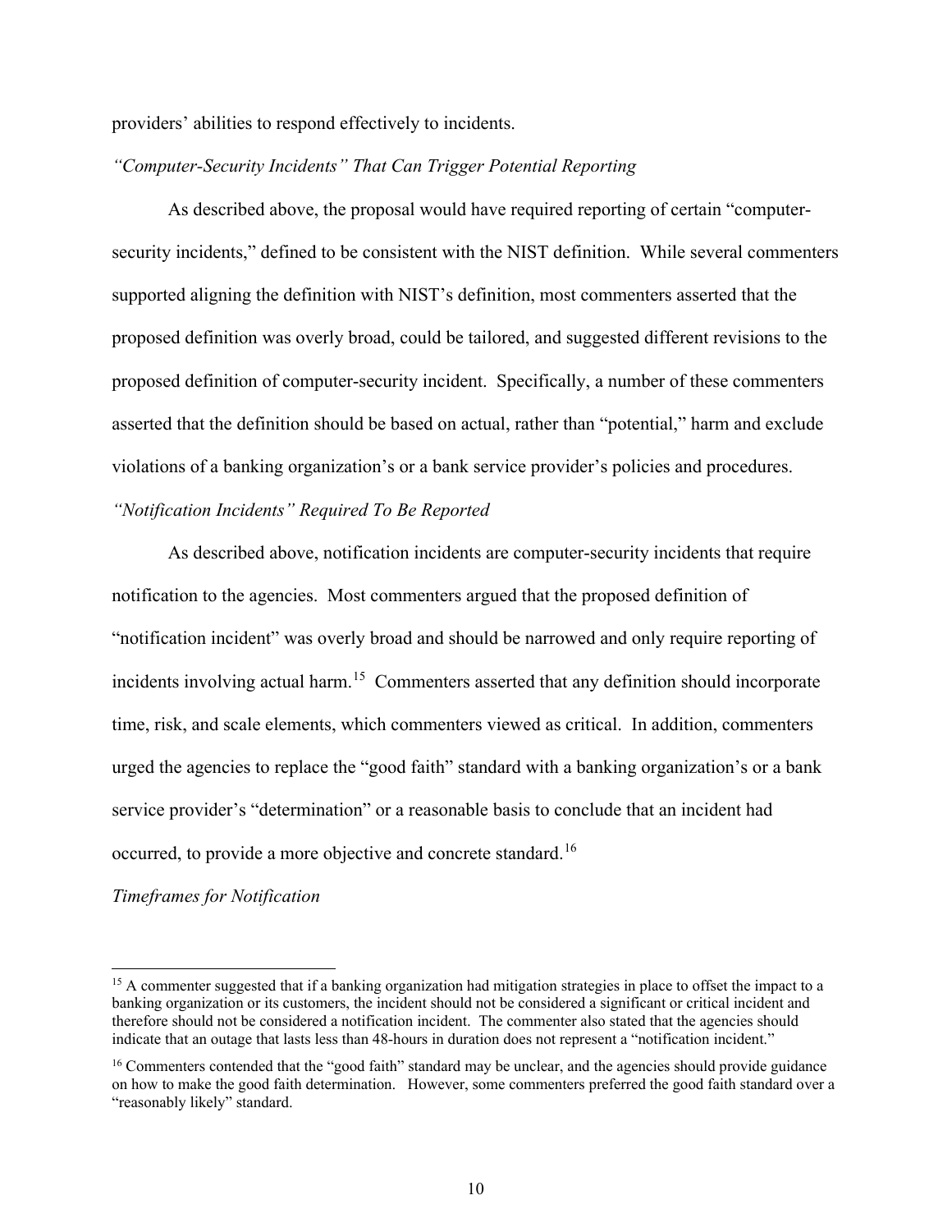providers' abilities to respond effectively to incidents.

*"Computer-Security Incidents" That Can Trigger Potential Reporting*

As described above, the proposal would have required reporting of certain "computer-security incidents," defined to be consistent with the NIST definition. While several commenters supported aligning the definition with NIST's definition, most commenters asserted that the proposed definition was overly broad, could be tailored, and suggested different revisions to the proposed definition of computer-security incident. Specifically, a number of these commenters asserted that the definition should be based on actual, rather than "potential," harm and exclude violations of a banking organization's or a bank service provider's policies and procedures.

*"Notification Incidents" Required To Be Reported*

As described above, notification incidents are computer-security incidents that require notification to the agencies. Most commenters argued that the proposed definition of "notification incident" was overly broad and should be narrowed and only require reporting of incidents involving actual harm.[15] Commenters asserted that any definition should incorporate time, risk, and scale elements, which commenters viewed as critical. In addition, commenters urged the agencies to replace the "good faith" standard with a banking organization's or a bank service provider's "determination" or a reasonable basis to conclude that an incident had occurred, to provide a more objective and concrete standard.[16]

*Timeframes for Notification*

---

[15] A commenter suggested that if a banking organization had mitigation strategies in place to offset the impact to a banking organization or its customers, the incident should not be considered a significant or critical incident and therefore should not be considered a notification incident. The commenter also stated that the agencies should indicate that an outage that lasts less than 48-hours in duration does not represent a "notification incident."

[16] Commenters contended that the "good faith" standard may be unclear, and the agencies should provide guidance on how to make the good faith determination. However, some commenters preferred the good faith standard over a "reasonably likely" standard.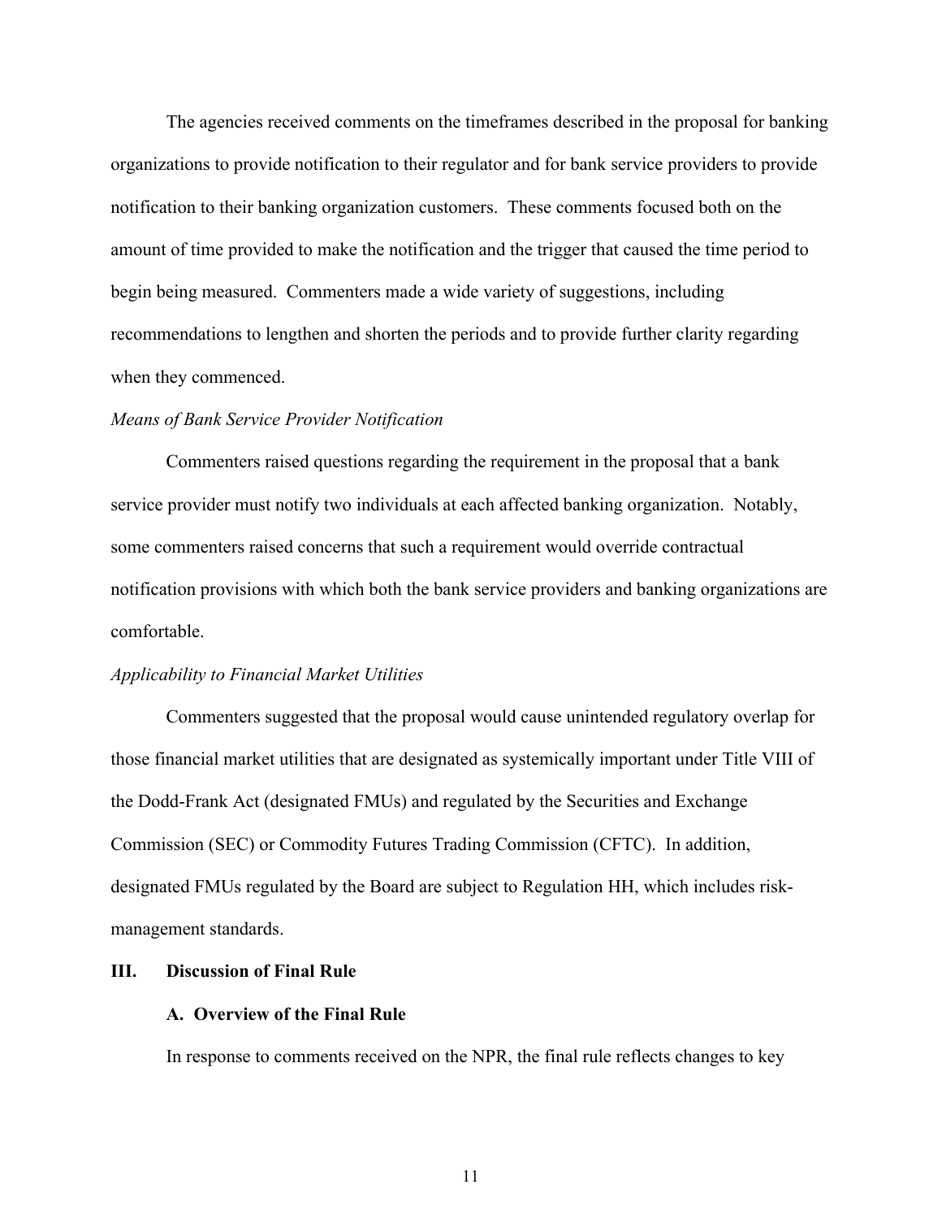The agencies received comments on the timeframes described in the proposal for banking organizations to provide notification to their regulator and for bank service providers to provide notification to their banking organization customers. These comments focused both on the amount of time provided to make the notification and the trigger that caused the time period to begin being measured. Commenters made a wide variety of suggestions, including recommendations to lengthen and shorten the periods and to provide further clarity regarding when they commenced.

*Means of Bank Service Provider Notification*

Commenters raised questions regarding the requirement in the proposal that a bank service provider must notify two individuals at each affected banking organization. Notably, some commenters raised concerns that such a requirement would override contractual notification provisions with which both the bank service providers and banking organizations are comfortable.

*Applicability to Financial Market Utilities*

Commenters suggested that the proposal would cause unintended regulatory overlap for those financial market utilities that are designated as systemically important under Title VIII of the Dodd-Frank Act (designated FMUs) and regulated by the Securities and Exchange Commission (SEC) or Commodity Futures Trading Commission (CFTC). In addition, designated FMUs regulated by the Board are subject to Regulation HH, which includes risk-management standards.

## III. Discussion of Final Rule

### A. Overview of the Final Rule

In response to comments received on the NPR, the final rule reflects changes to key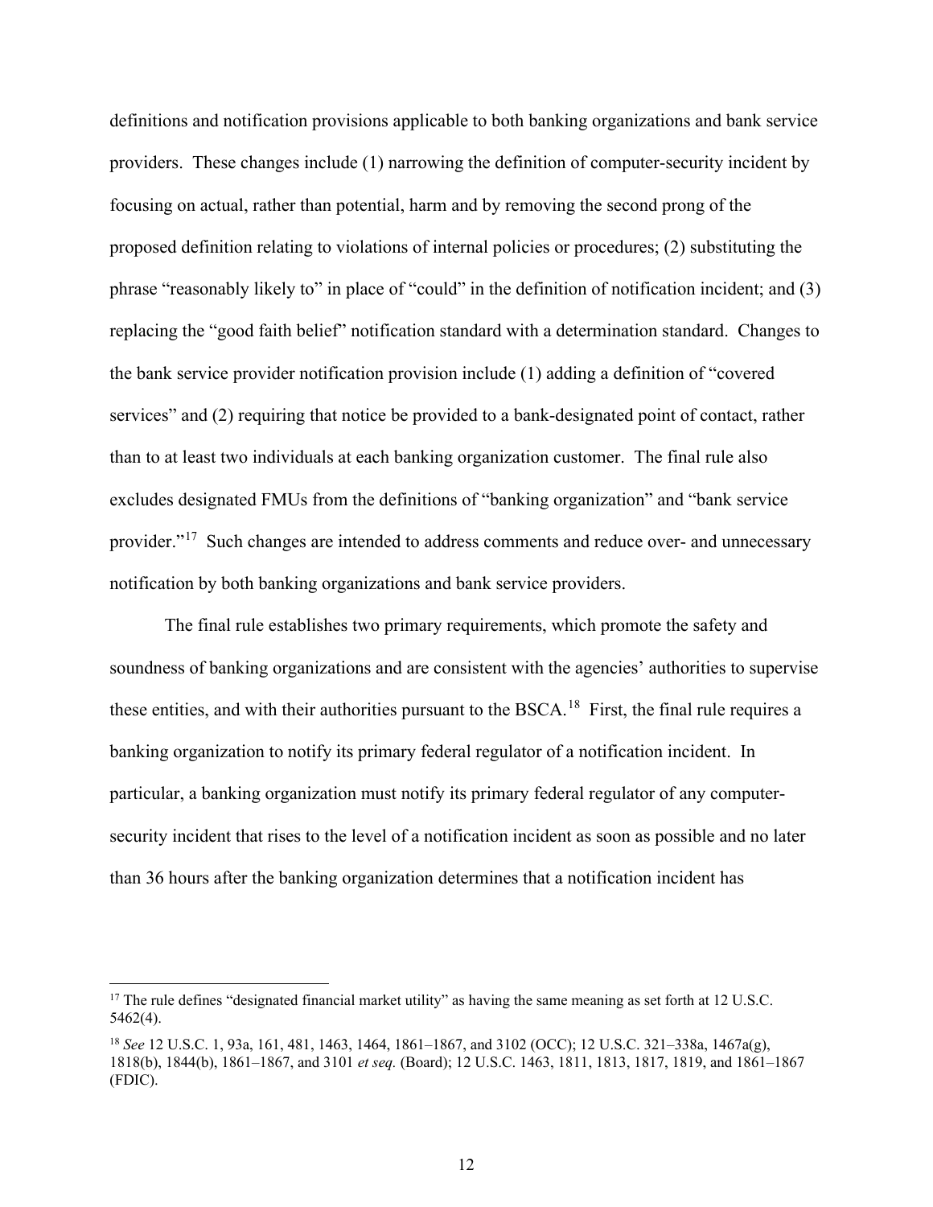definitions and notification provisions applicable to both banking organizations and bank service providers. These changes include (1) narrowing the definition of computer-security incident by focusing on actual, rather than potential, harm and by removing the second prong of the proposed definition relating to violations of internal policies or procedures; (2) substituting the phrase "reasonably likely to" in place of "could" in the definition of notification incident; and (3) replacing the "good faith belief" notification standard with a determination standard. Changes to the bank service provider notification provision include (1) adding a definition of "covered services" and (2) requiring that notice be provided to a bank-designated point of contact, rather than to at least two individuals at each banking organization customer. The final rule also excludes designated FMUs from the definitions of "banking organization" and "bank service provider."[17] Such changes are intended to address comments and reduce over- and unnecessary notification by both banking organizations and bank service providers.

The final rule establishes two primary requirements, which promote the safety and soundness of banking organizations and are consistent with the agencies' authorities to supervise these entities, and with their authorities pursuant to the BSCA.[18] First, the final rule requires a banking organization to notify its primary federal regulator of a notification incident. In particular, a banking organization must notify its primary federal regulator of any computer-security incident that rises to the level of a notification incident as soon as possible and no later than 36 hours after the banking organization determines that a notification incident has

---

[17] The rule defines "designated financial market utility" as having the same meaning as set forth at 12 U.S.C. 5462(4).

[18] *See* 12 U.S.C. 1, 93a, 161, 481, 1463, 1464, 1861–1867, and 3102 (OCC); 12 U.S.C. 321–338a, 1467a(g), 1818(b), 1844(b), 1861–1867, and 3101 *et seq.* (Board); 12 U.S.C. 1463, 1811, 1813, 1817, 1819, and 1861–1867 (FDIC).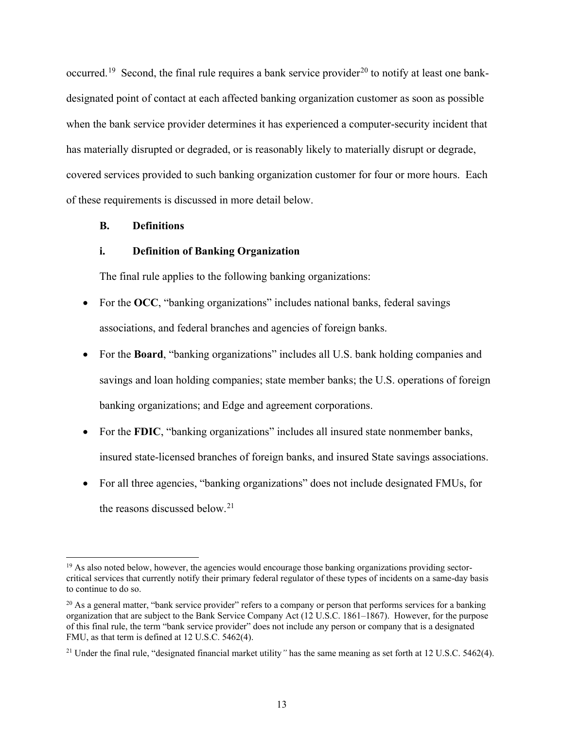occurred.[19] Second, the final rule requires a bank service provider[20] to notify at least one bank-designated point of contact at each affected banking organization customer as soon as possible when the bank service provider determines it has experienced a computer-security incident that has materially disrupted or degraded, or is reasonably likely to materially disrupt or degrade, covered services provided to such banking organization customer for four or more hours. Each of these requirements is discussed in more detail below.

### B. Definitions

#### i. Definition of Banking Organization

The final rule applies to the following banking organizations:

- For the **OCC**, "banking organizations" includes national banks, federal savings associations, and federal branches and agencies of foreign banks.
- For the **Board**, "banking organizations" includes all U.S. bank holding companies and savings and loan holding companies; state member banks; the U.S. operations of foreign banking organizations; and Edge and agreement corporations.
- For the **FDIC**, "banking organizations" includes all insured state nonmember banks, insured state-licensed branches of foreign banks, and insured State savings associations.
- For all three agencies, "banking organizations" does not include designated FMUs, for the reasons discussed below.[21]

---

[19] As also noted below, however, the agencies would encourage those banking organizations providing sector-critical services that currently notify their primary federal regulator of these types of incidents on a same-day basis to continue to do so.

[20] As a general matter, "bank service provider" refers to a company or person that performs services for a banking organization that are subject to the Bank Service Company Act (12 U.S.C. 1861–1867). However, for the purpose of this final rule, the term "bank service provider" does not include any person or company that is a designated FMU, as that term is defined at 12 U.S.C. 5462(4).

[21] Under the final rule, "designated financial market utility" has the same meaning as set forth at 12 U.S.C. 5462(4).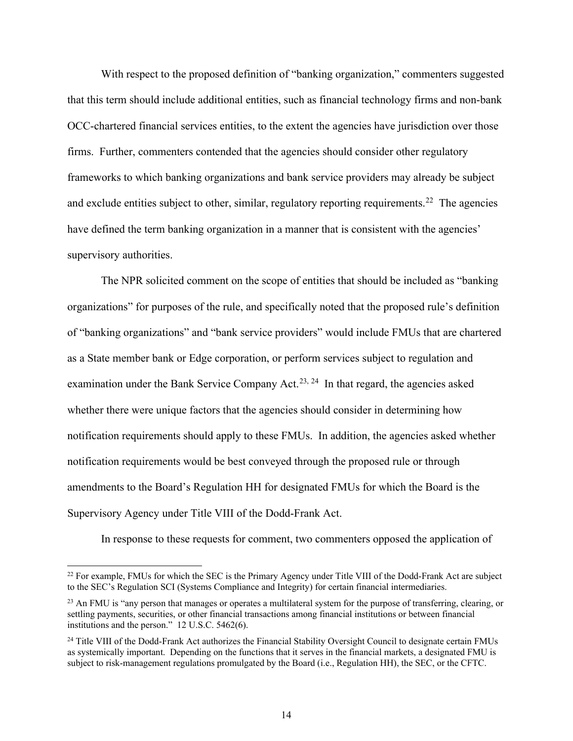With respect to the proposed definition of "banking organization," commenters suggested that this term should include additional entities, such as financial technology firms and non-bank OCC-chartered financial services entities, to the extent the agencies have jurisdiction over those firms. Further, commenters contended that the agencies should consider other regulatory frameworks to which banking organizations and bank service providers may already be subject and exclude entities subject to other, similar, regulatory reporting requirements.[22] The agencies have defined the term banking organization in a manner that is consistent with the agencies' supervisory authorities.

The NPR solicited comment on the scope of entities that should be included as "banking organizations" for purposes of the rule, and specifically noted that the proposed rule's definition of "banking organizations" and "bank service providers" would include FMUs that are chartered as a State member bank or Edge corporation, or perform services subject to regulation and examination under the Bank Service Company Act.[23, 24] In that regard, the agencies asked whether there were unique factors that the agencies should consider in determining how notification requirements should apply to these FMUs. In addition, the agencies asked whether notification requirements would be best conveyed through the proposed rule or through amendments to the Board's Regulation HH for designated FMUs for which the Board is the Supervisory Agency under Title VIII of the Dodd-Frank Act.

In response to these requests for comment, two commenters opposed the application of

---

[22] For example, FMUs for which the SEC is the Primary Agency under Title VIII of the Dodd-Frank Act are subject to the SEC's Regulation SCI (Systems Compliance and Integrity) for certain financial intermediaries.

[23] An FMU is "any person that manages or operates a multilateral system for the purpose of transferring, clearing, or settling payments, securities, or other financial transactions among financial institutions or between financial institutions and the person." 12 U.S.C. 5462(6).

[24] Title VIII of the Dodd-Frank Act authorizes the Financial Stability Oversight Council to designate certain FMUs as systemically important. Depending on the functions that it serves in the financial markets, a designated FMU is subject to risk-management regulations promulgated by the Board (i.e., Regulation HH), the SEC, or the CFTC.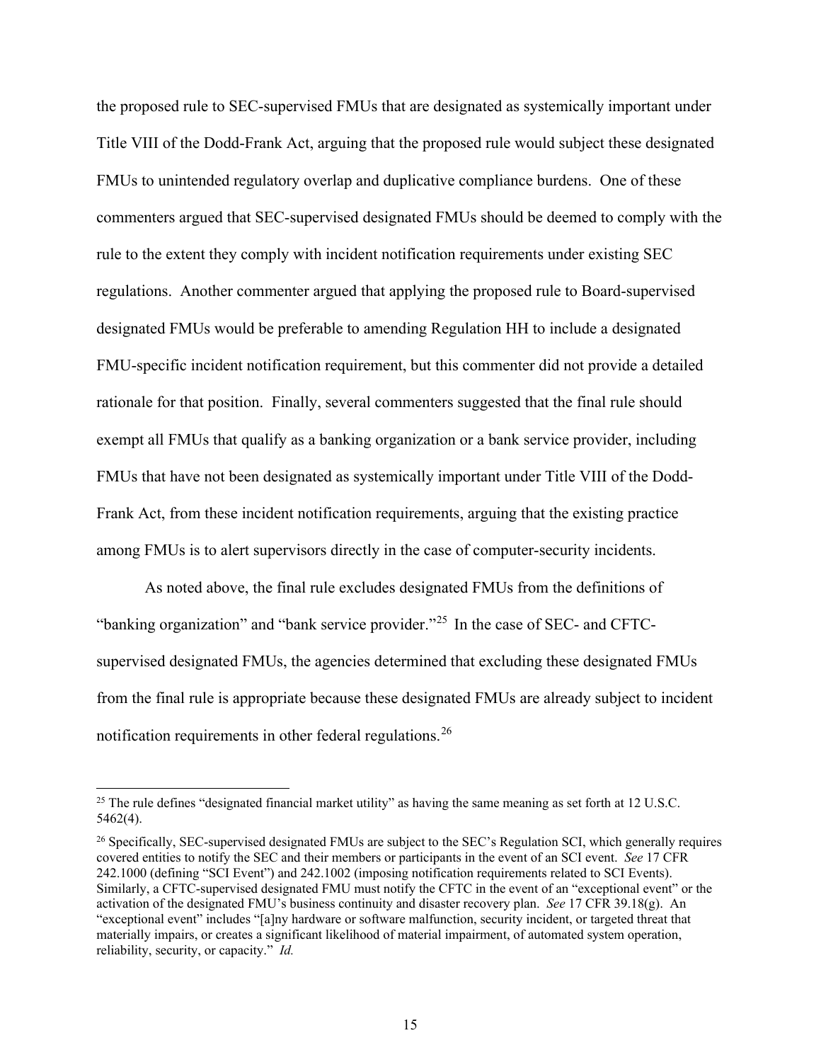the proposed rule to SEC-supervised FMUs that are designated as systemically important under Title VIII of the Dodd-Frank Act, arguing that the proposed rule would subject these designated FMUs to unintended regulatory overlap and duplicative compliance burdens. One of these commenters argued that SEC-supervised designated FMUs should be deemed to comply with the rule to the extent they comply with incident notification requirements under existing SEC regulations. Another commenter argued that applying the proposed rule to Board-supervised designated FMUs would be preferable to amending Regulation HH to include a designated FMU-specific incident notification requirement, but this commenter did not provide a detailed rationale for that position. Finally, several commenters suggested that the final rule should exempt all FMUs that qualify as a banking organization or a bank service provider, including FMUs that have not been designated as systemically important under Title VIII of the Dodd-Frank Act, from these incident notification requirements, arguing that the existing practice among FMUs is to alert supervisors directly in the case of computer-security incidents.

As noted above, the final rule excludes designated FMUs from the definitions of "banking organization" and "bank service provider."[25] In the case of SEC- and CFTC-supervised designated FMUs, the agencies determined that excluding these designated FMUs from the final rule is appropriate because these designated FMUs are already subject to incident notification requirements in other federal regulations.[26]

---

[25] The rule defines "designated financial market utility" as having the same meaning as set forth at 12 U.S.C. 5462(4).

[26] Specifically, SEC-supervised designated FMUs are subject to the SEC's Regulation SCI, which generally requires covered entities to notify the SEC and their members or participants in the event of an SCI event. *See* 17 CFR 242.1000 (defining "SCI Event") and 242.1002 (imposing notification requirements related to SCI Events). Similarly, a CFTC-supervised designated FMU must notify the CFTC in the event of an "exceptional event" or the activation of the designated FMU's business continuity and disaster recovery plan. *See* 17 CFR 39.18(g). An "exceptional event" includes "[a]ny hardware or software malfunction, security incident, or targeted threat that materially impairs, or creates a significant likelihood of material impairment, of automated system operation, reliability, security, or capacity." *Id.*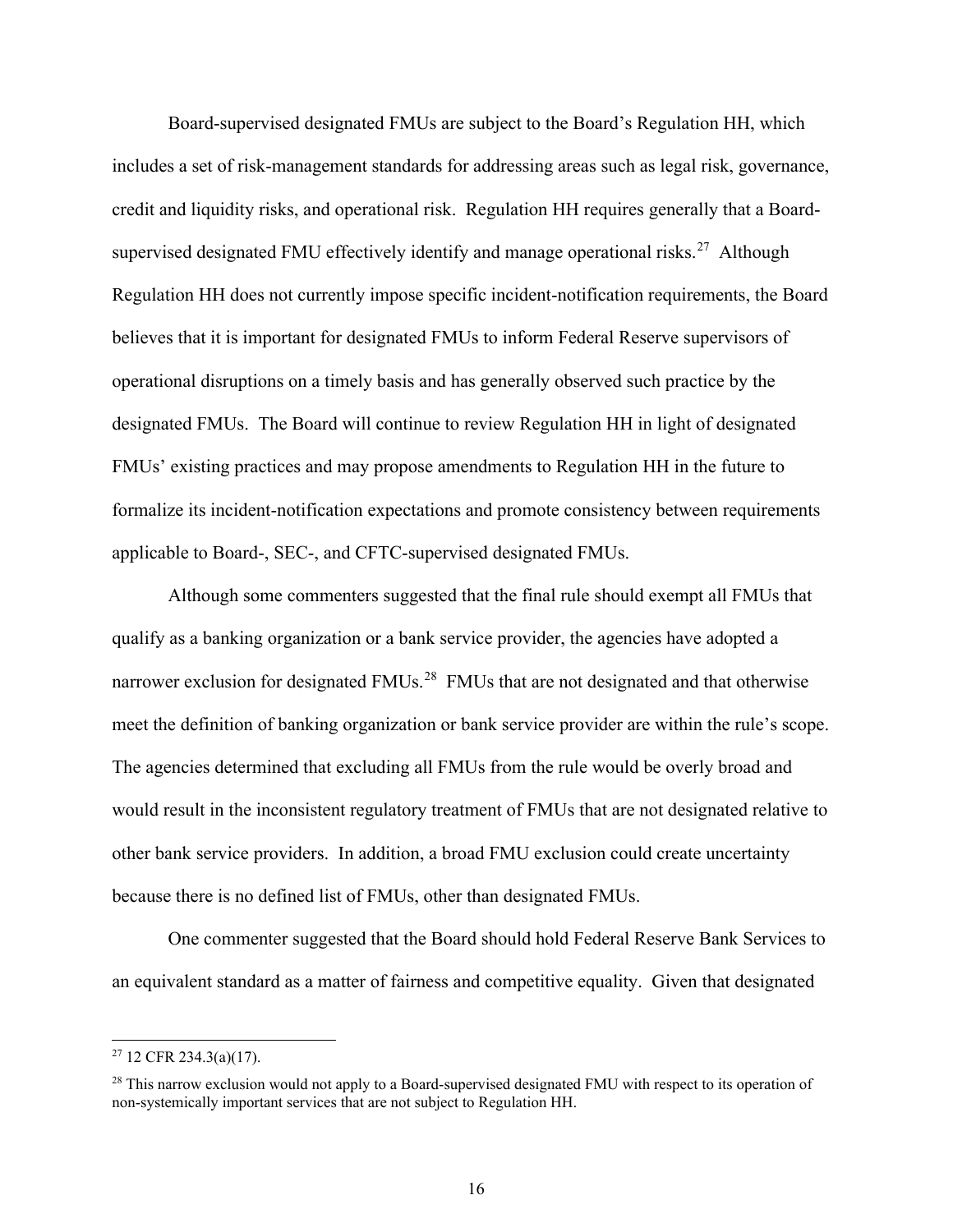Board-supervised designated FMUs are subject to the Board's Regulation HH, which includes a set of risk-management standards for addressing areas such as legal risk, governance, credit and liquidity risks, and operational risk. Regulation HH requires generally that a Board-supervised designated FMU effectively identify and manage operational risks.[27] Although Regulation HH does not currently impose specific incident-notification requirements, the Board believes that it is important for designated FMUs to inform Federal Reserve supervisors of operational disruptions on a timely basis and has generally observed such practice by the designated FMUs. The Board will continue to review Regulation HH in light of designated FMUs' existing practices and may propose amendments to Regulation HH in the future to formalize its incident-notification expectations and promote consistency between requirements applicable to Board-, SEC-, and CFTC-supervised designated FMUs.

Although some commenters suggested that the final rule should exempt all FMUs that qualify as a banking organization or a bank service provider, the agencies have adopted a narrower exclusion for designated FMUs.[28] FMUs that are not designated and that otherwise meet the definition of banking organization or bank service provider are within the rule's scope. The agencies determined that excluding all FMUs from the rule would be overly broad and would result in the inconsistent regulatory treatment of FMUs that are not designated relative to other bank service providers. In addition, a broad FMU exclusion could create uncertainty because there is no defined list of FMUs, other than designated FMUs.

One commenter suggested that the Board should hold Federal Reserve Bank Services to an equivalent standard as a matter of fairness and competitive equality. Given that designated

---

[27] 12 CFR 234.3(a)(17).

[28] This narrow exclusion would not apply to a Board-supervised designated FMU with respect to its operation of non-systemically important services that are not subject to Regulation HH.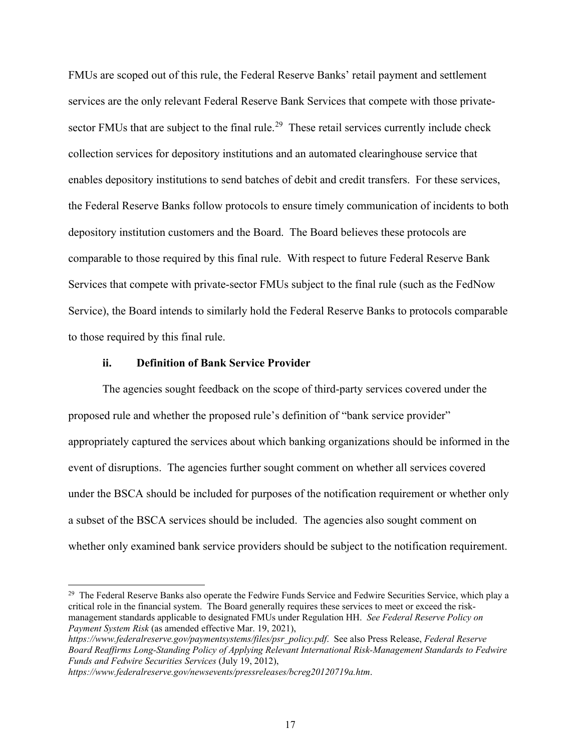FMUs are scoped out of this rule, the Federal Reserve Banks' retail payment and settlement services are the only relevant Federal Reserve Bank Services that compete with those private-sector FMUs that are subject to the final rule.[29] These retail services currently include check collection services for depository institutions and an automated clearinghouse service that enables depository institutions to send batches of debit and credit transfers. For these services, the Federal Reserve Banks follow protocols to ensure timely communication of incidents to both depository institution customers and the Board. The Board believes these protocols are comparable to those required by this final rule. With respect to future Federal Reserve Bank Services that compete with private-sector FMUs subject to the final rule (such as the FedNow Service), the Board intends to similarly hold the Federal Reserve Banks to protocols comparable to those required by this final rule.

### ii. Definition of Bank Service Provider

The agencies sought feedback on the scope of third-party services covered under the proposed rule and whether the proposed rule's definition of "bank service provider" appropriately captured the services about which banking organizations should be informed in the event of disruptions. The agencies further sought comment on whether all services covered under the BSCA should be included for purposes of the notification requirement or whether only a subset of the BSCA services should be included. The agencies also sought comment on whether only examined bank service providers should be subject to the notification requirement.

---

[29] The Federal Reserve Banks also operate the Fedwire Funds Service and Fedwire Securities Service, which play a critical role in the financial system. The Board generally requires these services to meet or exceed the risk-management standards applicable to designated FMUs under Regulation HH. *See Federal Reserve Policy on Payment System Risk* (as amended effective Mar. 19, 2021), *https://www.federalreserve.gov/paymentsystems/files/psr_policy.pdf*. See also Press Release, *Federal Reserve Board Reaffirms Long-Standing Policy of Applying Relevant International Risk-Management Standards to Fedwire Funds and Fedwire Securities Services* (July 19, 2012), *https://www.federalreserve.gov/newsevents/pressreleases/bcreg20120719a.htm*.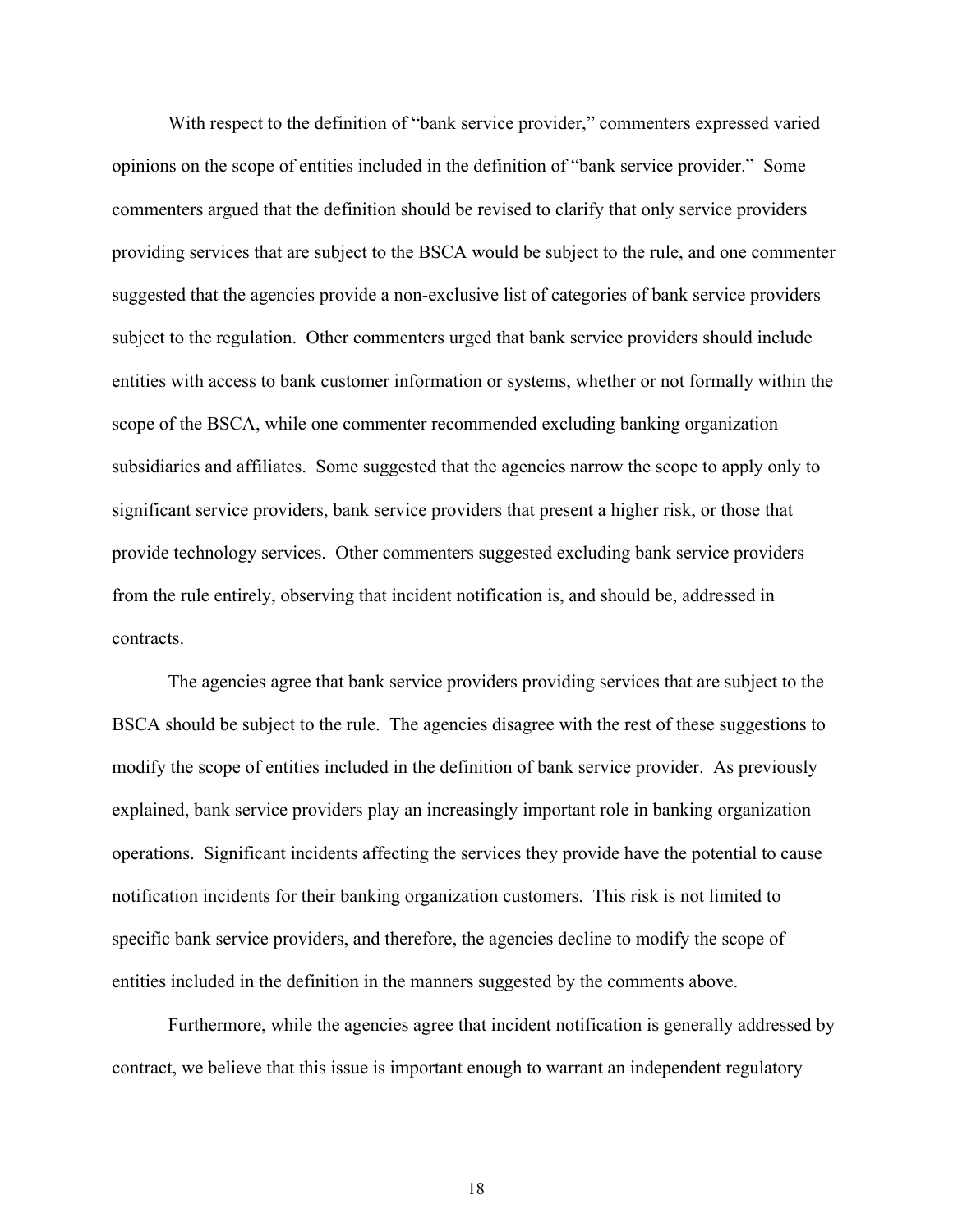With respect to the definition of "bank service provider," commenters expressed varied opinions on the scope of entities included in the definition of "bank service provider." Some commenters argued that the definition should be revised to clarify that only service providers providing services that are subject to the BSCA would be subject to the rule, and one commenter suggested that the agencies provide a non-exclusive list of categories of bank service providers subject to the regulation. Other commenters urged that bank service providers should include entities with access to bank customer information or systems, whether or not formally within the scope of the BSCA, while one commenter recommended excluding banking organization subsidiaries and affiliates. Some suggested that the agencies narrow the scope to apply only to significant service providers, bank service providers that present a higher risk, or those that provide technology services. Other commenters suggested excluding bank service providers from the rule entirely, observing that incident notification is, and should be, addressed in contracts.

The agencies agree that bank service providers providing services that are subject to the BSCA should be subject to the rule. The agencies disagree with the rest of these suggestions to modify the scope of entities included in the definition of bank service provider. As previously explained, bank service providers play an increasingly important role in banking organization operations. Significant incidents affecting the services they provide have the potential to cause notification incidents for their banking organization customers. This risk is not limited to specific bank service providers, and therefore, the agencies decline to modify the scope of entities included in the definition in the manners suggested by the comments above.

Furthermore, while the agencies agree that incident notification is generally addressed by contract, we believe that this issue is important enough to warrant an independent regulatory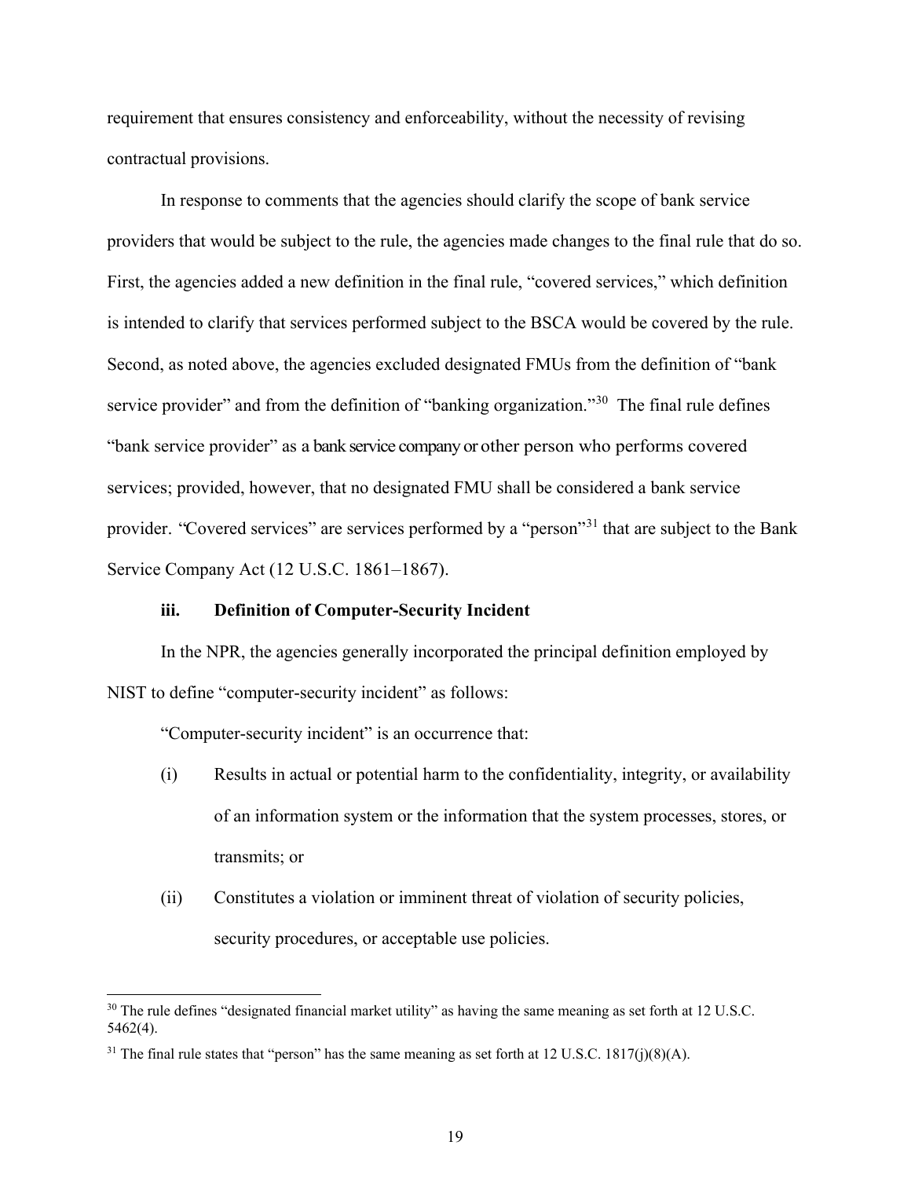requirement that ensures consistency and enforceability, without the necessity of revising contractual provisions.

In response to comments that the agencies should clarify the scope of bank service providers that would be subject to the rule, the agencies made changes to the final rule that do so. First, the agencies added a new definition in the final rule, "covered services," which definition is intended to clarify that services performed subject to the BSCA would be covered by the rule. Second, as noted above, the agencies excluded designated FMUs from the definition of "bank service provider" and from the definition of "banking organization."[30] The final rule defines "bank service provider" as a bank service company or other person who performs covered services; provided, however, that no designated FMU shall be considered a bank service provider. "Covered services" are services performed by a "person"[31] that are subject to the Bank Service Company Act (12 U.S.C. 1861–1867).

**iii. Definition of Computer-Security Incident**

In the NPR, the agencies generally incorporated the principal definition employed by NIST to define "computer-security incident" as follows:

"Computer-security incident" is an occurrence that:

(i) Results in actual or potential harm to the confidentiality, integrity, or availability of an information system or the information that the system processes, stores, or transmits; or

(ii) Constitutes a violation or imminent threat of violation of security policies, security procedures, or acceptable use policies.

---

[30] The rule defines "designated financial market utility" as having the same meaning as set forth at 12 U.S.C. 5462(4).

[31] The final rule states that "person" has the same meaning as set forth at 12 U.S.C. 1817(j)(8)(A).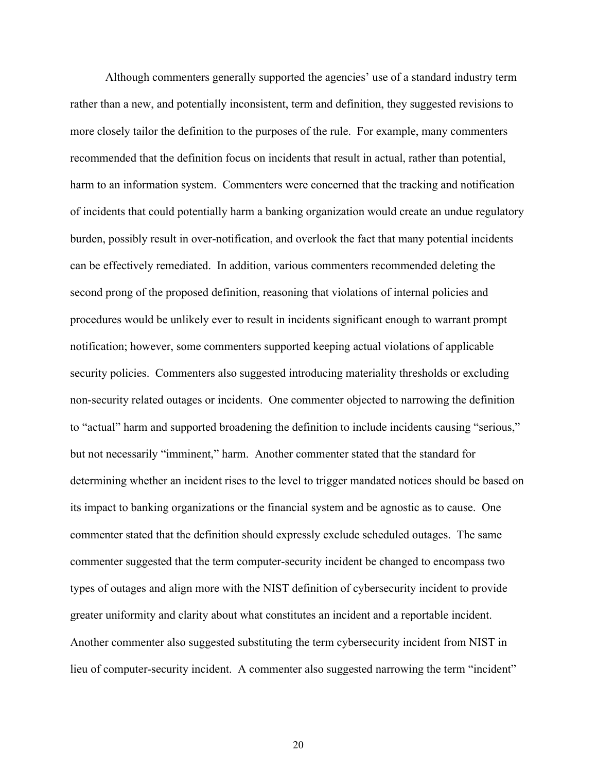Although commenters generally supported the agencies' use of a standard industry term rather than a new, and potentially inconsistent, term and definition, they suggested revisions to more closely tailor the definition to the purposes of the rule. For example, many commenters recommended that the definition focus on incidents that result in actual, rather than potential, harm to an information system. Commenters were concerned that the tracking and notification of incidents that could potentially harm a banking organization would create an undue regulatory burden, possibly result in over-notification, and overlook the fact that many potential incidents can be effectively remediated. In addition, various commenters recommended deleting the second prong of the proposed definition, reasoning that violations of internal policies and procedures would be unlikely ever to result in incidents significant enough to warrant prompt notification; however, some commenters supported keeping actual violations of applicable security policies. Commenters also suggested introducing materiality thresholds or excluding non-security related outages or incidents. One commenter objected to narrowing the definition to "actual" harm and supported broadening the definition to include incidents causing "serious," but not necessarily "imminent," harm. Another commenter stated that the standard for determining whether an incident rises to the level to trigger mandated notices should be based on its impact to banking organizations or the financial system and be agnostic as to cause. One commenter stated that the definition should expressly exclude scheduled outages. The same commenter suggested that the term computer-security incident be changed to encompass two types of outages and align more with the NIST definition of cybersecurity incident to provide greater uniformity and clarity about what constitutes an incident and a reportable incident. Another commenter also suggested substituting the term cybersecurity incident from NIST in lieu of computer-security incident. A commenter also suggested narrowing the term "incident"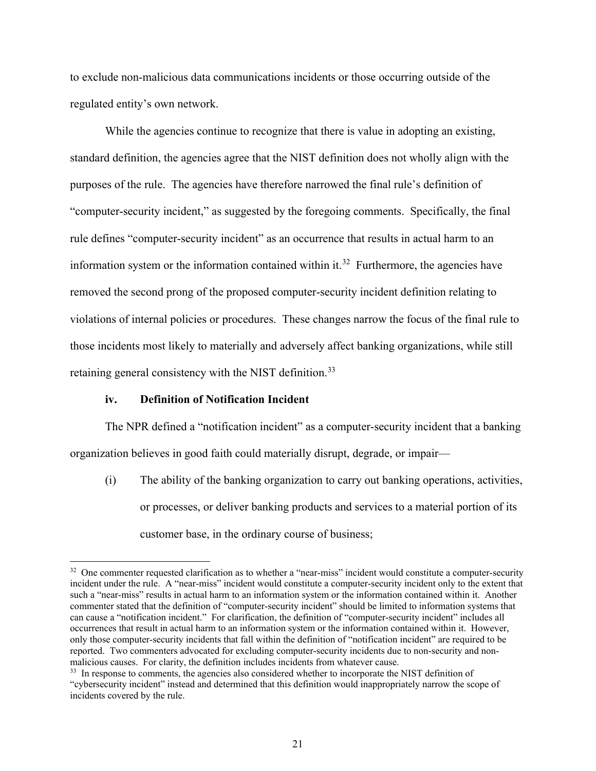to exclude non-malicious data communications incidents or those occurring outside of the regulated entity's own network.

While the agencies continue to recognize that there is value in adopting an existing, standard definition, the agencies agree that the NIST definition does not wholly align with the purposes of the rule. The agencies have therefore narrowed the final rule's definition of "computer-security incident," as suggested by the foregoing comments. Specifically, the final rule defines "computer-security incident" as an occurrence that results in actual harm to an information system or the information contained within it.[32] Furthermore, the agencies have removed the second prong of the proposed computer-security incident definition relating to violations of internal policies or procedures. These changes narrow the focus of the final rule to those incidents most likely to materially and adversely affect banking organizations, while still retaining general consistency with the NIST definition.[33]

### iv. Definition of Notification Incident

The NPR defined a "notification incident" as a computer-security incident that a banking organization believes in good faith could materially disrupt, degrade, or impair—

(i) The ability of the banking organization to carry out banking operations, activities, or processes, or deliver banking products and services to a material portion of its customer base, in the ordinary course of business;

---

[32] One commenter requested clarification as to whether a "near-miss" incident would constitute a computer-security incident under the rule. A "near-miss" incident would constitute a computer-security incident only to the extent that such a "near-miss" results in actual harm to an information system or the information contained within it. Another commenter stated that the definition of "computer-security incident" should be limited to information systems that can cause a "notification incident." For clarification, the definition of "computer-security incident" includes all occurrences that result in actual harm to an information system or the information contained within it. However, only those computer-security incidents that fall within the definition of "notification incident" are required to be reported. Two commenters advocated for excluding computer-security incidents due to non-security and non-malicious causes. For clarity, the definition includes incidents from whatever cause.

[33] In response to comments, the agencies also considered whether to incorporate the NIST definition of "cybersecurity incident" instead and determined that this definition would inappropriately narrow the scope of incidents covered by the rule.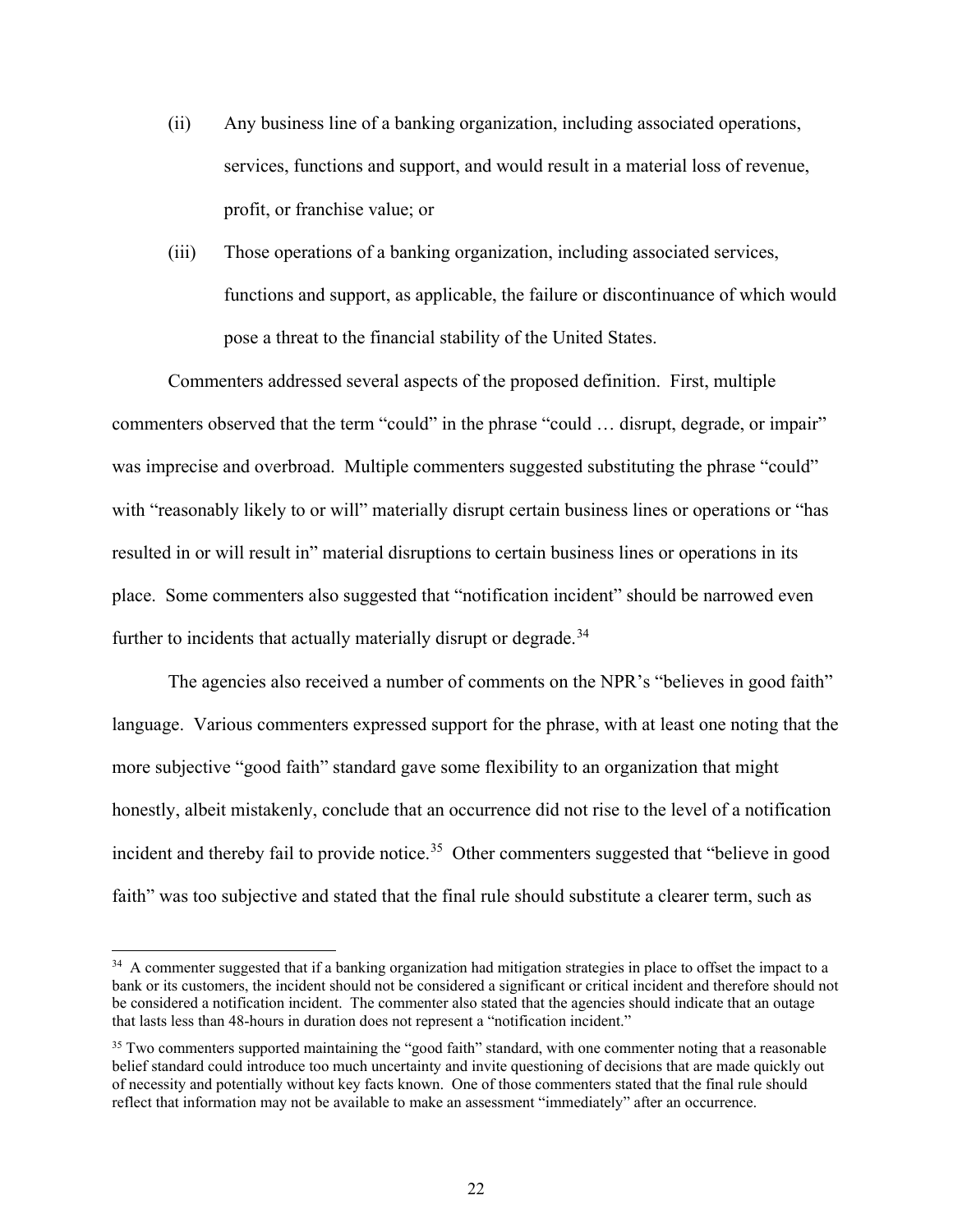(ii) Any business line of a banking organization, including associated operations, services, functions and support, and would result in a material loss of revenue, profit, or franchise value; or

(iii) Those operations of a banking organization, including associated services, functions and support, as applicable, the failure or discontinuance of which would pose a threat to the financial stability of the United States.

Commenters addressed several aspects of the proposed definition. First, multiple commenters observed that the term "could" in the phrase "could … disrupt, degrade, or impair" was imprecise and overbroad. Multiple commenters suggested substituting the phrase "could" with "reasonably likely to or will" materially disrupt certain business lines or operations or "has resulted in or will result in" material disruptions to certain business lines or operations in its place. Some commenters also suggested that "notification incident" should be narrowed even further to incidents that actually materially disrupt or degrade.[34]

The agencies also received a number of comments on the NPR's "believes in good faith" language. Various commenters expressed support for the phrase, with at least one noting that the more subjective "good faith" standard gave some flexibility to an organization that might honestly, albeit mistakenly, conclude that an occurrence did not rise to the level of a notification incident and thereby fail to provide notice.[35] Other commenters suggested that "believe in good faith" was too subjective and stated that the final rule should substitute a clearer term, such as

---

[34] A commenter suggested that if a banking organization had mitigation strategies in place to offset the impact to a bank or its customers, the incident should not be considered a significant or critical incident and therefore should not be considered a notification incident. The commenter also stated that the agencies should indicate that an outage that lasts less than 48-hours in duration does not represent a "notification incident."

[35] Two commenters supported maintaining the "good faith" standard, with one commenter noting that a reasonable belief standard could introduce too much uncertainty and invite questioning of decisions that are made quickly out of necessity and potentially without key facts known. One of those commenters stated that the final rule should reflect that information may not be available to make an assessment "immediately" after an occurrence.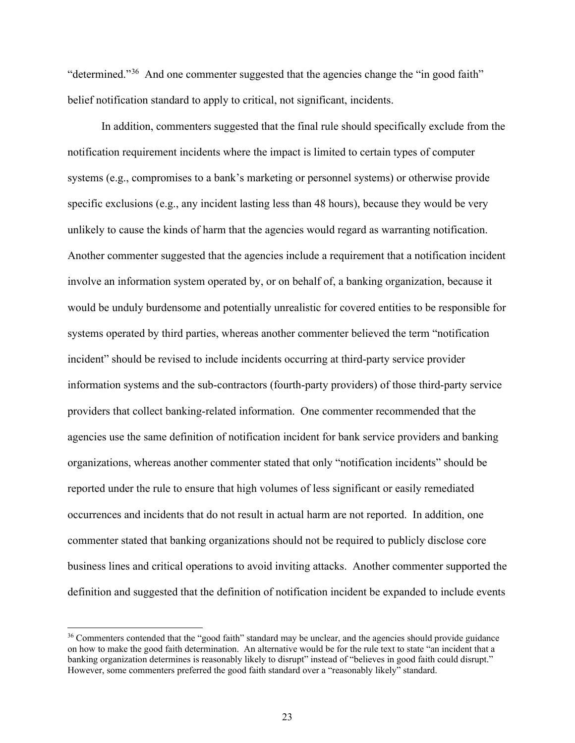"determined."[36] And one commenter suggested that the agencies change the "in good faith" belief notification standard to apply to critical, not significant, incidents.

In addition, commenters suggested that the final rule should specifically exclude from the notification requirement incidents where the impact is limited to certain types of computer systems (e.g., compromises to a bank's marketing or personnel systems) or otherwise provide specific exclusions (e.g., any incident lasting less than 48 hours), because they would be very unlikely to cause the kinds of harm that the agencies would regard as warranting notification. Another commenter suggested that the agencies include a requirement that a notification incident involve an information system operated by, or on behalf of, a banking organization, because it would be unduly burdensome and potentially unrealistic for covered entities to be responsible for systems operated by third parties, whereas another commenter believed the term "notification incident" should be revised to include incidents occurring at third-party service provider information systems and the sub-contractors (fourth-party providers) of those third-party service providers that collect banking-related information. One commenter recommended that the agencies use the same definition of notification incident for bank service providers and banking organizations, whereas another commenter stated that only "notification incidents" should be reported under the rule to ensure that high volumes of less significant or easily remediated occurrences and incidents that do not result in actual harm are not reported. In addition, one commenter stated that banking organizations should not be required to publicly disclose core business lines and critical operations to avoid inviting attacks. Another commenter supported the definition and suggested that the definition of notification incident be expanded to include events

[36] Commenters contended that the "good faith" standard may be unclear, and the agencies should provide guidance on how to make the good faith determination. An alternative would be for the rule text to state "an incident that a banking organization determines is reasonably likely to disrupt" instead of "believes in good faith could disrupt." However, some commenters preferred the good faith standard over a "reasonably likely" standard.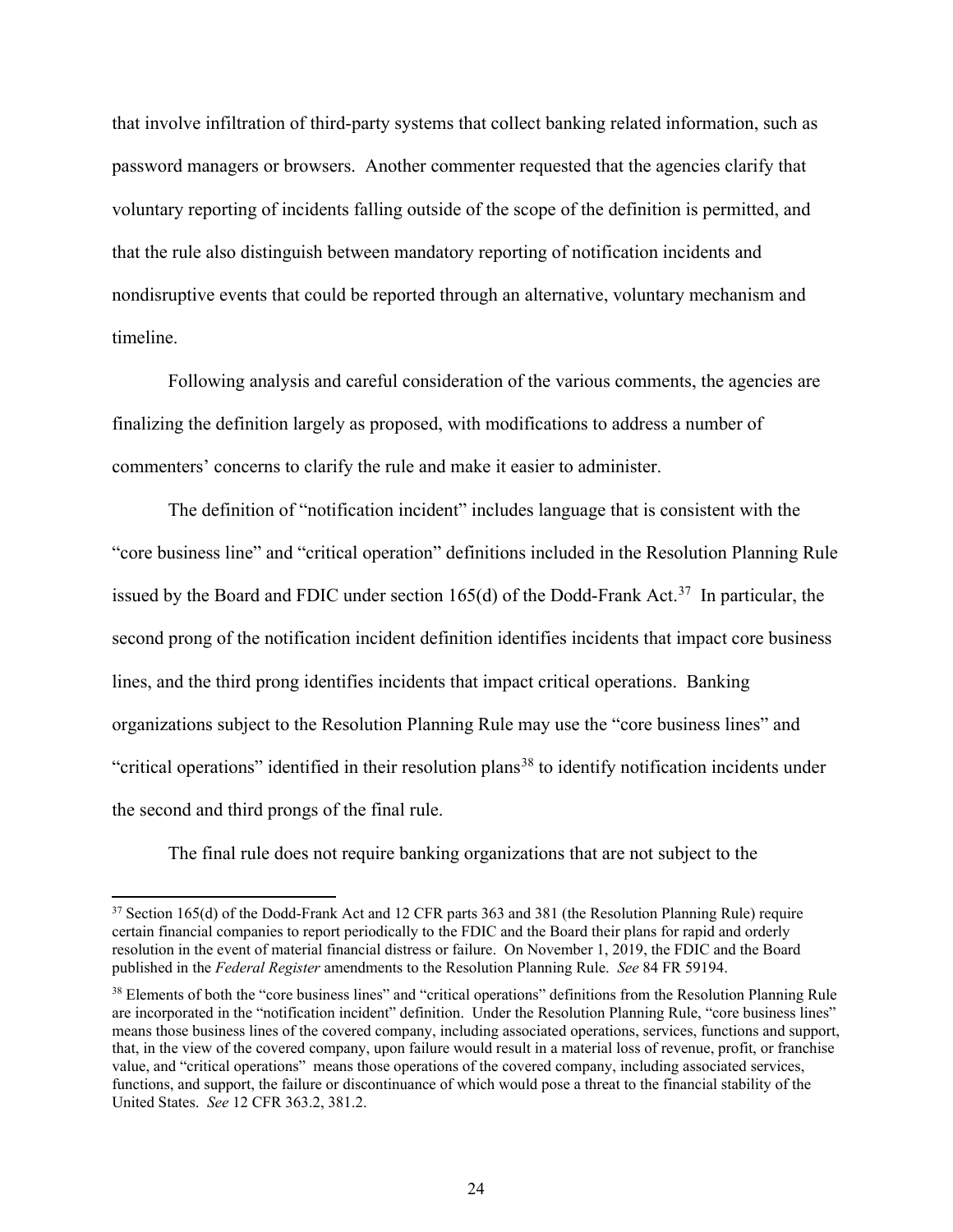that involve infiltration of third-party systems that collect banking related information, such as password managers or browsers. Another commenter requested that the agencies clarify that voluntary reporting of incidents falling outside of the scope of the definition is permitted, and that the rule also distinguish between mandatory reporting of notification incidents and nondisruptive events that could be reported through an alternative, voluntary mechanism and timeline.

Following analysis and careful consideration of the various comments, the agencies are finalizing the definition largely as proposed, with modifications to address a number of commenters' concerns to clarify the rule and make it easier to administer.

The definition of "notification incident" includes language that is consistent with the "core business line" and "critical operation" definitions included in the Resolution Planning Rule issued by the Board and FDIC under section 165(d) of the Dodd-Frank Act.[37] In particular, the second prong of the notification incident definition identifies incidents that impact core business lines, and the third prong identifies incidents that impact critical operations. Banking organizations subject to the Resolution Planning Rule may use the "core business lines" and "critical operations" identified in their resolution plans[38] to identify notification incidents under the second and third prongs of the final rule.

The final rule does not require banking organizations that are not subject to the

---

[37] Section 165(d) of the Dodd-Frank Act and 12 CFR parts 363 and 381 (the Resolution Planning Rule) require certain financial companies to report periodically to the FDIC and the Board their plans for rapid and orderly resolution in the event of material financial distress or failure. On November 1, 2019, the FDIC and the Board published in the *Federal Register* amendments to the Resolution Planning Rule. *See* 84 FR 59194.

[38] Elements of both the "core business lines" and "critical operations" definitions from the Resolution Planning Rule are incorporated in the "notification incident" definition. Under the Resolution Planning Rule, "core business lines" means those business lines of the covered company, including associated operations, services, functions and support, that, in the view of the covered company, upon failure would result in a material loss of revenue, profit, or franchise value, and "critical operations" means those operations of the covered company, including associated services, functions, and support, the failure or discontinuance of which would pose a threat to the financial stability of the United States. *See* 12 CFR 363.2, 381.2.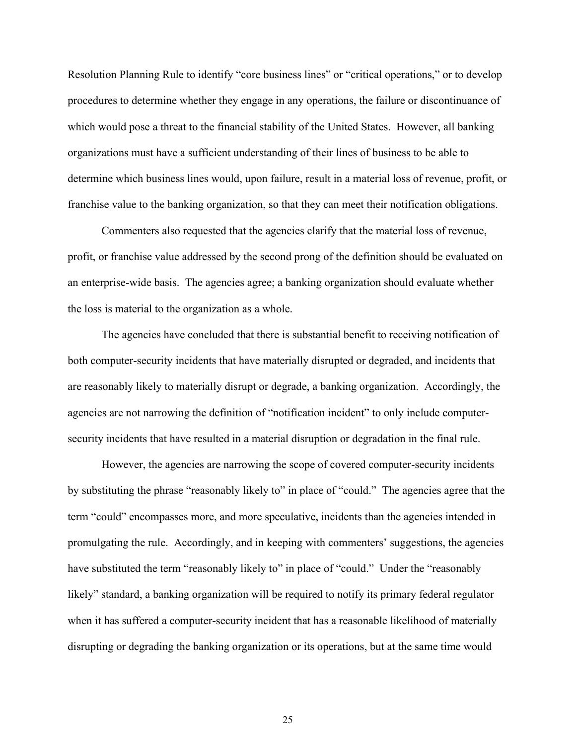Resolution Planning Rule to identify "core business lines" or "critical operations," or to develop procedures to determine whether they engage in any operations, the failure or discontinuance of which would pose a threat to the financial stability of the United States. However, all banking organizations must have a sufficient understanding of their lines of business to be able to determine which business lines would, upon failure, result in a material loss of revenue, profit, or franchise value to the banking organization, so that they can meet their notification obligations.

Commenters also requested that the agencies clarify that the material loss of revenue, profit, or franchise value addressed by the second prong of the definition should be evaluated on an enterprise-wide basis. The agencies agree; a banking organization should evaluate whether the loss is material to the organization as a whole.

The agencies have concluded that there is substantial benefit to receiving notification of both computer-security incidents that have materially disrupted or degraded, and incidents that are reasonably likely to materially disrupt or degrade, a banking organization. Accordingly, the agencies are not narrowing the definition of "notification incident" to only include computer-security incidents that have resulted in a material disruption or degradation in the final rule.

However, the agencies are narrowing the scope of covered computer-security incidents by substituting the phrase "reasonably likely to" in place of "could." The agencies agree that the term "could" encompasses more, and more speculative, incidents than the agencies intended in promulgating the rule. Accordingly, and in keeping with commenters' suggestions, the agencies have substituted the term "reasonably likely to" in place of "could." Under the "reasonably likely" standard, a banking organization will be required to notify its primary federal regulator when it has suffered a computer-security incident that has a reasonable likelihood of materially disrupting or degrading the banking organization or its operations, but at the same time would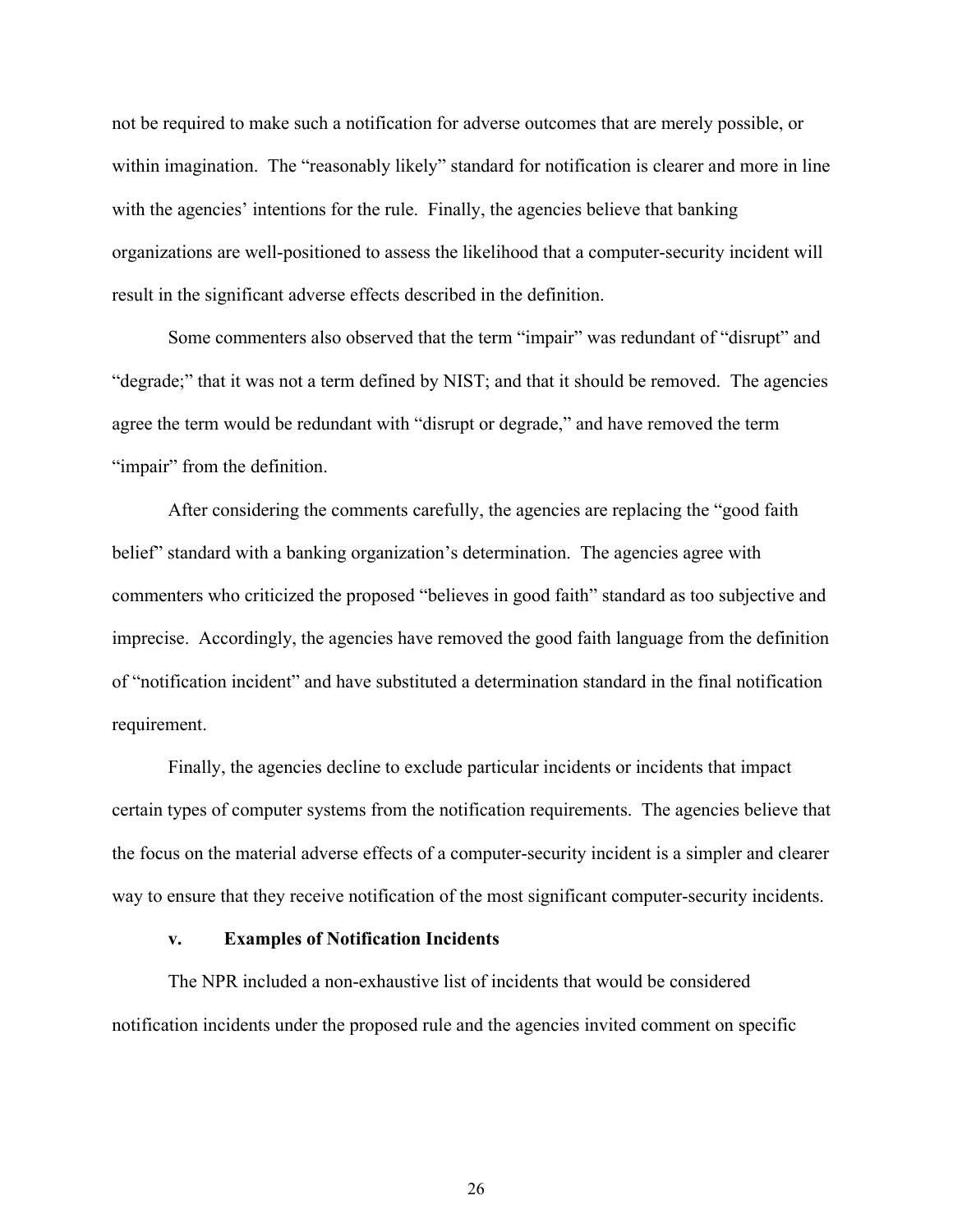not be required to make such a notification for adverse outcomes that are merely possible, or within imagination. The "reasonably likely" standard for notification is clearer and more in line with the agencies' intentions for the rule. Finally, the agencies believe that banking organizations are well-positioned to assess the likelihood that a computer-security incident will result in the significant adverse effects described in the definition.

Some commenters also observed that the term "impair" was redundant of "disrupt" and "degrade;" that it was not a term defined by NIST; and that it should be removed. The agencies agree the term would be redundant with "disrupt or degrade," and have removed the term "impair" from the definition.

After considering the comments carefully, the agencies are replacing the "good faith belief" standard with a banking organization's determination. The agencies agree with commenters who criticized the proposed "believes in good faith" standard as too subjective and imprecise. Accordingly, the agencies have removed the good faith language from the definition of "notification incident" and have substituted a determination standard in the final notification requirement.

Finally, the agencies decline to exclude particular incidents or incidents that impact certain types of computer systems from the notification requirements. The agencies believe that the focus on the material adverse effects of a computer-security incident is a simpler and clearer way to ensure that they receive notification of the most significant computer-security incidents.

#### v. Examples of Notification Incidents

The NPR included a non-exhaustive list of incidents that would be considered notification incidents under the proposed rule and the agencies invited comment on specific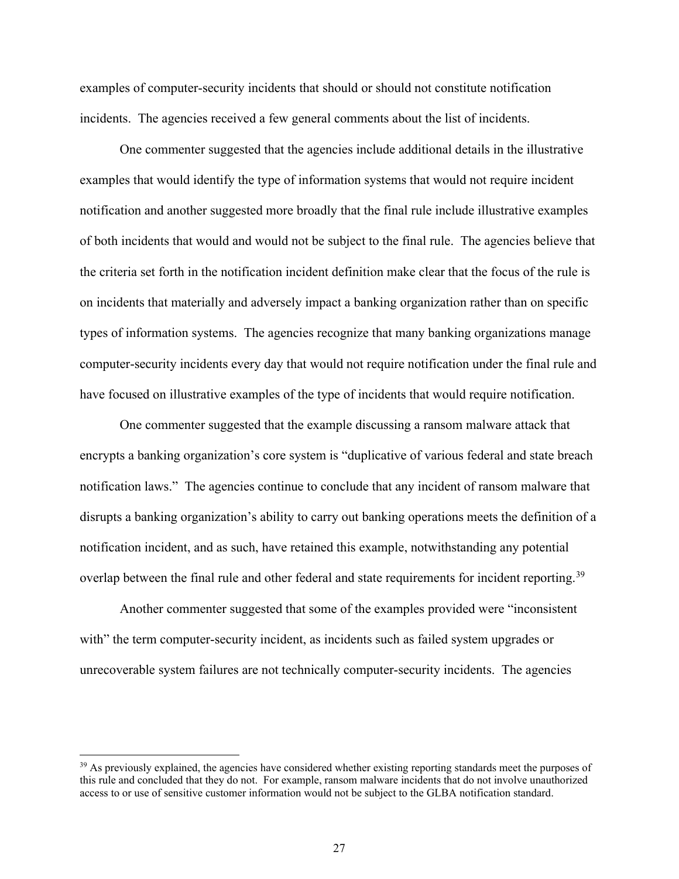examples of computer-security incidents that should or should not constitute notification incidents. The agencies received a few general comments about the list of incidents.

One commenter suggested that the agencies include additional details in the illustrative examples that would identify the type of information systems that would not require incident notification and another suggested more broadly that the final rule include illustrative examples of both incidents that would and would not be subject to the final rule. The agencies believe that the criteria set forth in the notification incident definition make clear that the focus of the rule is on incidents that materially and adversely impact a banking organization rather than on specific types of information systems. The agencies recognize that many banking organizations manage computer-security incidents every day that would not require notification under the final rule and have focused on illustrative examples of the type of incidents that would require notification.

One commenter suggested that the example discussing a ransom malware attack that encrypts a banking organization's core system is "duplicative of various federal and state breach notification laws." The agencies continue to conclude that any incident of ransom malware that disrupts a banking organization's ability to carry out banking operations meets the definition of a notification incident, and as such, have retained this example, notwithstanding any potential overlap between the final rule and other federal and state requirements for incident reporting.[39]

Another commenter suggested that some of the examples provided were "inconsistent with" the term computer-security incident, as incidents such as failed system upgrades or unrecoverable system failures are not technically computer-security incidents. The agencies

---

[39] As previously explained, the agencies have considered whether existing reporting standards meet the purposes of this rule and concluded that they do not. For example, ransom malware incidents that do not involve unauthorized access to or use of sensitive customer information would not be subject to the GLBA notification standard.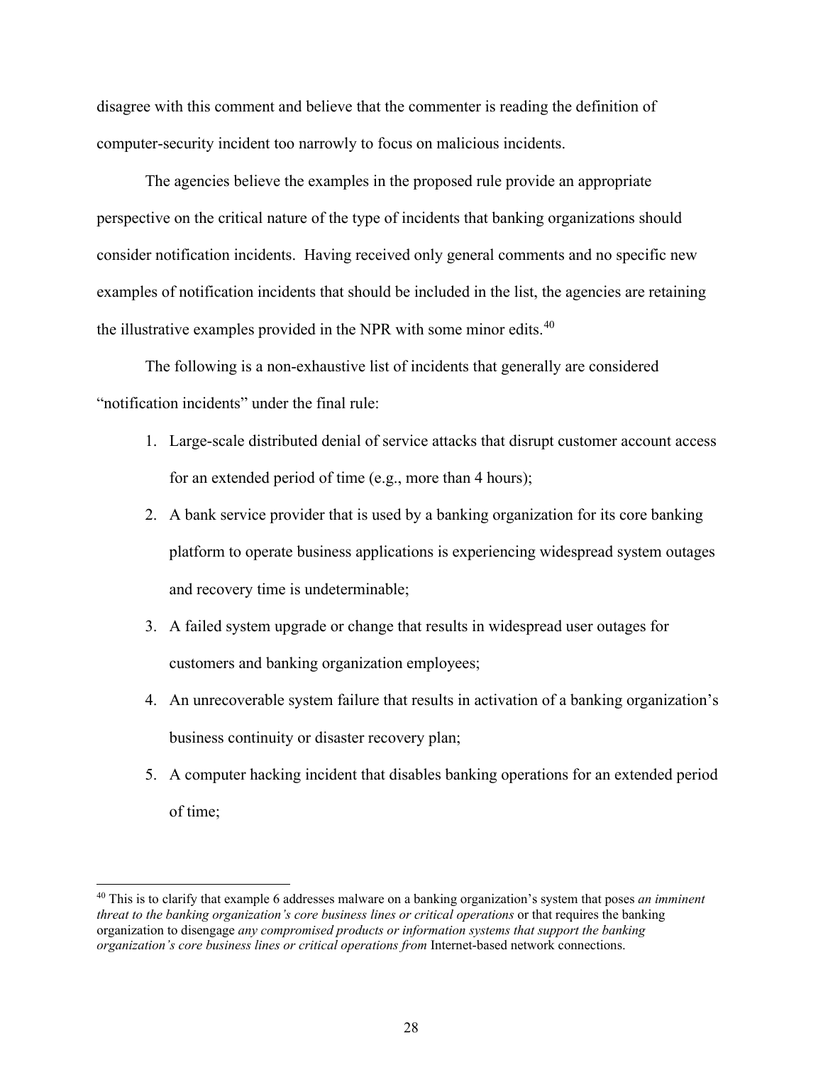disagree with this comment and believe that the commenter is reading the definition of computer-security incident too narrowly to focus on malicious incidents.

The agencies believe the examples in the proposed rule provide an appropriate perspective on the critical nature of the type of incidents that banking organizations should consider notification incidents. Having received only general comments and no specific new examples of notification incidents that should be included in the list, the agencies are retaining the illustrative examples provided in the NPR with some minor edits.[40]

The following is a non-exhaustive list of incidents that generally are considered "notification incidents" under the final rule:

1. Large-scale distributed denial of service attacks that disrupt customer account access for an extended period of time (e.g., more than 4 hours);
2. A bank service provider that is used by a banking organization for its core banking platform to operate business applications is experiencing widespread system outages and recovery time is undeterminable;
3. A failed system upgrade or change that results in widespread user outages for customers and banking organization employees;
4. An unrecoverable system failure that results in activation of a banking organization's business continuity or disaster recovery plan;
5. A computer hacking incident that disables banking operations for an extended period of time;

---

[40] This is to clarify that example 6 addresses malware on a banking organization's system that poses *an imminent threat to the banking organization's core business lines or critical operations* or that requires the banking organization to disengage *any compromised products or information systems that support the banking organization's core business lines or critical operations from* Internet-based network connections.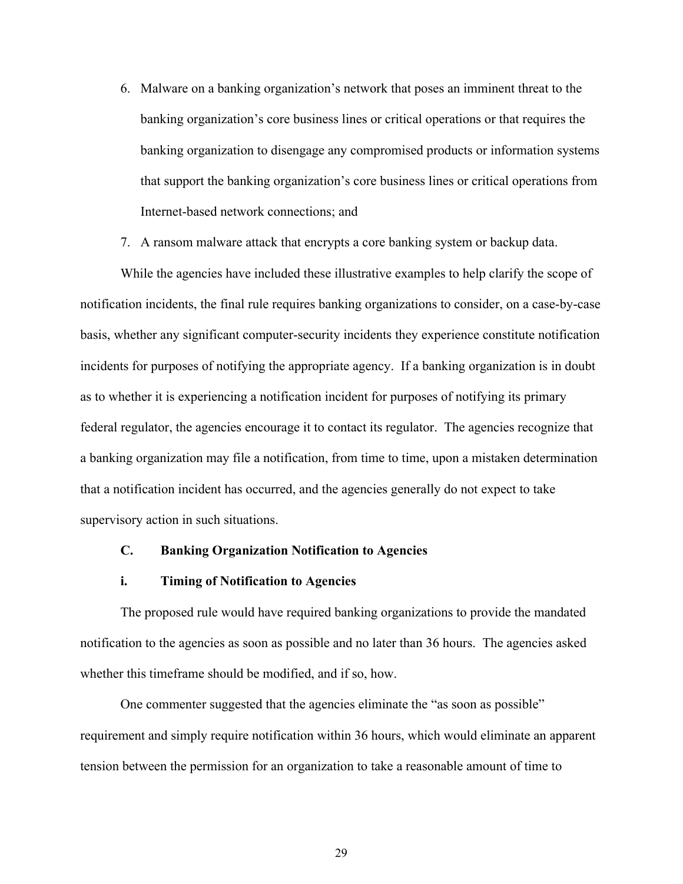6. Malware on a banking organization's network that poses an imminent threat to the banking organization's core business lines or critical operations or that requires the banking organization to disengage any compromised products or information systems that support the banking organization's core business lines or critical operations from Internet-based network connections; and
7. A ransom malware attack that encrypts a core banking system or backup data.

While the agencies have included these illustrative examples to help clarify the scope of notification incidents, the final rule requires banking organizations to consider, on a case-by-case basis, whether any significant computer-security incidents they experience constitute notification incidents for purposes of notifying the appropriate agency. If a banking organization is in doubt as to whether it is experiencing a notification incident for purposes of notifying its primary federal regulator, the agencies encourage it to contact its regulator. The agencies recognize that a banking organization may file a notification, from time to time, upon a mistaken determination that a notification incident has occurred, and the agencies generally do not expect to take supervisory action in such situations.

### C. Banking Organization Notification to Agencies

#### i. Timing of Notification to Agencies

The proposed rule would have required banking organizations to provide the mandated notification to the agencies as soon as possible and no later than 36 hours. The agencies asked whether this timeframe should be modified, and if so, how.

One commenter suggested that the agencies eliminate the "as soon as possible" requirement and simply require notification within 36 hours, which would eliminate an apparent tension between the permission for an organization to take a reasonable amount of time to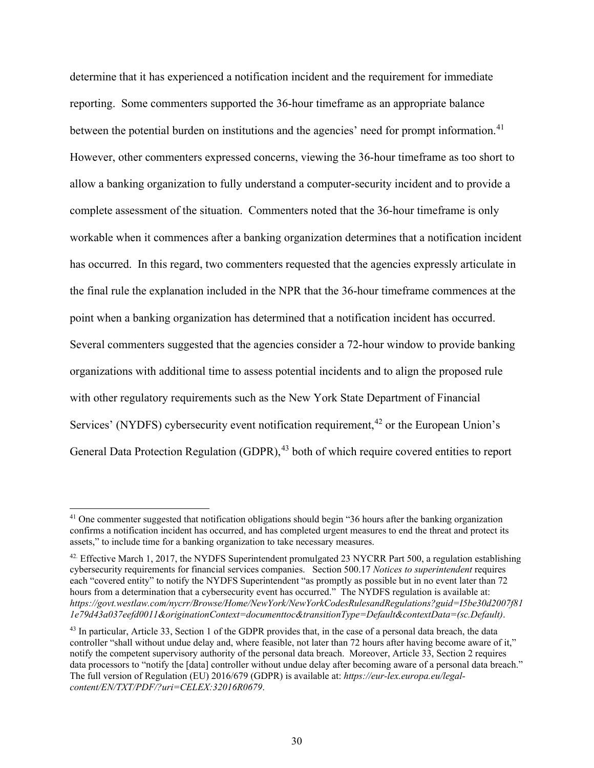determine that it has experienced a notification incident and the requirement for immediate reporting. Some commenters supported the 36-hour timeframe as an appropriate balance between the potential burden on institutions and the agencies' need for prompt information.[41] However, other commenters expressed concerns, viewing the 36-hour timeframe as too short to allow a banking organization to fully understand a computer-security incident and to provide a complete assessment of the situation. Commenters noted that the 36-hour timeframe is only workable when it commences after a banking organization determines that a notification incident has occurred. In this regard, two commenters requested that the agencies expressly articulate in the final rule the explanation included in the NPR that the 36-hour timeframe commences at the point when a banking organization has determined that a notification incident has occurred. Several commenters suggested that the agencies consider a 72-hour window to provide banking organizations with additional time to assess potential incidents and to align the proposed rule with other regulatory requirements such as the New York State Department of Financial Services' (NYDFS) cybersecurity event notification requirement,[42] or the European Union's General Data Protection Regulation (GDPR),[43] both of which require covered entities to report

---

[41] One commenter suggested that notification obligations should begin "36 hours after the banking organization confirms a notification incident has occurred, and has completed urgent measures to end the threat and protect its assets," to include time for a banking organization to take necessary measures.

[42] Effective March 1, 2017, the NYDFS Superintendent promulgated 23 NYCRR Part 500, a regulation establishing cybersecurity requirements for financial services companies. Section 500.17 *Notices to superintendent* requires each "covered entity" to notify the NYDFS Superintendent "as promptly as possible but in no event later than 72 hours from a determination that a cybersecurity event has occurred." The NYDFS regulation is available at: *https://govt.westlaw.com/nycrr/Browse/Home/NewYork/NewYorkCodesRulesandRegulations?guid=I5be30d2007f811e79d43a037eefd0011&originationContext=documenttoc&transitionType=Default&contextData=(sc.Default)*.

[43] In particular, Article 33, Section 1 of the GDPR provides that, in the case of a personal data breach, the data controller "shall without undue delay and, where feasible, not later than 72 hours after having become aware of it," notify the competent supervisory authority of the personal data breach. Moreover, Article 33, Section 2 requires data processors to "notify the [data] controller without undue delay after becoming aware of a personal data breach." The full version of Regulation (EU) 2016/679 (GDPR) is available at: *https://eur-lex.europa.eu/legal-content/EN/TXT/PDF/?uri=CELEX:32016R0679*.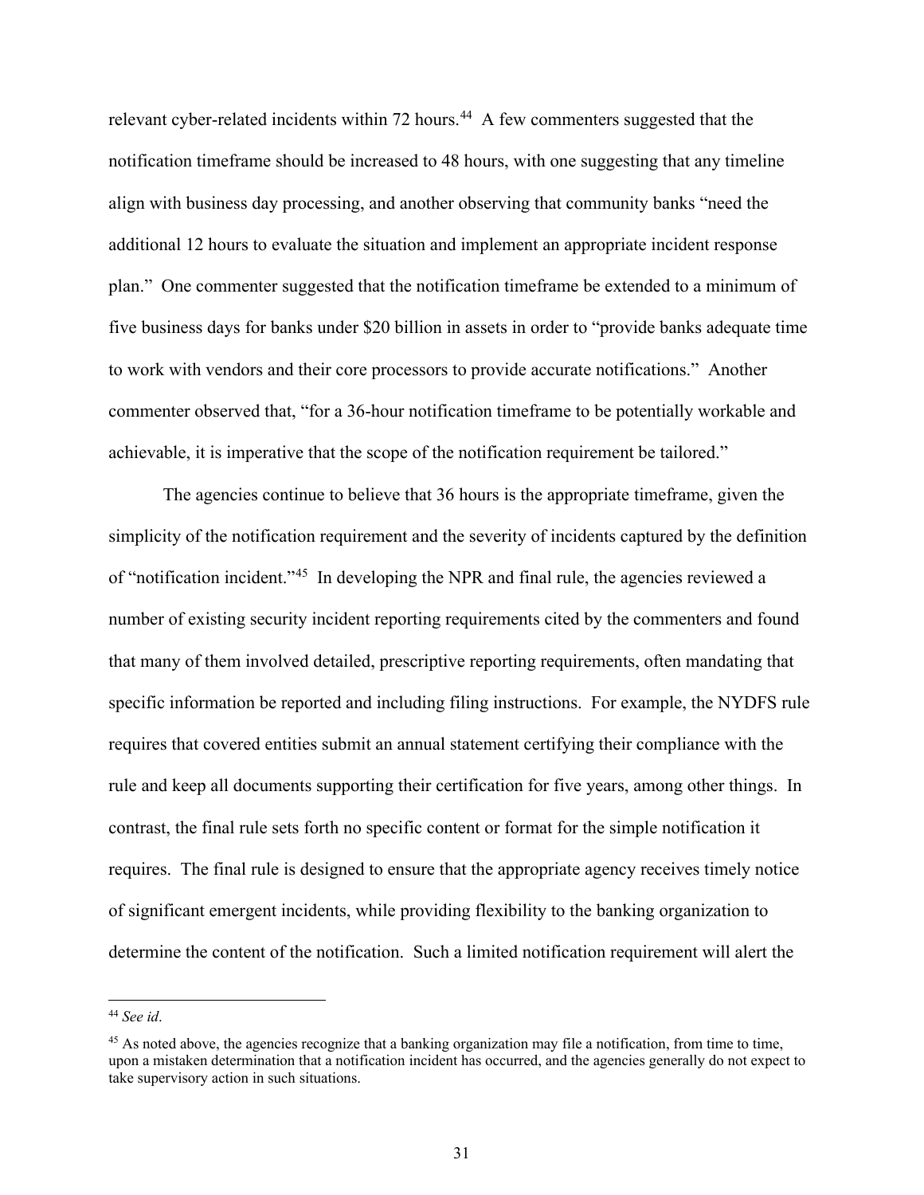relevant cyber-related incidents within 72 hours.[44] A few commenters suggested that the notification timeframe should be increased to 48 hours, with one suggesting that any timeline align with business day processing, and another observing that community banks "need the additional 12 hours to evaluate the situation and implement an appropriate incident response plan." One commenter suggested that the notification timeframe be extended to a minimum of five business days for banks under $20 billion in assets in order to "provide banks adequate time to work with vendors and their core processors to provide accurate notifications." Another commenter observed that, "for a 36-hour notification timeframe to be potentially workable and achievable, it is imperative that the scope of the notification requirement be tailored."

The agencies continue to believe that 36 hours is the appropriate timeframe, given the simplicity of the notification requirement and the severity of incidents captured by the definition of "notification incident."[45] In developing the NPR and final rule, the agencies reviewed a number of existing security incident reporting requirements cited by the commenters and found that many of them involved detailed, prescriptive reporting requirements, often mandating that specific information be reported and including filing instructions. For example, the NYDFS rule requires that covered entities submit an annual statement certifying their compliance with the rule and keep all documents supporting their certification for five years, among other things. In contrast, the final rule sets forth no specific content or format for the simple notification it requires. The final rule is designed to ensure that the appropriate agency receives timely notice of significant emergent incidents, while providing flexibility to the banking organization to determine the content of the notification. Such a limited notification requirement will alert the

---

[44] *See id*.

[45] As noted above, the agencies recognize that a banking organization may file a notification, from time to time, upon a mistaken determination that a notification incident has occurred, and the agencies generally do not expect to take supervisory action in such situations.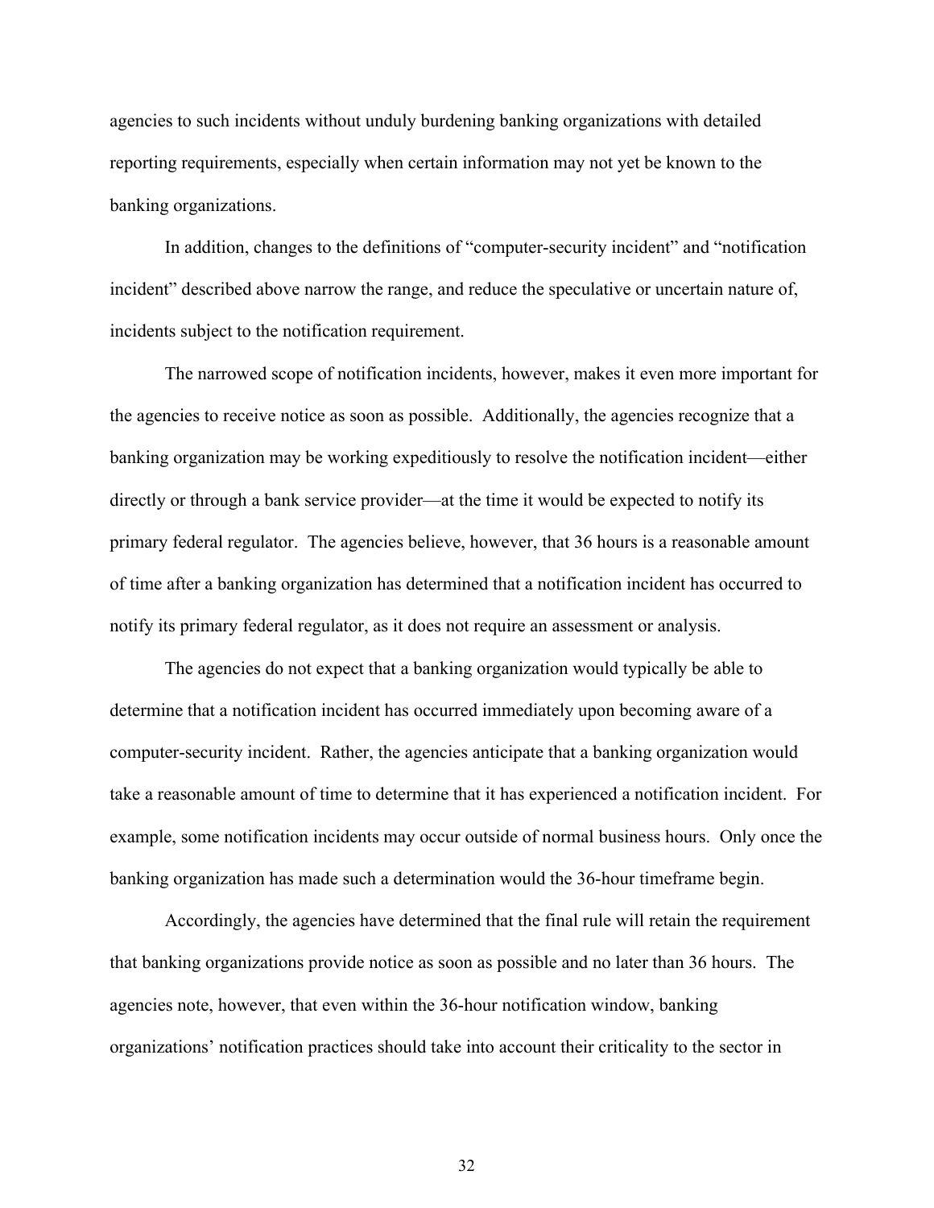agencies to such incidents without unduly burdening banking organizations with detailed reporting requirements, especially when certain information may not yet be known to the banking organizations.

In addition, changes to the definitions of "computer-security incident" and "notification incident" described above narrow the range, and reduce the speculative or uncertain nature of, incidents subject to the notification requirement.

The narrowed scope of notification incidents, however, makes it even more important for the agencies to receive notice as soon as possible. Additionally, the agencies recognize that a banking organization may be working expeditiously to resolve the notification incident—either directly or through a bank service provider—at the time it would be expected to notify its primary federal regulator. The agencies believe, however, that 36 hours is a reasonable amount of time after a banking organization has determined that a notification incident has occurred to notify its primary federal regulator, as it does not require an assessment or analysis.

The agencies do not expect that a banking organization would typically be able to determine that a notification incident has occurred immediately upon becoming aware of a computer-security incident. Rather, the agencies anticipate that a banking organization would take a reasonable amount of time to determine that it has experienced a notification incident. For example, some notification incidents may occur outside of normal business hours. Only once the banking organization has made such a determination would the 36-hour timeframe begin.

Accordingly, the agencies have determined that the final rule will retain the requirement that banking organizations provide notice as soon as possible and no later than 36 hours. The agencies note, however, that even within the 36-hour notification window, banking organizations' notification practices should take into account their criticality to the sector in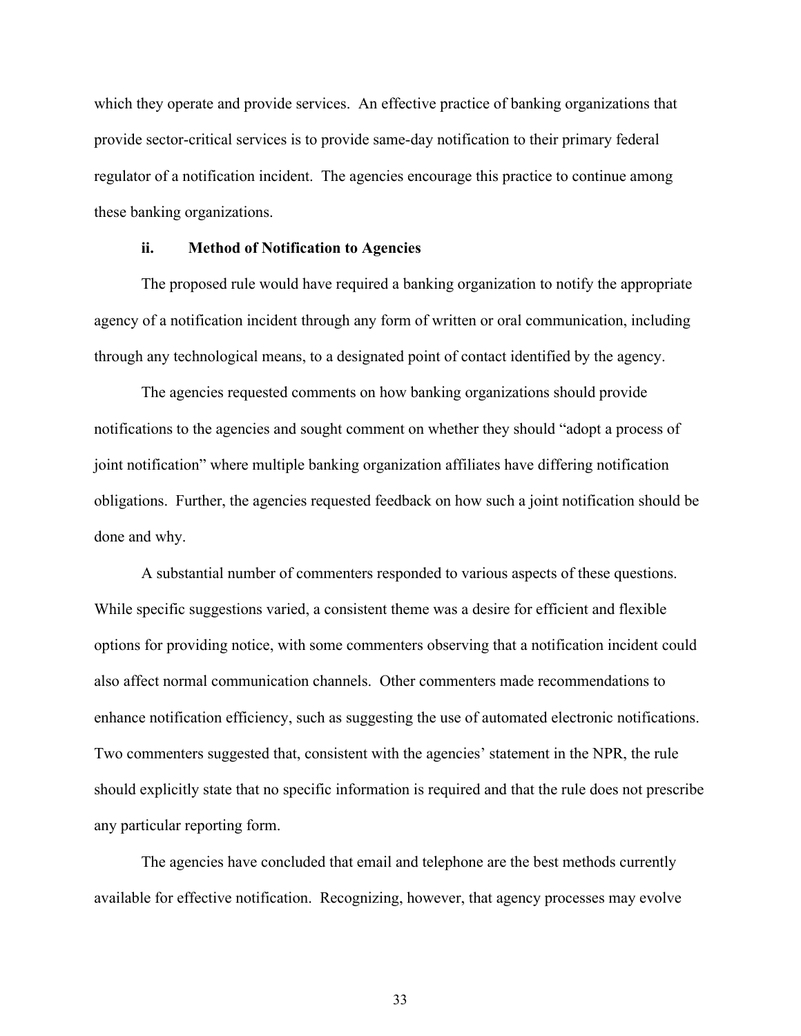which they operate and provide services. An effective practice of banking organizations that provide sector-critical services is to provide same-day notification to their primary federal regulator of a notification incident. The agencies encourage this practice to continue among these banking organizations.

### ii. Method of Notification to Agencies

The proposed rule would have required a banking organization to notify the appropriate agency of a notification incident through any form of written or oral communication, including through any technological means, to a designated point of contact identified by the agency.

The agencies requested comments on how banking organizations should provide notifications to the agencies and sought comment on whether they should "adopt a process of joint notification" where multiple banking organization affiliates have differing notification obligations. Further, the agencies requested feedback on how such a joint notification should be done and why.

A substantial number of commenters responded to various aspects of these questions. While specific suggestions varied, a consistent theme was a desire for efficient and flexible options for providing notice, with some commenters observing that a notification incident could also affect normal communication channels. Other commenters made recommendations to enhance notification efficiency, such as suggesting the use of automated electronic notifications. Two commenters suggested that, consistent with the agencies' statement in the NPR, the rule should explicitly state that no specific information is required and that the rule does not prescribe any particular reporting form.

The agencies have concluded that email and telephone are the best methods currently available for effective notification. Recognizing, however, that agency processes may evolve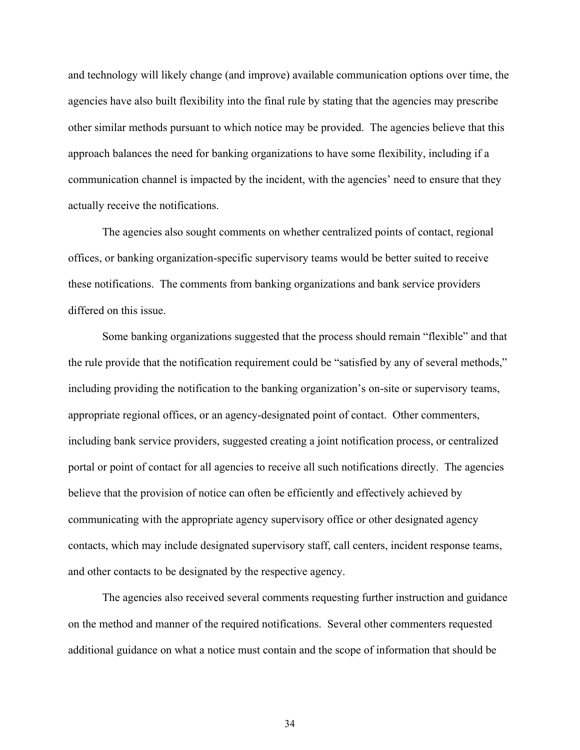and technology will likely change (and improve) available communication options over time, the agencies have also built flexibility into the final rule by stating that the agencies may prescribe other similar methods pursuant to which notice may be provided. The agencies believe that this approach balances the need for banking organizations to have some flexibility, including if a communication channel is impacted by the incident, with the agencies' need to ensure that they actually receive the notifications.

The agencies also sought comments on whether centralized points of contact, regional offices, or banking organization-specific supervisory teams would be better suited to receive these notifications. The comments from banking organizations and bank service providers differed on this issue.

Some banking organizations suggested that the process should remain "flexible" and that the rule provide that the notification requirement could be "satisfied by any of several methods," including providing the notification to the banking organization's on-site or supervisory teams, appropriate regional offices, or an agency-designated point of contact. Other commenters, including bank service providers, suggested creating a joint notification process, or centralized portal or point of contact for all agencies to receive all such notifications directly. The agencies believe that the provision of notice can often be efficiently and effectively achieved by communicating with the appropriate agency supervisory office or other designated agency contacts, which may include designated supervisory staff, call centers, incident response teams, and other contacts to be designated by the respective agency.

The agencies also received several comments requesting further instruction and guidance on the method and manner of the required notifications. Several other commenters requested additional guidance on what a notice must contain and the scope of information that should be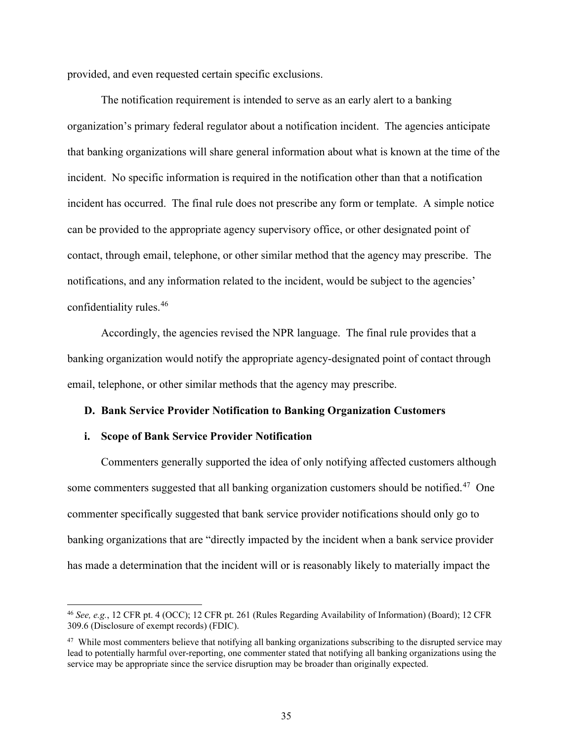provided, and even requested certain specific exclusions.

The notification requirement is intended to serve as an early alert to a banking organization's primary federal regulator about a notification incident. The agencies anticipate that banking organizations will share general information about what is known at the time of the incident. No specific information is required in the notification other than that a notification incident has occurred. The final rule does not prescribe any form or template. A simple notice can be provided to the appropriate agency supervisory office, or other designated point of contact, through email, telephone, or other similar method that the agency may prescribe. The notifications, and any information related to the incident, would be subject to the agencies' confidentiality rules.[46]

Accordingly, the agencies revised the NPR language. The final rule provides that a banking organization would notify the appropriate agency-designated point of contact through email, telephone, or other similar methods that the agency may prescribe.

### D. Bank Service Provider Notification to Banking Organization Customers

#### i. Scope of Bank Service Provider Notification

Commenters generally supported the idea of only notifying affected customers although some commenters suggested that all banking organization customers should be notified.[47] One commenter specifically suggested that bank service provider notifications should only go to banking organizations that are "directly impacted by the incident when a bank service provider has made a determination that the incident will or is reasonably likely to materially impact the

---

[46] *See, e.g.*, 12 CFR pt. 4 (OCC); 12 CFR pt. 261 (Rules Regarding Availability of Information) (Board); 12 CFR 309.6 (Disclosure of exempt records) (FDIC).

[47] While most commenters believe that notifying all banking organizations subscribing to the disrupted service may lead to potentially harmful over-reporting, one commenter stated that notifying all banking organizations using the service may be appropriate since the service disruption may be broader than originally expected.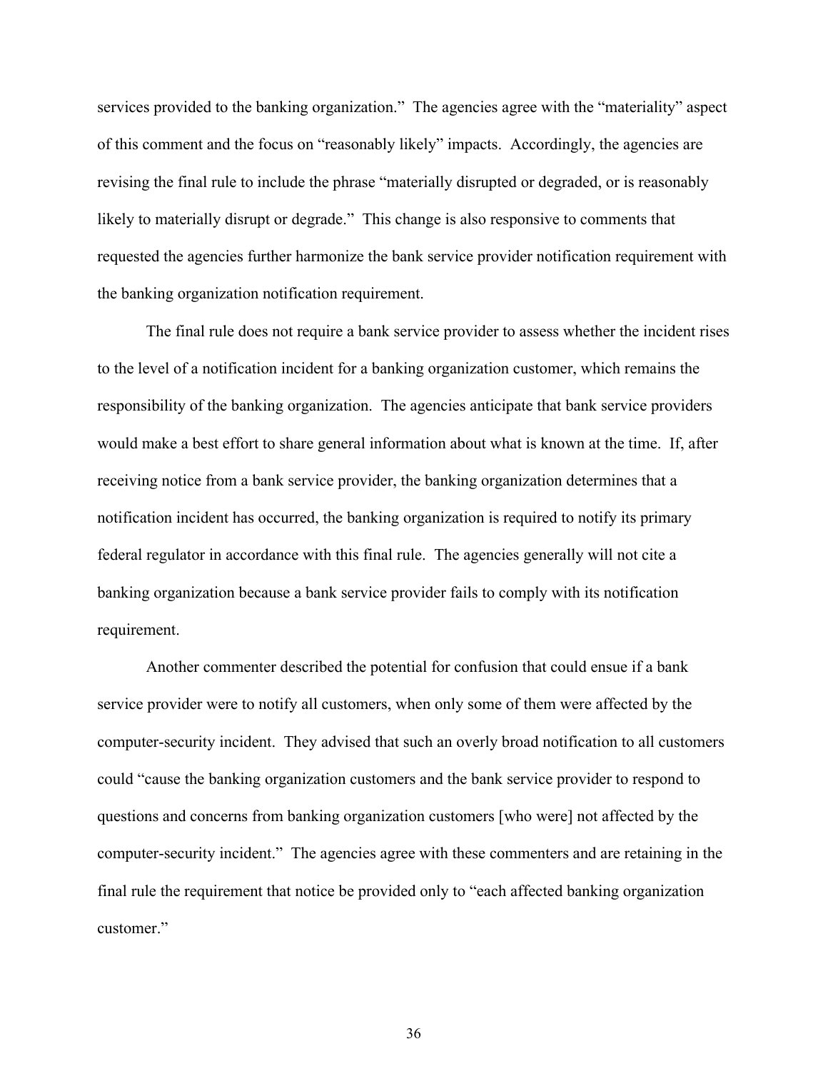services provided to the banking organization." The agencies agree with the "materiality" aspect of this comment and the focus on "reasonably likely" impacts. Accordingly, the agencies are revising the final rule to include the phrase "materially disrupted or degraded, or is reasonably likely to materially disrupt or degrade." This change is also responsive to comments that requested the agencies further harmonize the bank service provider notification requirement with the banking organization notification requirement.

The final rule does not require a bank service provider to assess whether the incident rises to the level of a notification incident for a banking organization customer, which remains the responsibility of the banking organization. The agencies anticipate that bank service providers would make a best effort to share general information about what is known at the time. If, after receiving notice from a bank service provider, the banking organization determines that a notification incident has occurred, the banking organization is required to notify its primary federal regulator in accordance with this final rule. The agencies generally will not cite a banking organization because a bank service provider fails to comply with its notification requirement.

Another commenter described the potential for confusion that could ensue if a bank service provider were to notify all customers, when only some of them were affected by the computer-security incident. They advised that such an overly broad notification to all customers could "cause the banking organization customers and the bank service provider to respond to questions and concerns from banking organization customers [who were] not affected by the computer-security incident." The agencies agree with these commenters and are retaining in the final rule the requirement that notice be provided only to "each affected banking organization customer."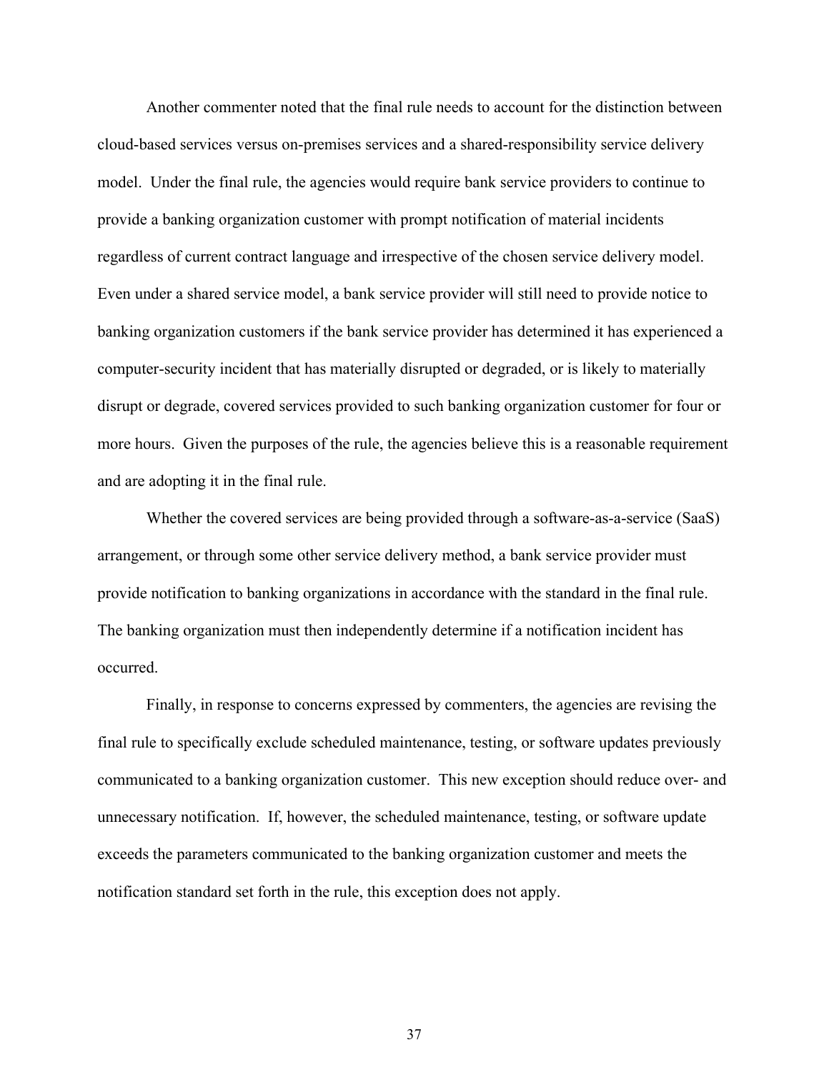Another commenter noted that the final rule needs to account for the distinction between cloud-based services versus on-premises services and a shared-responsibility service delivery model. Under the final rule, the agencies would require bank service providers to continue to provide a banking organization customer with prompt notification of material incidents regardless of current contract language and irrespective of the chosen service delivery model. Even under a shared service model, a bank service provider will still need to provide notice to banking organization customers if the bank service provider has determined it has experienced a computer-security incident that has materially disrupted or degraded, or is likely to materially disrupt or degrade, covered services provided to such banking organization customer for four or more hours. Given the purposes of the rule, the agencies believe this is a reasonable requirement and are adopting it in the final rule.

Whether the covered services are being provided through a software-as-a-service (SaaS) arrangement, or through some other service delivery method, a bank service provider must provide notification to banking organizations in accordance with the standard in the final rule. The banking organization must then independently determine if a notification incident has occurred.

Finally, in response to concerns expressed by commenters, the agencies are revising the final rule to specifically exclude scheduled maintenance, testing, or software updates previously communicated to a banking organization customer. This new exception should reduce over- and unnecessary notification. If, however, the scheduled maintenance, testing, or software update exceeds the parameters communicated to the banking organization customer and meets the notification standard set forth in the rule, this exception does not apply.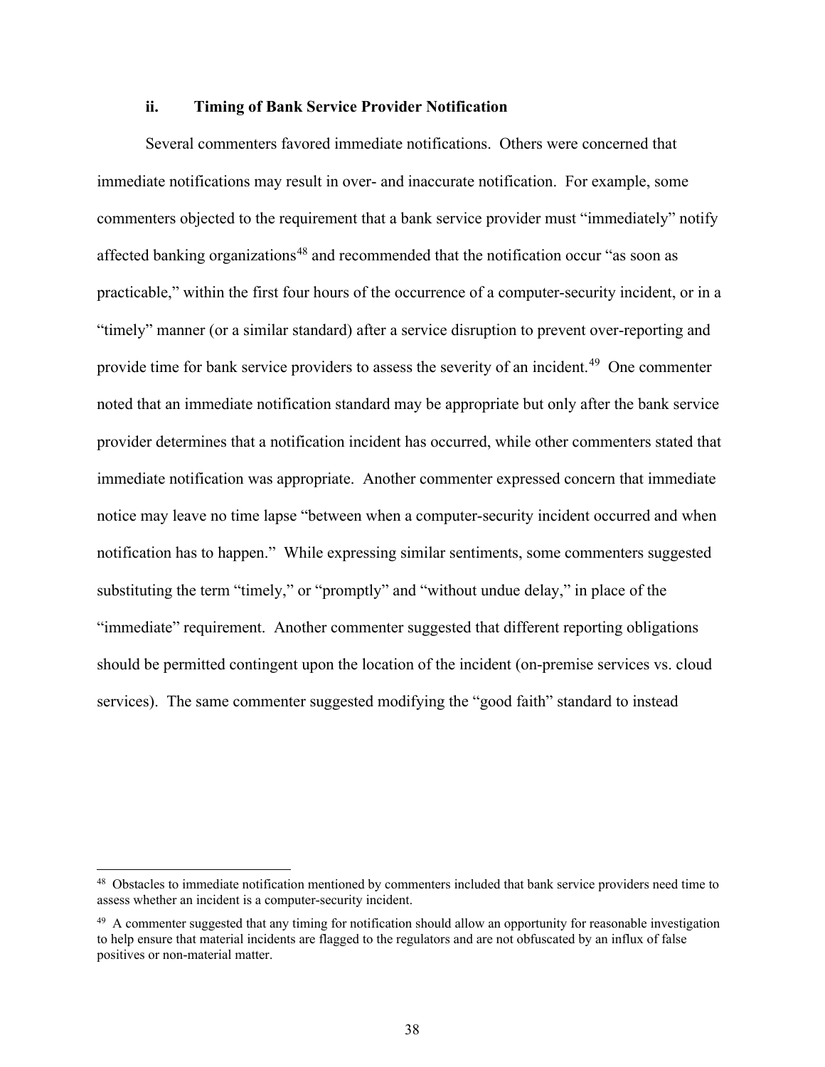### ii. Timing of Bank Service Provider Notification

Several commenters favored immediate notifications. Others were concerned that immediate notifications may result in over- and inaccurate notification. For example, some commenters objected to the requirement that a bank service provider must "immediately" notify affected banking organizations[48] and recommended that the notification occur "as soon as practicable," within the first four hours of the occurrence of a computer-security incident, or in a "timely" manner (or a similar standard) after a service disruption to prevent over-reporting and provide time for bank service providers to assess the severity of an incident.[49] One commenter noted that an immediate notification standard may be appropriate but only after the bank service provider determines that a notification incident has occurred, while other commenters stated that immediate notification was appropriate. Another commenter expressed concern that immediate notice may leave no time lapse "between when a computer-security incident occurred and when notification has to happen." While expressing similar sentiments, some commenters suggested substituting the term "timely," or "promptly" and "without undue delay," in place of the "immediate" requirement. Another commenter suggested that different reporting obligations should be permitted contingent upon the location of the incident (on-premise services vs. cloud services). The same commenter suggested modifying the "good faith" standard to instead

---

[48] Obstacles to immediate notification mentioned by commenters included that bank service providers need time to assess whether an incident is a computer-security incident.

[49] A commenter suggested that any timing for notification should allow an opportunity for reasonable investigation to help ensure that material incidents are flagged to the regulators and are not obfuscated by an influx of false positives or non-material matter.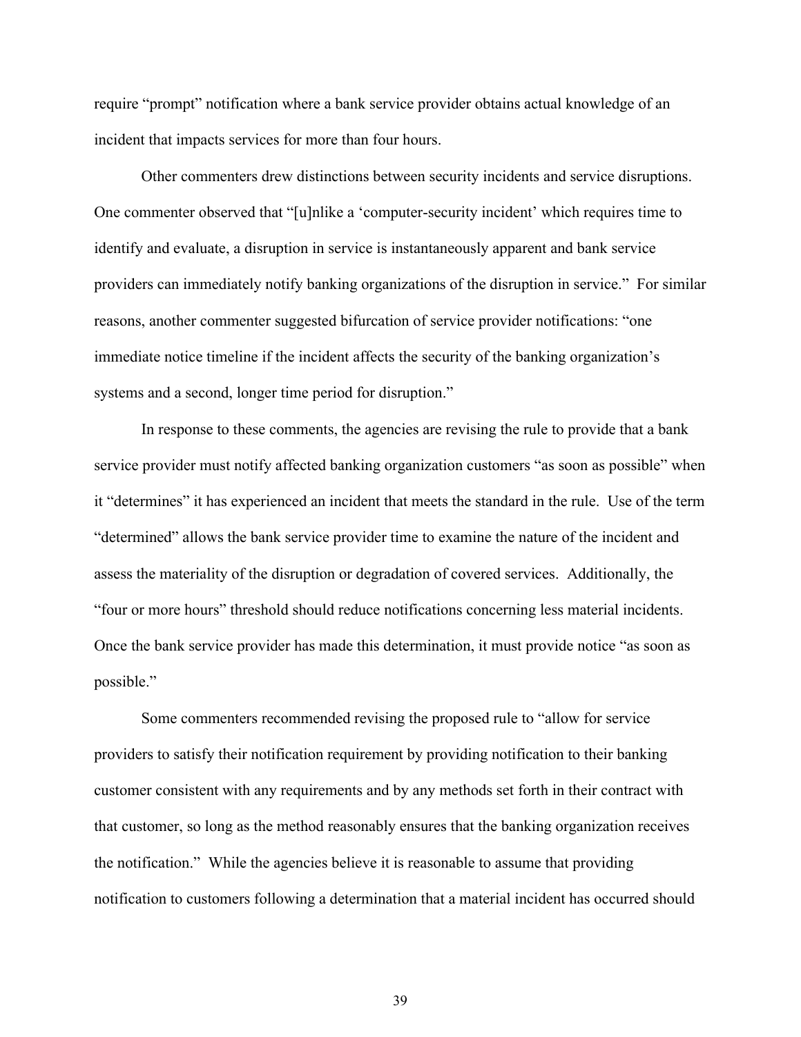require “prompt” notification where a bank service provider obtains actual knowledge of an incident that impacts services for more than four hours.

Other commenters drew distinctions between security incidents and service disruptions. One commenter observed that “[u]nlike a ‘computer-security incident’ which requires time to identify and evaluate, a disruption in service is instantaneously apparent and bank service providers can immediately notify banking organizations of the disruption in service.” For similar reasons, another commenter suggested bifurcation of service provider notifications: “one immediate notice timeline if the incident affects the security of the banking organization’s systems and a second, longer time period for disruption.”

In response to these comments, the agencies are revising the rule to provide that a bank service provider must notify affected banking organization customers “as soon as possible” when it “determines” it has experienced an incident that meets the standard in the rule. Use of the term “determined” allows the bank service provider time to examine the nature of the incident and assess the materiality of the disruption or degradation of covered services. Additionally, the “four or more hours” threshold should reduce notifications concerning less material incidents. Once the bank service provider has made this determination, it must provide notice “as soon as possible.”

Some commenters recommended revising the proposed rule to “allow for service providers to satisfy their notification requirement by providing notification to their banking customer consistent with any requirements and by any methods set forth in their contract with that customer, so long as the method reasonably ensures that the banking organization receives the notification.” While the agencies believe it is reasonable to assume that providing notification to customers following a determination that a material incident has occurred should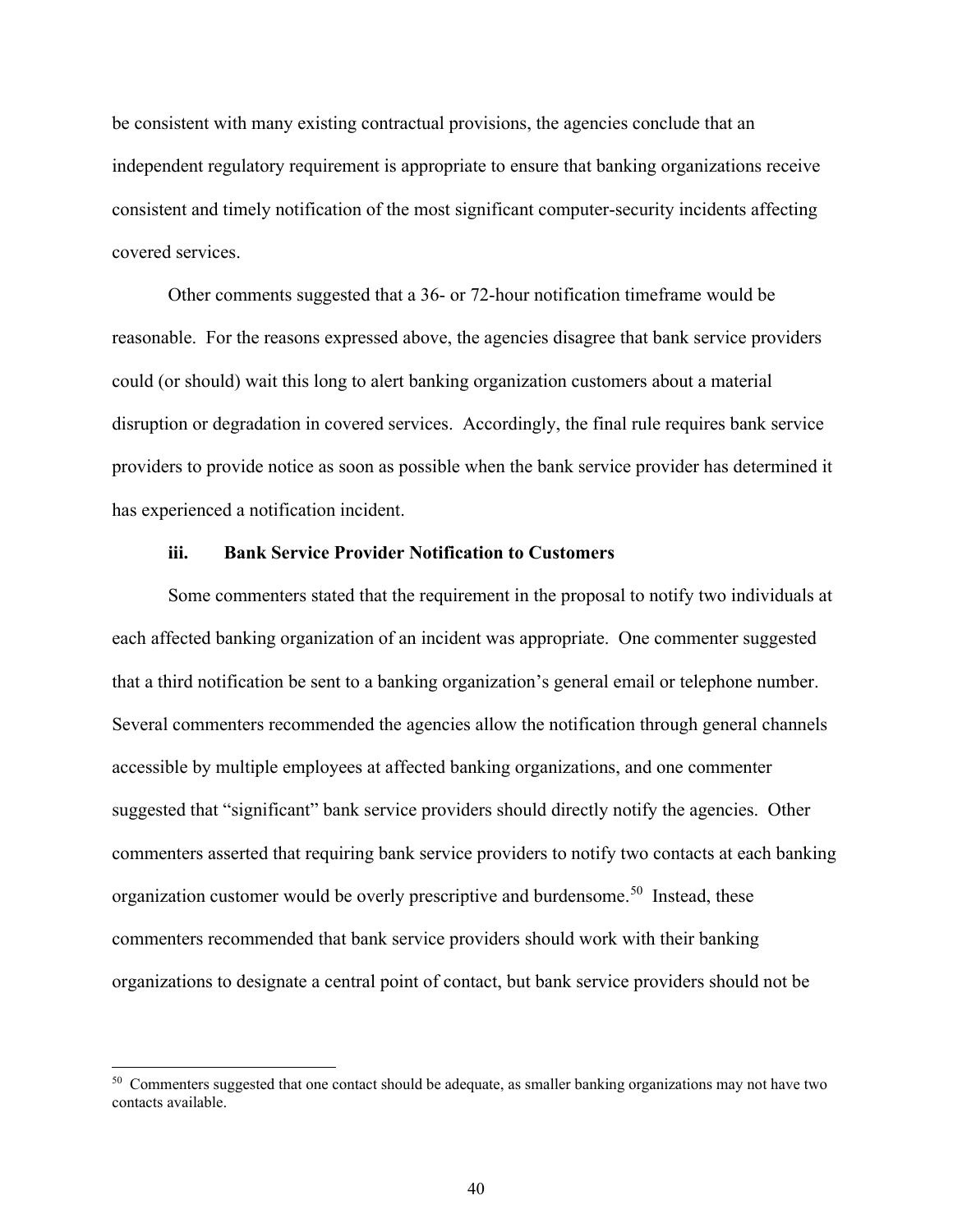be consistent with many existing contractual provisions, the agencies conclude that an independent regulatory requirement is appropriate to ensure that banking organizations receive consistent and timely notification of the most significant computer-security incidents affecting covered services.

Other comments suggested that a 36- or 72-hour notification timeframe would be reasonable. For the reasons expressed above, the agencies disagree that bank service providers could (or should) wait this long to alert banking organization customers about a material disruption or degradation in covered services. Accordingly, the final rule requires bank service providers to provide notice as soon as possible when the bank service provider has determined it has experienced a notification incident.

#### iii. Bank Service Provider Notification to Customers

Some commenters stated that the requirement in the proposal to notify two individuals at each affected banking organization of an incident was appropriate. One commenter suggested that a third notification be sent to a banking organization's general email or telephone number. Several commenters recommended the agencies allow the notification through general channels accessible by multiple employees at affected banking organizations, and one commenter suggested that "significant" bank service providers should directly notify the agencies. Other commenters asserted that requiring bank service providers to notify two contacts at each banking organization customer would be overly prescriptive and burdensome.[50] Instead, these commenters recommended that bank service providers should work with their banking organizations to designate a central point of contact, but bank service providers should not be

[50] Commenters suggested that one contact should be adequate, as smaller banking organizations may not have two contacts available.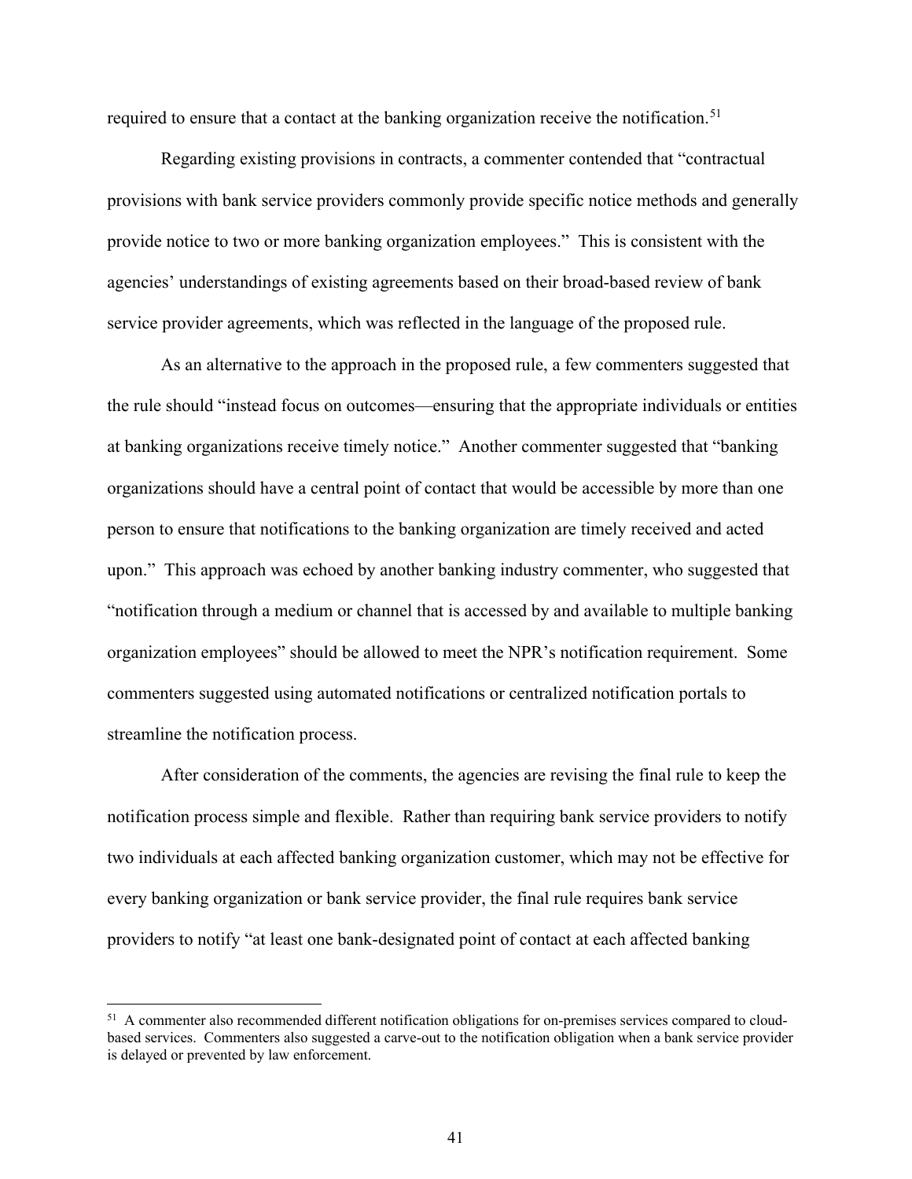required to ensure that a contact at the banking organization receive the notification.[51]

Regarding existing provisions in contracts, a commenter contended that "contractual provisions with bank service providers commonly provide specific notice methods and generally provide notice to two or more banking organization employees." This is consistent with the agencies' understandings of existing agreements based on their broad-based review of bank service provider agreements, which was reflected in the language of the proposed rule.

As an alternative to the approach in the proposed rule, a few commenters suggested that the rule should "instead focus on outcomes—ensuring that the appropriate individuals or entities at banking organizations receive timely notice." Another commenter suggested that "banking organizations should have a central point of contact that would be accessible by more than one person to ensure that notifications to the banking organization are timely received and acted upon." This approach was echoed by another banking industry commenter, who suggested that "notification through a medium or channel that is accessed by and available to multiple banking organization employees" should be allowed to meet the NPR's notification requirement. Some commenters suggested using automated notifications or centralized notification portals to streamline the notification process.

After consideration of the comments, the agencies are revising the final rule to keep the notification process simple and flexible. Rather than requiring bank service providers to notify two individuals at each affected banking organization customer, which may not be effective for every banking organization or bank service provider, the final rule requires bank service providers to notify "at least one bank-designated point of contact at each affected banking

[51] A commenter also recommended different notification obligations for on-premises services compared to cloud-based services. Commenters also suggested a carve-out to the notification obligation when a bank service provider is delayed or prevented by law enforcement.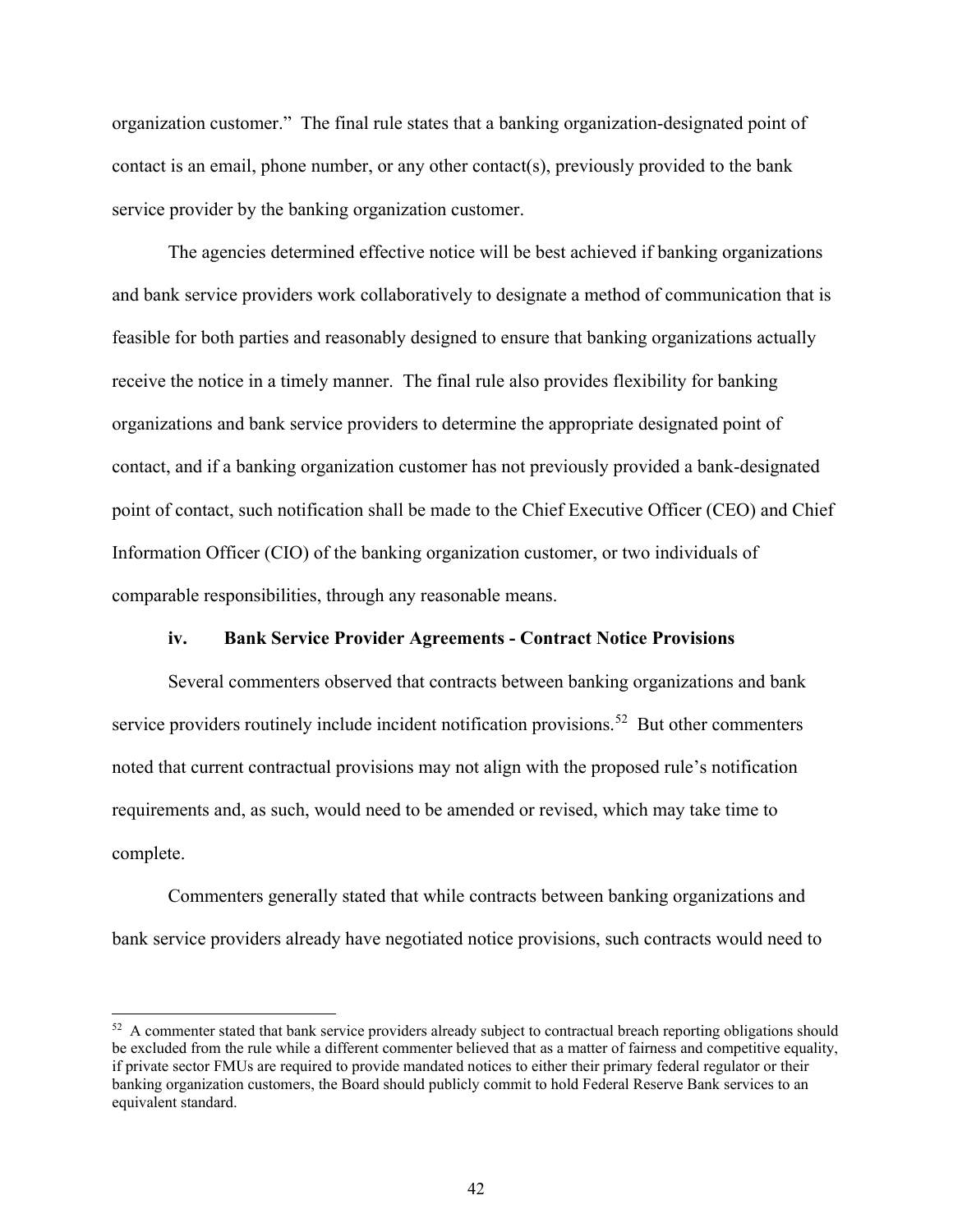organization customer." The final rule states that a banking organization-designated point of contact is an email, phone number, or any other contact(s), previously provided to the bank service provider by the banking organization customer.

The agencies determined effective notice will be best achieved if banking organizations and bank service providers work collaboratively to designate a method of communication that is feasible for both parties and reasonably designed to ensure that banking organizations actually receive the notice in a timely manner. The final rule also provides flexibility for banking organizations and bank service providers to determine the appropriate designated point of contact, and if a banking organization customer has not previously provided a bank-designated point of contact, such notification shall be made to the Chief Executive Officer (CEO) and Chief Information Officer (CIO) of the banking organization customer, or two individuals of comparable responsibilities, through any reasonable means.

#### iv. Bank Service Provider Agreements - Contract Notice Provisions

Several commenters observed that contracts between banking organizations and bank service providers routinely include incident notification provisions.[52] But other commenters noted that current contractual provisions may not align with the proposed rule's notification requirements and, as such, would need to be amended or revised, which may take time to complete.

Commenters generally stated that while contracts between banking organizations and bank service providers already have negotiated notice provisions, such contracts would need to

[52] A commenter stated that bank service providers already subject to contractual breach reporting obligations should be excluded from the rule while a different commenter believed that as a matter of fairness and competitive equality, if private sector FMUs are required to provide mandated notices to either their primary federal regulator or their banking organization customers, the Board should publicly commit to hold Federal Reserve Bank services to an equivalent standard.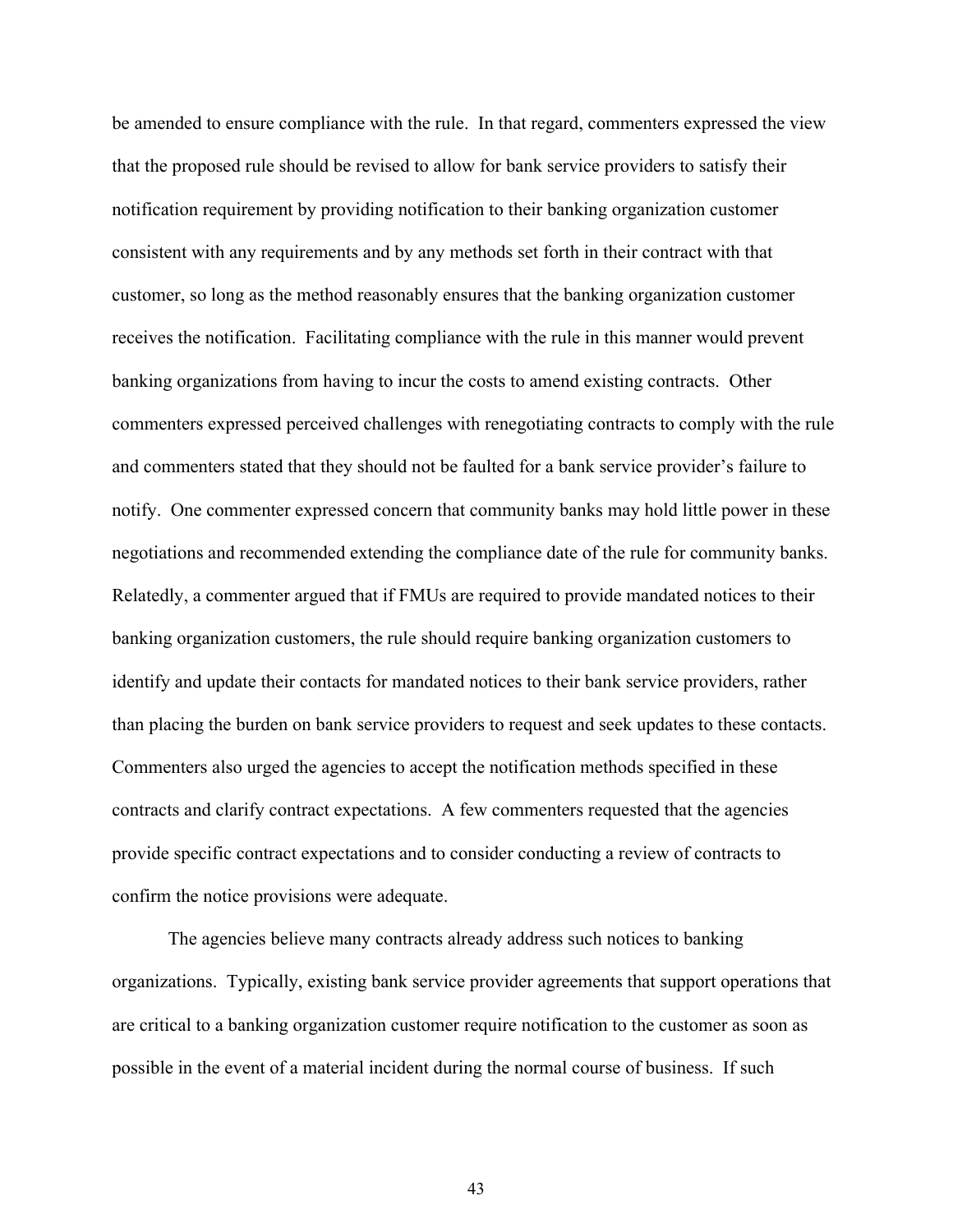be amended to ensure compliance with the rule. In that regard, commenters expressed the view that the proposed rule should be revised to allow for bank service providers to satisfy their notification requirement by providing notification to their banking organization customer consistent with any requirements and by any methods set forth in their contract with that customer, so long as the method reasonably ensures that the banking organization customer receives the notification. Facilitating compliance with the rule in this manner would prevent banking organizations from having to incur the costs to amend existing contracts. Other commenters expressed perceived challenges with renegotiating contracts to comply with the rule and commenters stated that they should not be faulted for a bank service provider's failure to notify. One commenter expressed concern that community banks may hold little power in these negotiations and recommended extending the compliance date of the rule for community banks. Relatedly, a commenter argued that if FMUs are required to provide mandated notices to their banking organization customers, the rule should require banking organization customers to identify and update their contacts for mandated notices to their bank service providers, rather than placing the burden on bank service providers to request and seek updates to these contacts. Commenters also urged the agencies to accept the notification methods specified in these contracts and clarify contract expectations. A few commenters requested that the agencies provide specific contract expectations and to consider conducting a review of contracts to confirm the notice provisions were adequate.

The agencies believe many contracts already address such notices to banking organizations. Typically, existing bank service provider agreements that support operations that are critical to a banking organization customer require notification to the customer as soon as possible in the event of a material incident during the normal course of business. If such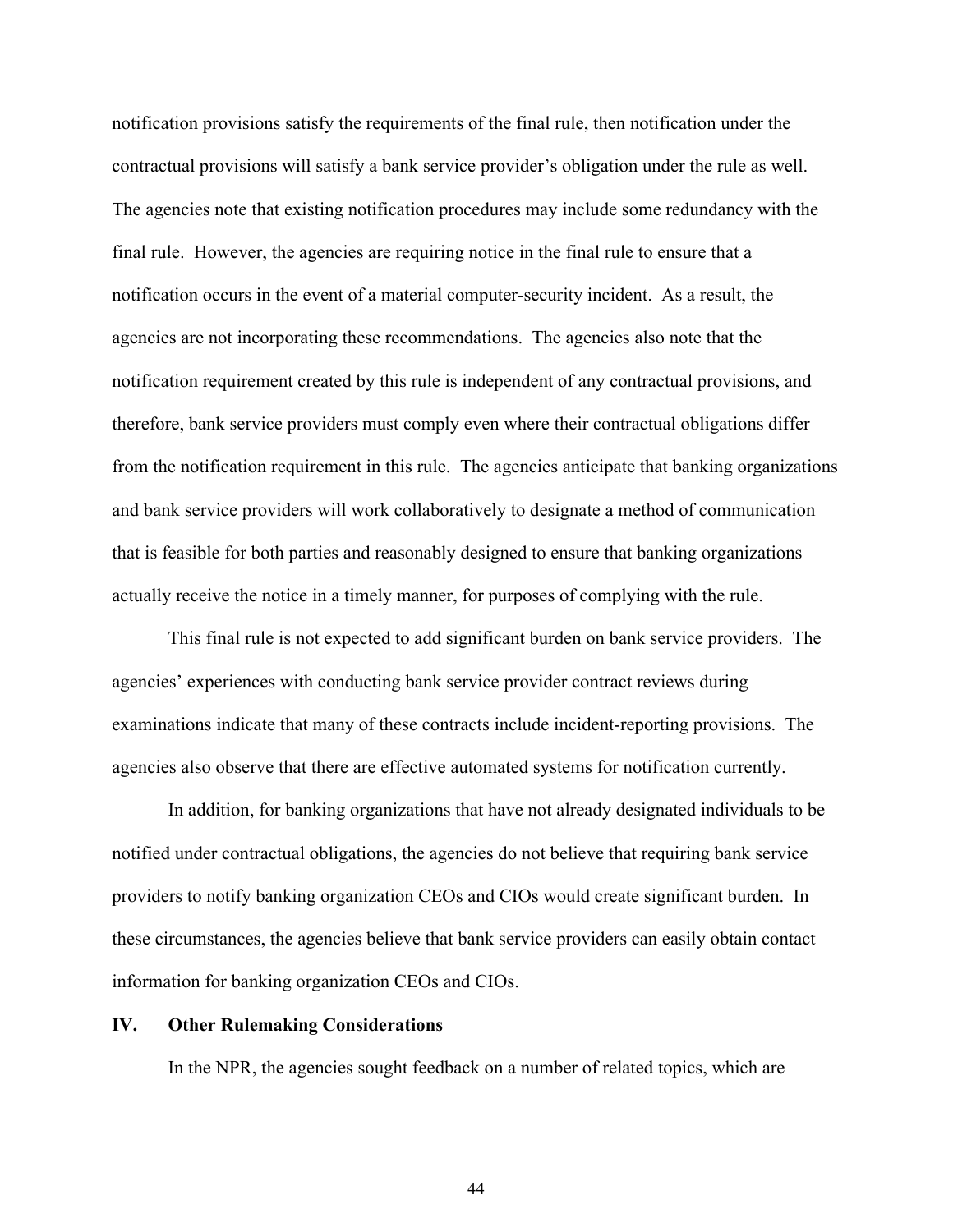notification provisions satisfy the requirements of the final rule, then notification under the contractual provisions will satisfy a bank service provider's obligation under the rule as well. The agencies note that existing notification procedures may include some redundancy with the final rule. However, the agencies are requiring notice in the final rule to ensure that a notification occurs in the event of a material computer-security incident. As a result, the agencies are not incorporating these recommendations. The agencies also note that the notification requirement created by this rule is independent of any contractual provisions, and therefore, bank service providers must comply even where their contractual obligations differ from the notification requirement in this rule. The agencies anticipate that banking organizations and bank service providers will work collaboratively to designate a method of communication that is feasible for both parties and reasonably designed to ensure that banking organizations actually receive the notice in a timely manner, for purposes of complying with the rule.

This final rule is not expected to add significant burden on bank service providers. The agencies' experiences with conducting bank service provider contract reviews during examinations indicate that many of these contracts include incident-reporting provisions. The agencies also observe that there are effective automated systems for notification currently.

In addition, for banking organizations that have not already designated individuals to be notified under contractual obligations, the agencies do not believe that requiring bank service providers to notify banking organization CEOs and CIOs would create significant burden. In these circumstances, the agencies believe that bank service providers can easily obtain contact information for banking organization CEOs and CIOs.

## IV. Other Rulemaking Considerations

In the NPR, the agencies sought feedback on a number of related topics, which are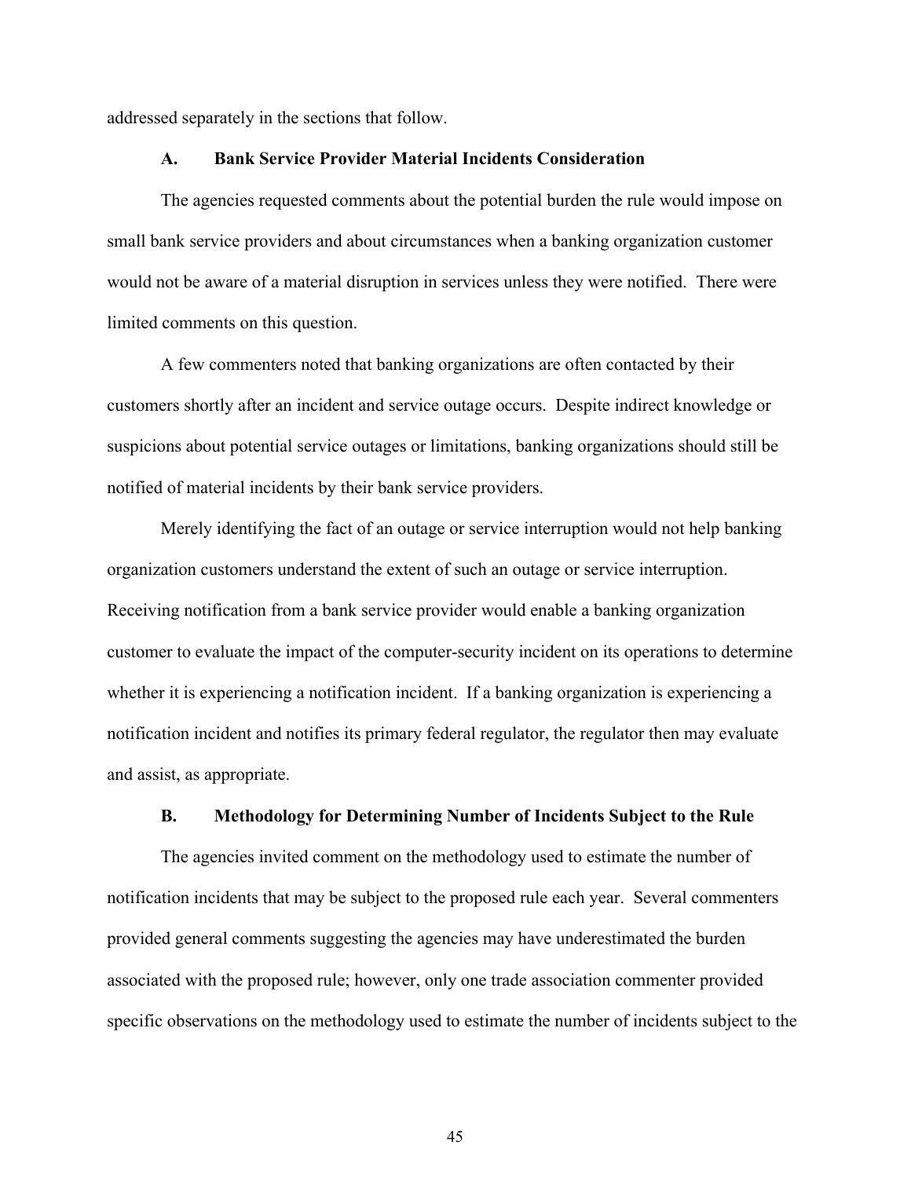addressed separately in the sections that follow.

### A. Bank Service Provider Material Incidents Consideration

The agencies requested comments about the potential burden the rule would impose on small bank service providers and about circumstances when a banking organization customer would not be aware of a material disruption in services unless they were notified. There were limited comments on this question.

A few commenters noted that banking organizations are often contacted by their customers shortly after an incident and service outage occurs. Despite indirect knowledge or suspicions about potential service outages or limitations, banking organizations should still be notified of material incidents by their bank service providers.

Merely identifying the fact of an outage or service interruption would not help banking organization customers understand the extent of such an outage or service interruption. Receiving notification from a bank service provider would enable a banking organization customer to evaluate the impact of the computer-security incident on its operations to determine whether it is experiencing a notification incident. If a banking organization is experiencing a notification incident and notifies its primary federal regulator, the regulator then may evaluate and assist, as appropriate.

### B. Methodology for Determining Number of Incidents Subject to the Rule

The agencies invited comment on the methodology used to estimate the number of notification incidents that may be subject to the proposed rule each year. Several commenters provided general comments suggesting the agencies may have underestimated the burden associated with the proposed rule; however, only one trade association commenter provided specific observations on the methodology used to estimate the number of incidents subject to the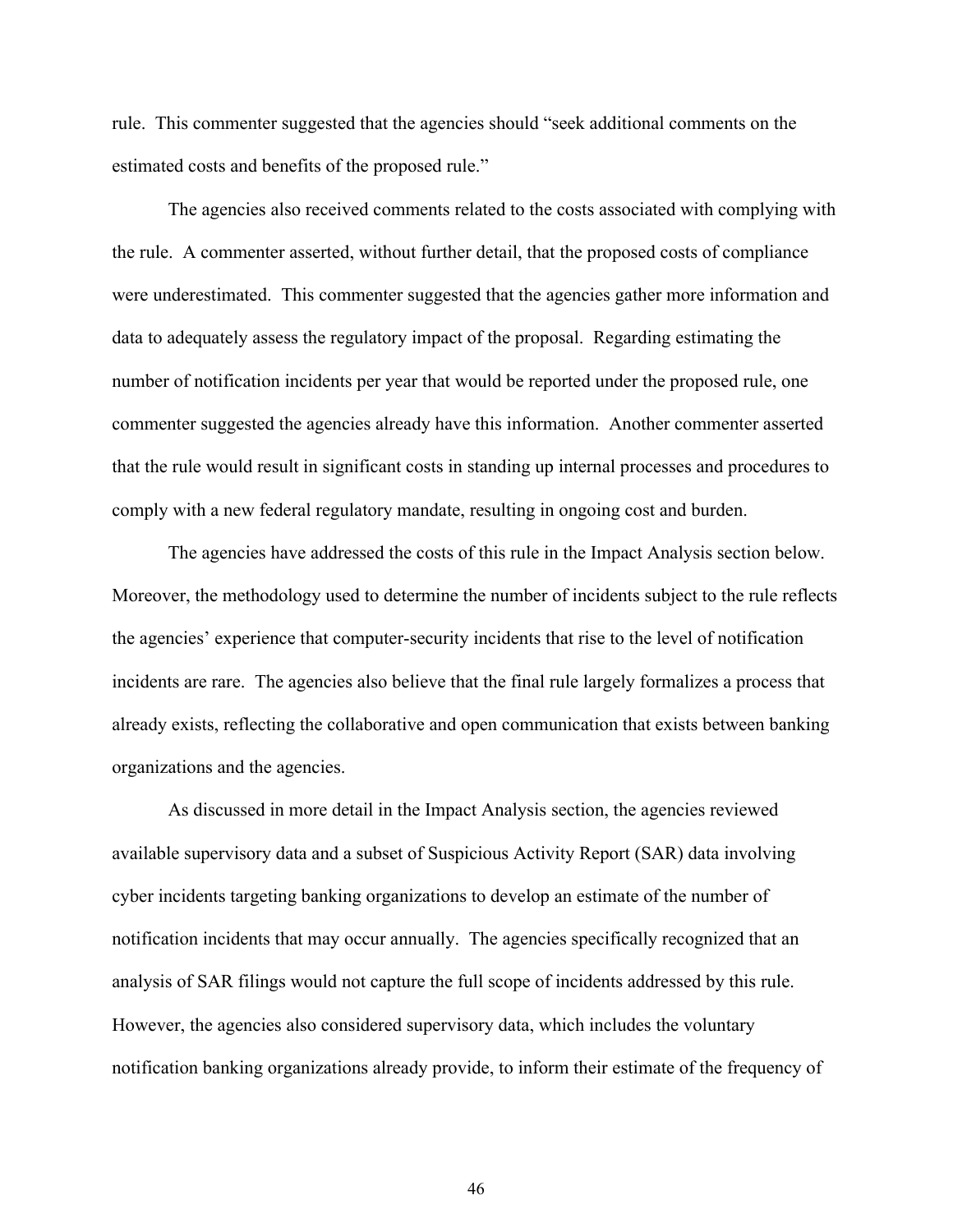rule. This commenter suggested that the agencies should "seek additional comments on the estimated costs and benefits of the proposed rule."

The agencies also received comments related to the costs associated with complying with the rule. A commenter asserted, without further detail, that the proposed costs of compliance were underestimated. This commenter suggested that the agencies gather more information and data to adequately assess the regulatory impact of the proposal. Regarding estimating the number of notification incidents per year that would be reported under the proposed rule, one commenter suggested the agencies already have this information. Another commenter asserted that the rule would result in significant costs in standing up internal processes and procedures to comply with a new federal regulatory mandate, resulting in ongoing cost and burden.

The agencies have addressed the costs of this rule in the Impact Analysis section below. Moreover, the methodology used to determine the number of incidents subject to the rule reflects the agencies' experience that computer-security incidents that rise to the level of notification incidents are rare. The agencies also believe that the final rule largely formalizes a process that already exists, reflecting the collaborative and open communication that exists between banking organizations and the agencies.

As discussed in more detail in the Impact Analysis section, the agencies reviewed available supervisory data and a subset of Suspicious Activity Report (SAR) data involving cyber incidents targeting banking organizations to develop an estimate of the number of notification incidents that may occur annually. The agencies specifically recognized that an analysis of SAR filings would not capture the full scope of incidents addressed by this rule. However, the agencies also considered supervisory data, which includes the voluntary notification banking organizations already provide, to inform their estimate of the frequency of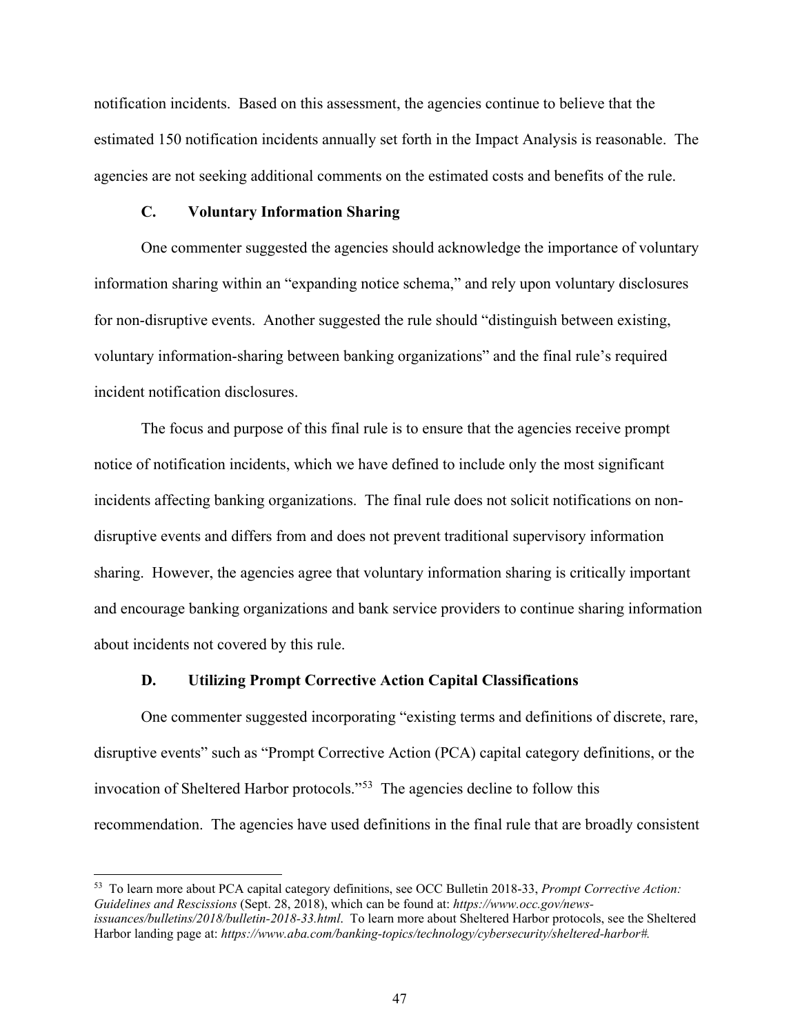notification incidents. Based on this assessment, the agencies continue to believe that the estimated 150 notification incidents annually set forth in the Impact Analysis is reasonable. The agencies are not seeking additional comments on the estimated costs and benefits of the rule.

### C. Voluntary Information Sharing

One commenter suggested the agencies should acknowledge the importance of voluntary information sharing within an "expanding notice schema," and rely upon voluntary disclosures for non-disruptive events. Another suggested the rule should "distinguish between existing, voluntary information-sharing between banking organizations" and the final rule's required incident notification disclosures.

The focus and purpose of this final rule is to ensure that the agencies receive prompt notice of notification incidents, which we have defined to include only the most significant incidents affecting banking organizations. The final rule does not solicit notifications on non-disruptive events and differs from and does not prevent traditional supervisory information sharing. However, the agencies agree that voluntary information sharing is critically important and encourage banking organizations and bank service providers to continue sharing information about incidents not covered by this rule.

### D. Utilizing Prompt Corrective Action Capital Classifications

One commenter suggested incorporating "existing terms and definitions of discrete, rare, disruptive events" such as "Prompt Corrective Action (PCA) capital category definitions, or the invocation of Sheltered Harbor protocols."[53] The agencies decline to follow this recommendation. The agencies have used definitions in the final rule that are broadly consistent

---

[53] To learn more about PCA capital category definitions, see OCC Bulletin 2018-33, *Prompt Corrective Action: Guidelines and Rescissions* (Sept. 28, 2018), which can be found at: *https://www.occ.gov/news-issuances/bulletins/2018/bulletin-2018-33.html*. To learn more about Sheltered Harbor protocols, see the Sheltered Harbor landing page at: *https://www.aba.com/banking-topics/technology/cybersecurity/sheltered-harbor#.*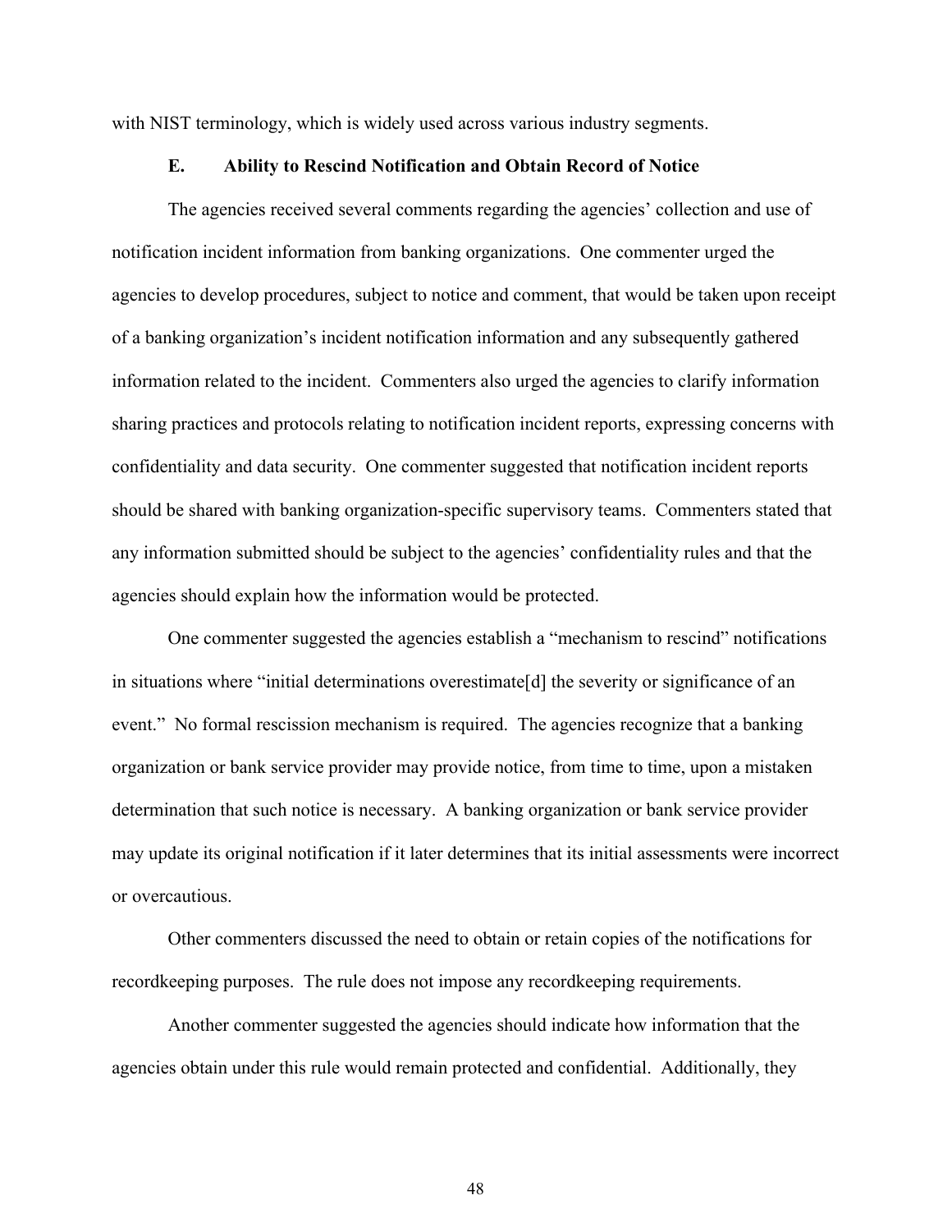with NIST terminology, which is widely used across various industry segments.

### E. Ability to Rescind Notification and Obtain Record of Notice

The agencies received several comments regarding the agencies' collection and use of notification incident information from banking organizations. One commenter urged the agencies to develop procedures, subject to notice and comment, that would be taken upon receipt of a banking organization's incident notification information and any subsequently gathered information related to the incident. Commenters also urged the agencies to clarify information sharing practices and protocols relating to notification incident reports, expressing concerns with confidentiality and data security. One commenter suggested that notification incident reports should be shared with banking organization-specific supervisory teams. Commenters stated that any information submitted should be subject to the agencies' confidentiality rules and that the agencies should explain how the information would be protected.

One commenter suggested the agencies establish a "mechanism to rescind" notifications in situations where "initial determinations overestimate[d] the severity or significance of an event." No formal rescission mechanism is required. The agencies recognize that a banking organization or bank service provider may provide notice, from time to time, upon a mistaken determination that such notice is necessary. A banking organization or bank service provider may update its original notification if it later determines that its initial assessments were incorrect or overcautious.

Other commenters discussed the need to obtain or retain copies of the notifications for recordkeeping purposes. The rule does not impose any recordkeeping requirements.

Another commenter suggested the agencies should indicate how information that the agencies obtain under this rule would remain protected and confidential. Additionally, they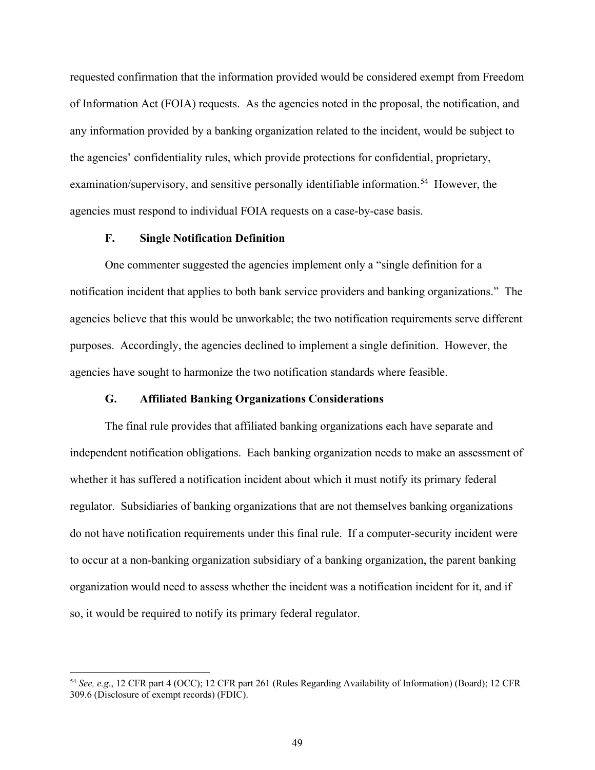requested confirmation that the information provided would be considered exempt from Freedom of Information Act (FOIA) requests. As the agencies noted in the proposal, the notification, and any information provided by a banking organization related to the incident, would be subject to the agencies' confidentiality rules, which provide protections for confidential, proprietary, examination/supervisory, and sensitive personally identifiable information.[54] However, the agencies must respond to individual FOIA requests on a case-by-case basis.

### F. Single Notification Definition

One commenter suggested the agencies implement only a "single definition for a notification incident that applies to both bank service providers and banking organizations." The agencies believe that this would be unworkable; the two notification requirements serve different purposes. Accordingly, the agencies declined to implement a single definition. However, the agencies have sought to harmonize the two notification standards where feasible.

### G. Affiliated Banking Organizations Considerations

The final rule provides that affiliated banking organizations each have separate and independent notification obligations. Each banking organization needs to make an assessment of whether it has suffered a notification incident about which it must notify its primary federal regulator. Subsidiaries of banking organizations that are not themselves banking organizations do not have notification requirements under this final rule. If a computer-security incident were to occur at a non-banking organization subsidiary of a banking organization, the parent banking organization would need to assess whether the incident was a notification incident for it, and if so, it would be required to notify its primary federal regulator.

---

[54] *See, e.g.*, 12 CFR part 4 (OCC); 12 CFR part 261 (Rules Regarding Availability of Information) (Board); 12 CFR 309.6 (Disclosure of exempt records) (FDIC).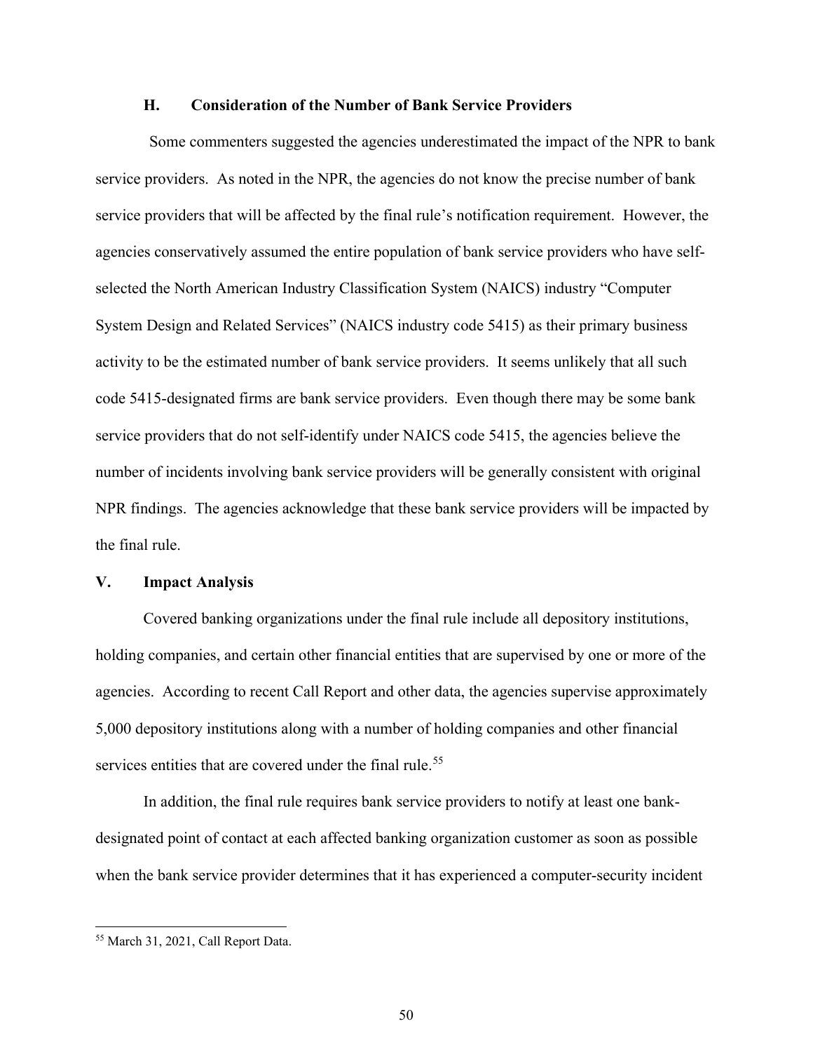### H. Consideration of the Number of Bank Service Providers

Some commenters suggested the agencies underestimated the impact of the NPR to bank service providers. As noted in the NPR, the agencies do not know the precise number of bank service providers that will be affected by the final rule's notification requirement. However, the agencies conservatively assumed the entire population of bank service providers who have self-selected the North American Industry Classification System (NAICS) industry "Computer System Design and Related Services" (NAICS industry code 5415) as their primary business activity to be the estimated number of bank service providers. It seems unlikely that all such code 5415-designated firms are bank service providers. Even though there may be some bank service providers that do not self-identify under NAICS code 5415, the agencies believe the number of incidents involving bank service providers will be generally consistent with original NPR findings. The agencies acknowledge that these bank service providers will be impacted by the final rule.

## V. Impact Analysis

Covered banking organizations under the final rule include all depository institutions, holding companies, and certain other financial entities that are supervised by one or more of the agencies. According to recent Call Report and other data, the agencies supervise approximately 5,000 depository institutions along with a number of holding companies and other financial services entities that are covered under the final rule.[55]

In addition, the final rule requires bank service providers to notify at least one bank-designated point of contact at each affected banking organization customer as soon as possible when the bank service provider determines that it has experienced a computer-security incident

---

[55] March 31, 2021, Call Report Data.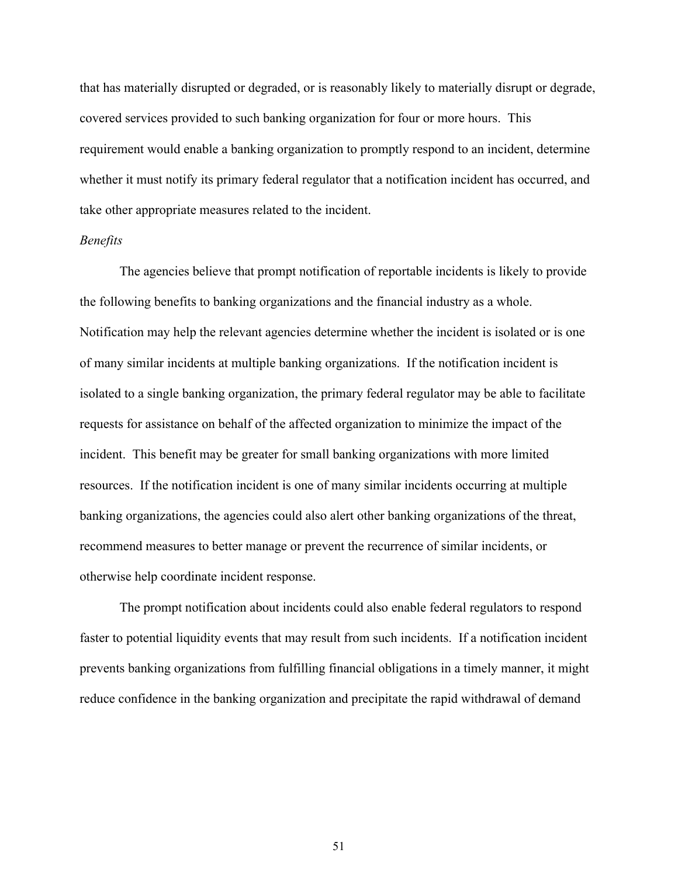that has materially disrupted or degraded, or is reasonably likely to materially disrupt or degrade, covered services provided to such banking organization for four or more hours. This requirement would enable a banking organization to promptly respond to an incident, determine whether it must notify its primary federal regulator that a notification incident has occurred, and take other appropriate measures related to the incident.

*Benefits*

The agencies believe that prompt notification of reportable incidents is likely to provide the following benefits to banking organizations and the financial industry as a whole. Notification may help the relevant agencies determine whether the incident is isolated or is one of many similar incidents at multiple banking organizations. If the notification incident is isolated to a single banking organization, the primary federal regulator may be able to facilitate requests for assistance on behalf of the affected organization to minimize the impact of the incident. This benefit may be greater for small banking organizations with more limited resources. If the notification incident is one of many similar incidents occurring at multiple banking organizations, the agencies could also alert other banking organizations of the threat, recommend measures to better manage or prevent the recurrence of similar incidents, or otherwise help coordinate incident response.

The prompt notification about incidents could also enable federal regulators to respond faster to potential liquidity events that may result from such incidents. If a notification incident prevents banking organizations from fulfilling financial obligations in a timely manner, it might reduce confidence in the banking organization and precipitate the rapid withdrawal of demand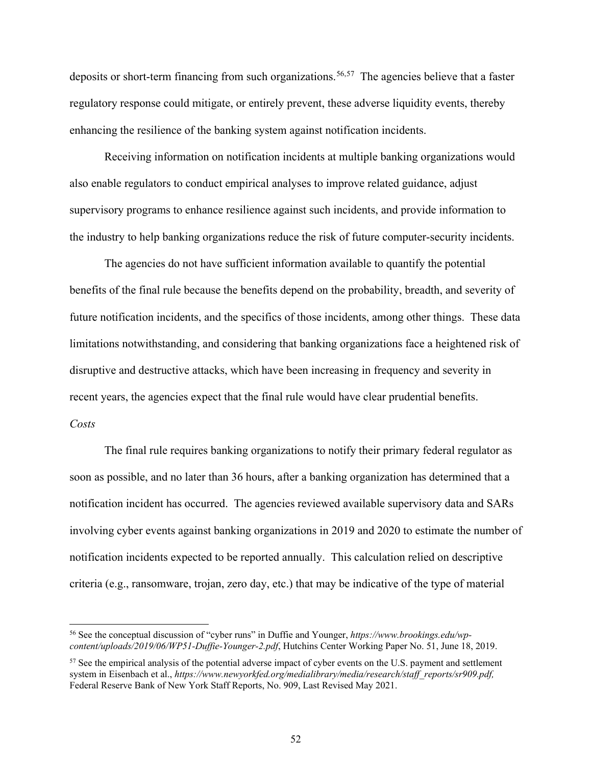deposits or short-term financing from such organizations.[56,57] The agencies believe that a faster regulatory response could mitigate, or entirely prevent, these adverse liquidity events, thereby enhancing the resilience of the banking system against notification incidents.

Receiving information on notification incidents at multiple banking organizations would also enable regulators to conduct empirical analyses to improve related guidance, adjust supervisory programs to enhance resilience against such incidents, and provide information to the industry to help banking organizations reduce the risk of future computer-security incidents.

The agencies do not have sufficient information available to quantify the potential benefits of the final rule because the benefits depend on the probability, breadth, and severity of future notification incidents, and the specifics of those incidents, among other things. These data limitations notwithstanding, and considering that banking organizations face a heightened risk of disruptive and destructive attacks, which have been increasing in frequency and severity in recent years, the agencies expect that the final rule would have clear prudential benefits.

*Costs*

The final rule requires banking organizations to notify their primary federal regulator as soon as possible, and no later than 36 hours, after a banking organization has determined that a notification incident has occurred. The agencies reviewed available supervisory data and SARs involving cyber events against banking organizations in 2019 and 2020 to estimate the number of notification incidents expected to be reported annually. This calculation relied on descriptive criteria (e.g., ransomware, trojan, zero day, etc.) that may be indicative of the type of material

---

[56] See the conceptual discussion of "cyber runs" in Duffie and Younger, *https://www.brookings.edu/wp-content/uploads/2019/06/WP51-Duffie-Younger-2.pdf*, Hutchins Center Working Paper No. 51, June 18, 2019.

[57] See the empirical analysis of the potential adverse impact of cyber events on the U.S. payment and settlement system in Eisenbach et al., *https://www.newyorkfed.org/medialibrary/media/research/staff_reports/sr909.pdf,* Federal Reserve Bank of New York Staff Reports, No. 909, Last Revised May 2021.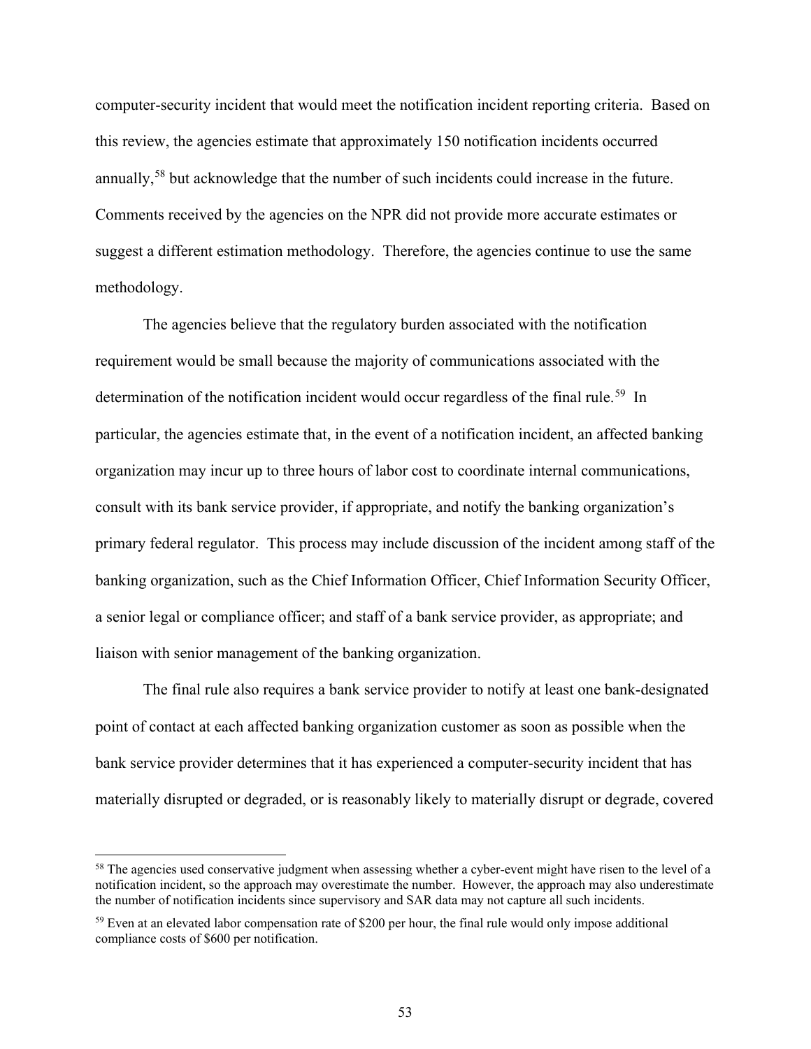computer-security incident that would meet the notification incident reporting criteria. Based on this review, the agencies estimate that approximately 150 notification incidents occurred annually,[58] but acknowledge that the number of such incidents could increase in the future. Comments received by the agencies on the NPR did not provide more accurate estimates or suggest a different estimation methodology. Therefore, the agencies continue to use the same methodology.

The agencies believe that the regulatory burden associated with the notification requirement would be small because the majority of communications associated with the determination of the notification incident would occur regardless of the final rule.[59] In particular, the agencies estimate that, in the event of a notification incident, an affected banking organization may incur up to three hours of labor cost to coordinate internal communications, consult with its bank service provider, if appropriate, and notify the banking organization's primary federal regulator. This process may include discussion of the incident among staff of the banking organization, such as the Chief Information Officer, Chief Information Security Officer, a senior legal or compliance officer; and staff of a bank service provider, as appropriate; and liaison with senior management of the banking organization.

The final rule also requires a bank service provider to notify at least one bank-designated point of contact at each affected banking organization customer as soon as possible when the bank service provider determines that it has experienced a computer-security incident that has materially disrupted or degraded, or is reasonably likely to materially disrupt or degrade, covered

---

[58] The agencies used conservative judgment when assessing whether a cyber-event might have risen to the level of a notification incident, so the approach may overestimate the number. However, the approach may also underestimate the number of notification incidents since supervisory and SAR data may not capture all such incidents.

[59] Even at an elevated labor compensation rate of $200 per hour, the final rule would only impose additional compliance costs of $600 per notification.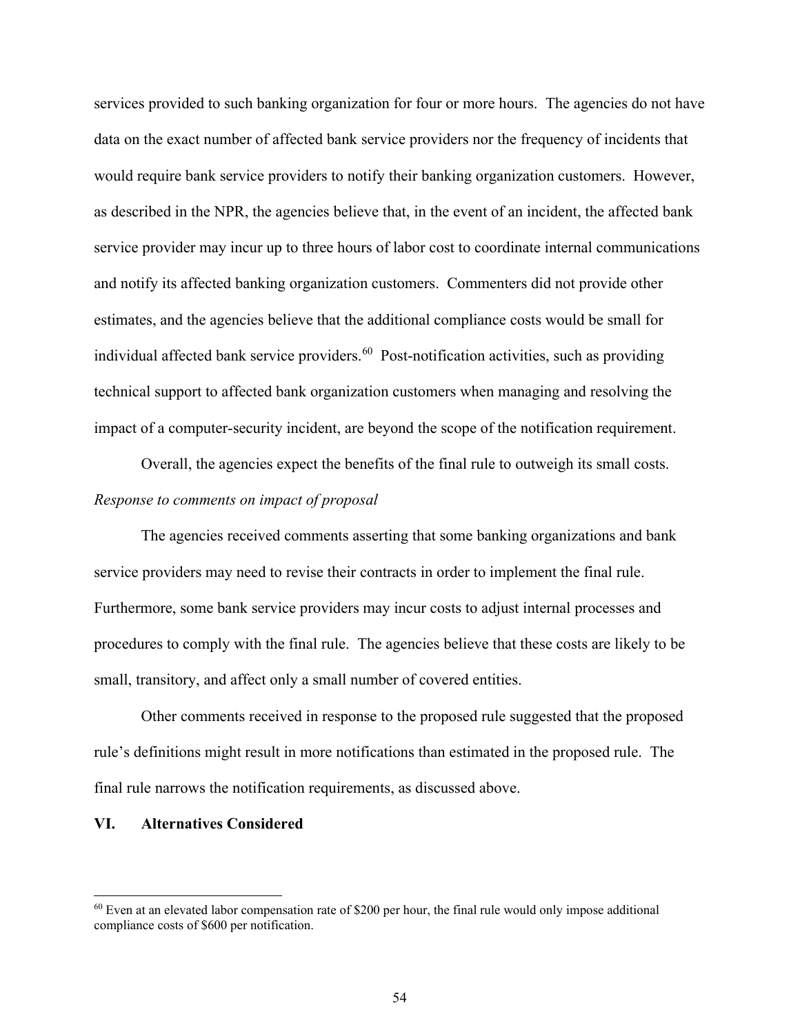services provided to such banking organization for four or more hours. The agencies do not have data on the exact number of affected bank service providers nor the frequency of incidents that would require bank service providers to notify their banking organization customers. However, as described in the NPR, the agencies believe that, in the event of an incident, the affected bank service provider may incur up to three hours of labor cost to coordinate internal communications and notify its affected banking organization customers. Commenters did not provide other estimates, and the agencies believe that the additional compliance costs would be small for individual affected bank service providers.[60] Post-notification activities, such as providing technical support to affected bank organization customers when managing and resolving the impact of a computer-security incident, are beyond the scope of the notification requirement.

Overall, the agencies expect the benefits of the final rule to outweigh its small costs.

*Response to comments on impact of proposal*

The agencies received comments asserting that some banking organizations and bank service providers may need to revise their contracts in order to implement the final rule. Furthermore, some bank service providers may incur costs to adjust internal processes and procedures to comply with the final rule. The agencies believe that these costs are likely to be small, transitory, and affect only a small number of covered entities.

Other comments received in response to the proposed rule suggested that the proposed rule's definitions might result in more notifications than estimated in the proposed rule. The final rule narrows the notification requirements, as discussed above.

## VI. Alternatives Considered

[60] Even at an elevated labor compensation rate of $200 per hour, the final rule would only impose additional compliance costs of $600 per notification.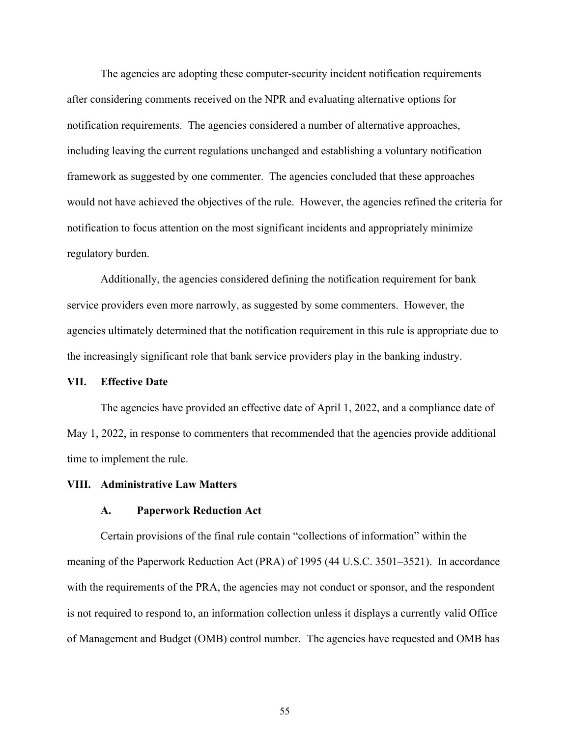The agencies are adopting these computer-security incident notification requirements after considering comments received on the NPR and evaluating alternative options for notification requirements. The agencies considered a number of alternative approaches, including leaving the current regulations unchanged and establishing a voluntary notification framework as suggested by one commenter. The agencies concluded that these approaches would not have achieved the objectives of the rule. However, the agencies refined the criteria for notification to focus attention on the most significant incidents and appropriately minimize regulatory burden.

Additionally, the agencies considered defining the notification requirement for bank service providers even more narrowly, as suggested by some commenters. However, the agencies ultimately determined that the notification requirement in this rule is appropriate due to the increasingly significant role that bank service providers play in the banking industry.

## VII. Effective Date

The agencies have provided an effective date of April 1, 2022, and a compliance date of May 1, 2022, in response to commenters that recommended that the agencies provide additional time to implement the rule.

## VIII. Administrative Law Matters

### A. Paperwork Reduction Act

Certain provisions of the final rule contain "collections of information" within the meaning of the Paperwork Reduction Act (PRA) of 1995 (44 U.S.C. 3501–3521). In accordance with the requirements of the PRA, the agencies may not conduct or sponsor, and the respondent is not required to respond to, an information collection unless it displays a currently valid Office of Management and Budget (OMB) control number. The agencies have requested and OMB has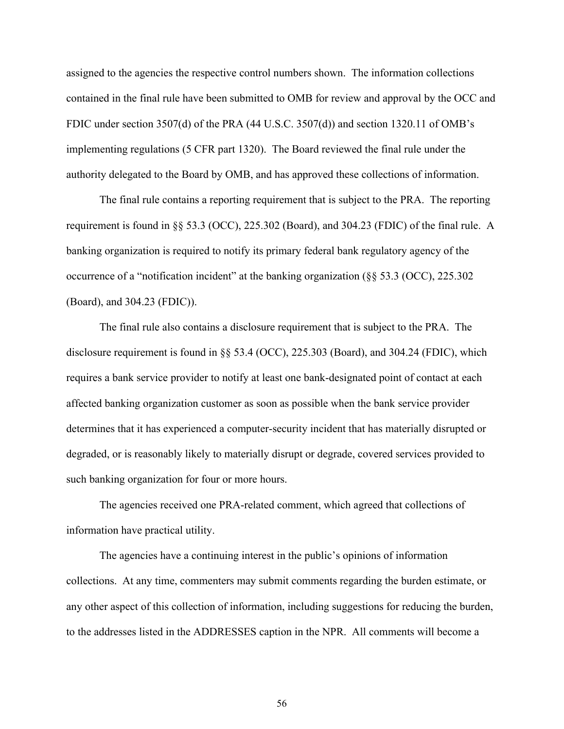assigned to the agencies the respective control numbers shown. The information collections contained in the final rule have been submitted to OMB for review and approval by the OCC and FDIC under section 3507(d) of the PRA (44 U.S.C. 3507(d)) and section 1320.11 of OMB's implementing regulations (5 CFR part 1320). The Board reviewed the final rule under the authority delegated to the Board by OMB, and has approved these collections of information.

The final rule contains a reporting requirement that is subject to the PRA. The reporting requirement is found in §§ 53.3 (OCC), 225.302 (Board), and 304.23 (FDIC) of the final rule. A banking organization is required to notify its primary federal bank regulatory agency of the occurrence of a "notification incident" at the banking organization (§§ 53.3 (OCC), 225.302 (Board), and 304.23 (FDIC)).

The final rule also contains a disclosure requirement that is subject to the PRA. The disclosure requirement is found in §§ 53.4 (OCC), 225.303 (Board), and 304.24 (FDIC), which requires a bank service provider to notify at least one bank-designated point of contact at each affected banking organization customer as soon as possible when the bank service provider determines that it has experienced a computer-security incident that has materially disrupted or degraded, or is reasonably likely to materially disrupt or degrade, covered services provided to such banking organization for four or more hours.

The agencies received one PRA-related comment, which agreed that collections of information have practical utility.

The agencies have a continuing interest in the public's opinions of information collections. At any time, commenters may submit comments regarding the burden estimate, or any other aspect of this collection of information, including suggestions for reducing the burden, to the addresses listed in the ADDRESSES caption in the NPR. All comments will become a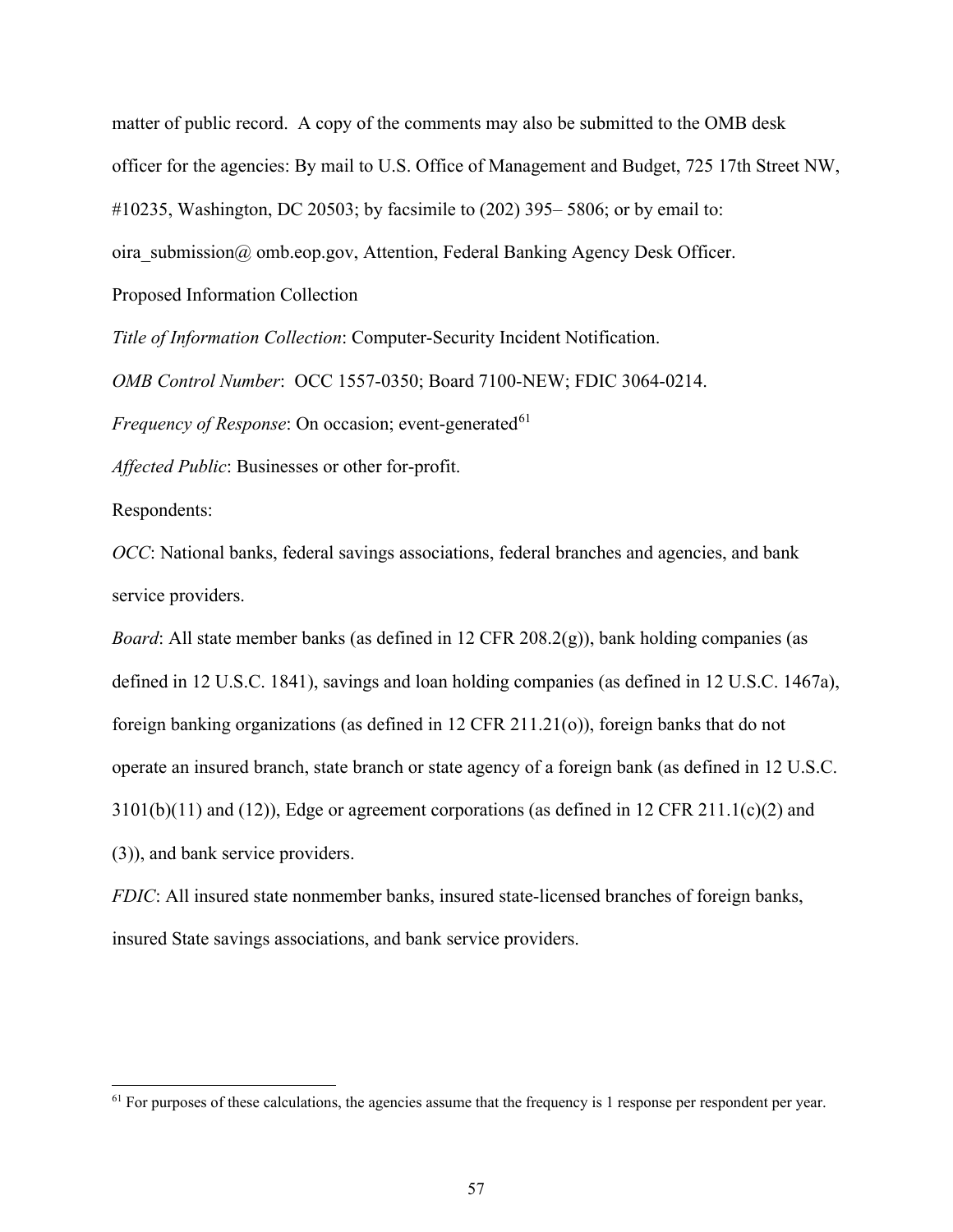matter of public record. A copy of the comments may also be submitted to the OMB desk officer for the agencies: By mail to U.S. Office of Management and Budget, 725 17th Street NW, #10235, Washington, DC 20503; by facsimile to (202) 395– 5806; or by email to: oira_submission@ omb.eop.gov, Attention, Federal Banking Agency Desk Officer.

Proposed Information Collection

*Title of Information Collection*: Computer-Security Incident Notification.

*OMB Control Number*: OCC 1557-0350; Board 7100-NEW; FDIC 3064-0214.

*Frequency of Response*: On occasion; event-generated[61]

*Affected Public*: Businesses or other for-profit.

Respondents:

*OCC*: National banks, federal savings associations, federal branches and agencies, and bank service providers.

*Board*: All state member banks (as defined in 12 CFR 208.2(g)), bank holding companies (as defined in 12 U.S.C. 1841), savings and loan holding companies (as defined in 12 U.S.C. 1467a), foreign banking organizations (as defined in 12 CFR 211.21(o)), foreign banks that do not operate an insured branch, state branch or state agency of a foreign bank (as defined in 12 U.S.C. 3101(b)(11) and (12)), Edge or agreement corporations (as defined in 12 CFR 211.1(c)(2) and (3)), and bank service providers.

*FDIC*: All insured state nonmember banks, insured state-licensed branches of foreign banks, insured State savings associations, and bank service providers.

---

[61] For purposes of these calculations, the agencies assume that the frequency is 1 response per respondent per year.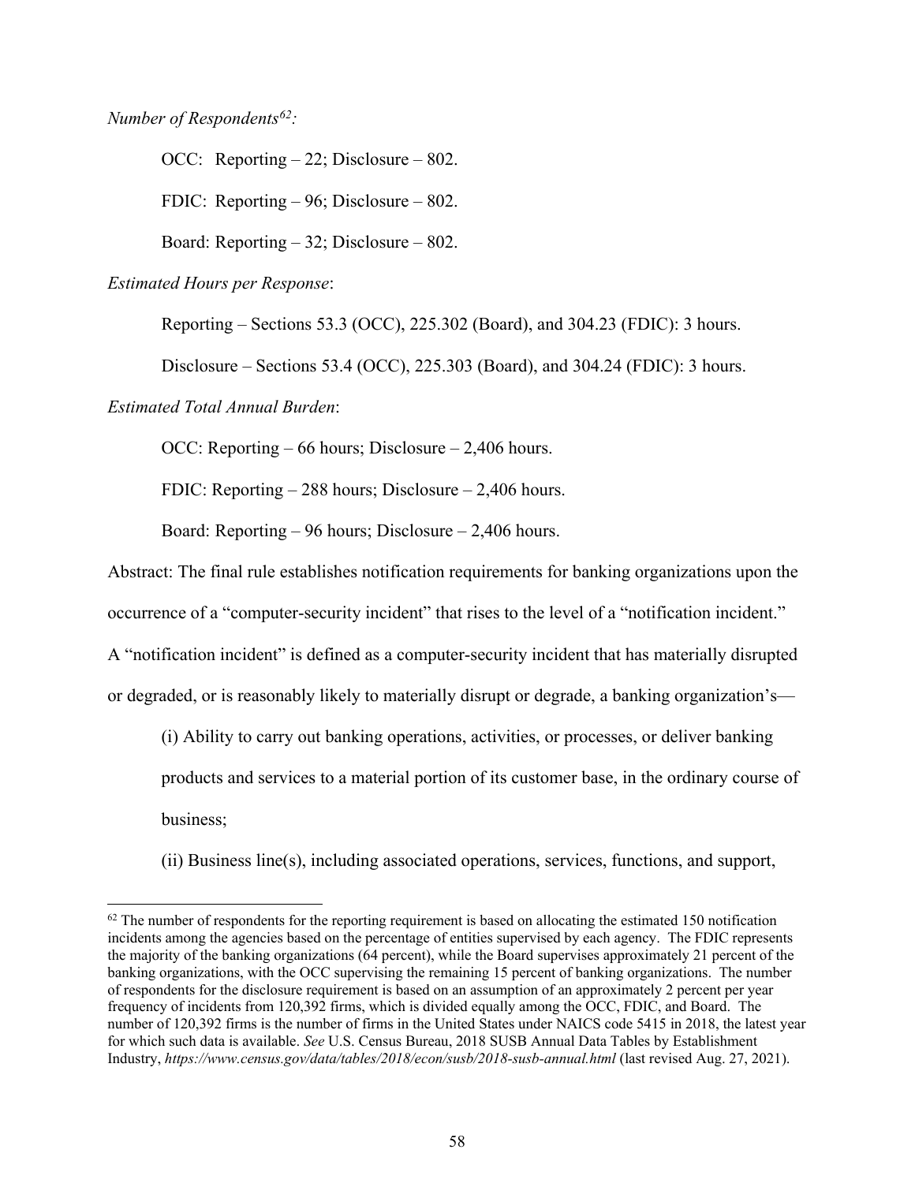*Number of Respondents*[62]*:*

OCC: Reporting – 22; Disclosure – 802.

FDIC: Reporting – 96; Disclosure – 802.

Board: Reporting – 32; Disclosure – 802.

*Estimated Hours per Response*:

Reporting – Sections 53.3 (OCC), 225.302 (Board), and 304.23 (FDIC): 3 hours.

Disclosure – Sections 53.4 (OCC), 225.303 (Board), and 304.24 (FDIC): 3 hours.

*Estimated Total Annual Burden*:

OCC: Reporting – 66 hours; Disclosure – 2,406 hours.

FDIC: Reporting – 288 hours; Disclosure – 2,406 hours.

Board: Reporting – 96 hours; Disclosure – 2,406 hours.

Abstract: The final rule establishes notification requirements for banking organizations upon the occurrence of a "computer-security incident" that rises to the level of a "notification incident." A "notification incident" is defined as a computer-security incident that has materially disrupted or degraded, or is reasonably likely to materially disrupt or degrade, a banking organization's—

(i) Ability to carry out banking operations, activities, or processes, or deliver banking products and services to a material portion of its customer base, in the ordinary course of business;

(ii) Business line(s), including associated operations, services, functions, and support,

---

[62] The number of respondents for the reporting requirement is based on allocating the estimated 150 notification incidents among the agencies based on the percentage of entities supervised by each agency. The FDIC represents the majority of the banking organizations (64 percent), while the Board supervises approximately 21 percent of the banking organizations, with the OCC supervising the remaining 15 percent of banking organizations. The number of respondents for the disclosure requirement is based on an assumption of an approximately 2 percent per year frequency of incidents from 120,392 firms, which is divided equally among the OCC, FDIC, and Board. The number of 120,392 firms is the number of firms in the United States under NAICS code 5415 in 2018, the latest year for which such data is available. *See* U.S. Census Bureau, 2018 SUSB Annual Data Tables by Establishment Industry, *https://www.census.gov/data/tables/2018/econ/susb/2018-susb-annual.html* (last revised Aug. 27, 2021).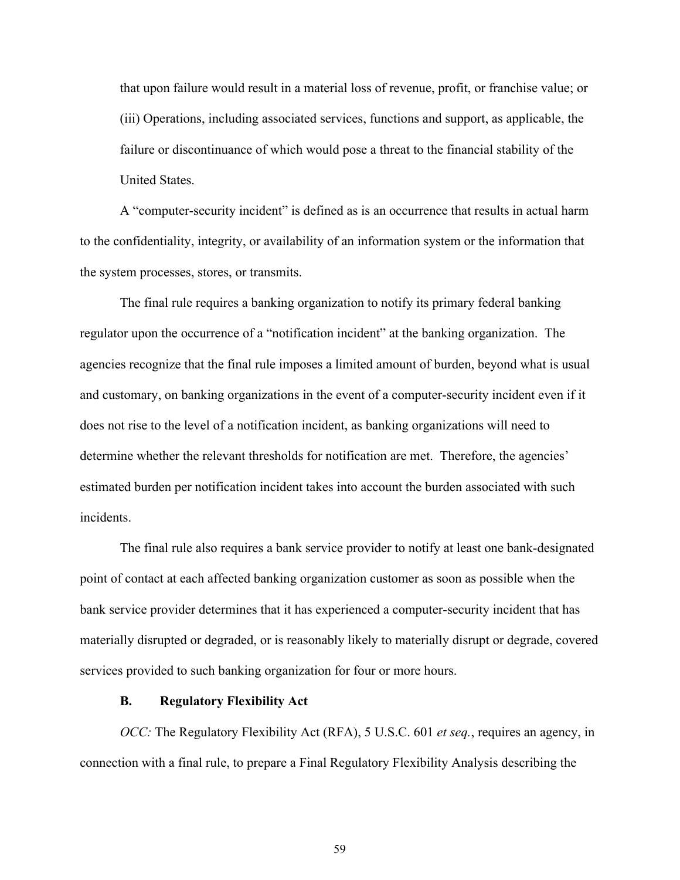that upon failure would result in a material loss of revenue, profit, or franchise value; or

(iii) Operations, including associated services, functions and support, as applicable, the failure or discontinuance of which would pose a threat to the financial stability of the United States.

A "computer-security incident" is defined as is an occurrence that results in actual harm to the confidentiality, integrity, or availability of an information system or the information that the system processes, stores, or transmits.

The final rule requires a banking organization to notify its primary federal banking regulator upon the occurrence of a "notification incident" at the banking organization. The agencies recognize that the final rule imposes a limited amount of burden, beyond what is usual and customary, on banking organizations in the event of a computer-security incident even if it does not rise to the level of a notification incident, as banking organizations will need to determine whether the relevant thresholds for notification are met. Therefore, the agencies' estimated burden per notification incident takes into account the burden associated with such incidents.

The final rule also requires a bank service provider to notify at least one bank-designated point of contact at each affected banking organization customer as soon as possible when the bank service provider determines that it has experienced a computer-security incident that has materially disrupted or degraded, or is reasonably likely to materially disrupt or degrade, covered services provided to such banking organization for four or more hours.

### B. Regulatory Flexibility Act

*OCC:* The Regulatory Flexibility Act (RFA), 5 U.S.C. 601 *et seq.*, requires an agency, in connection with a final rule, to prepare a Final Regulatory Flexibility Analysis describing the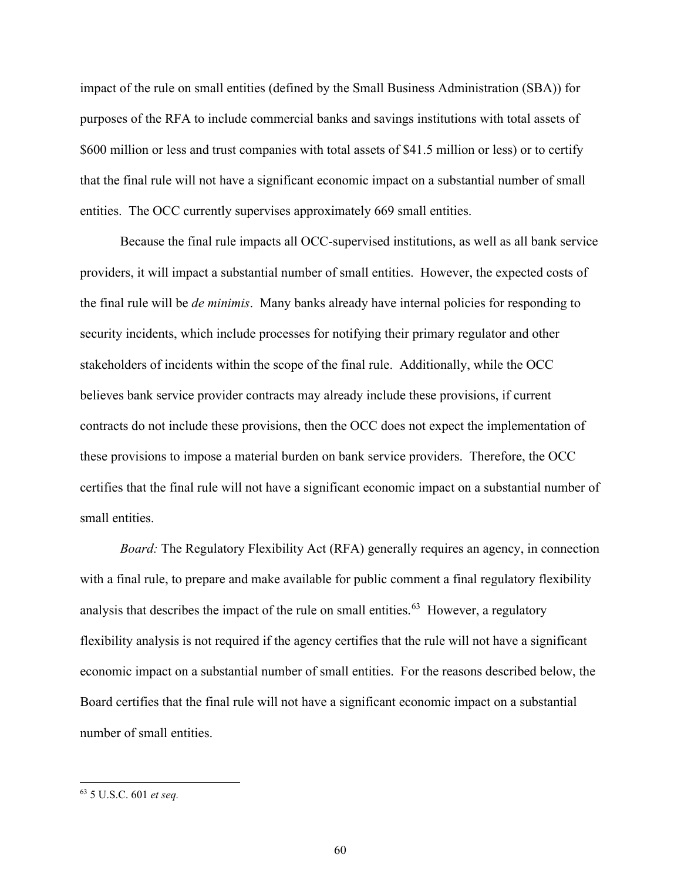impact of the rule on small entities (defined by the Small Business Administration (SBA)) for purposes of the RFA to include commercial banks and savings institutions with total assets of $600 million or less and trust companies with total assets of $41.5 million or less) or to certify that the final rule will not have a significant economic impact on a substantial number of small entities. The OCC currently supervises approximately 669 small entities.

Because the final rule impacts all OCC-supervised institutions, as well as all bank service providers, it will impact a substantial number of small entities. However, the expected costs of the final rule will be *de minimis*. Many banks already have internal policies for responding to security incidents, which include processes for notifying their primary regulator and other stakeholders of incidents within the scope of the final rule. Additionally, while the OCC believes bank service provider contracts may already include these provisions, if current contracts do not include these provisions, then the OCC does not expect the implementation of these provisions to impose a material burden on bank service providers. Therefore, the OCC certifies that the final rule will not have a significant economic impact on a substantial number of small entities.

*Board:* The Regulatory Flexibility Act (RFA) generally requires an agency, in connection with a final rule, to prepare and make available for public comment a final regulatory flexibility analysis that describes the impact of the rule on small entities.[63] However, a regulatory flexibility analysis is not required if the agency certifies that the rule will not have a significant economic impact on a substantial number of small entities. For the reasons described below, the Board certifies that the final rule will not have a significant economic impact on a substantial number of small entities.

[63] 5 U.S.C. 601 *et seq.*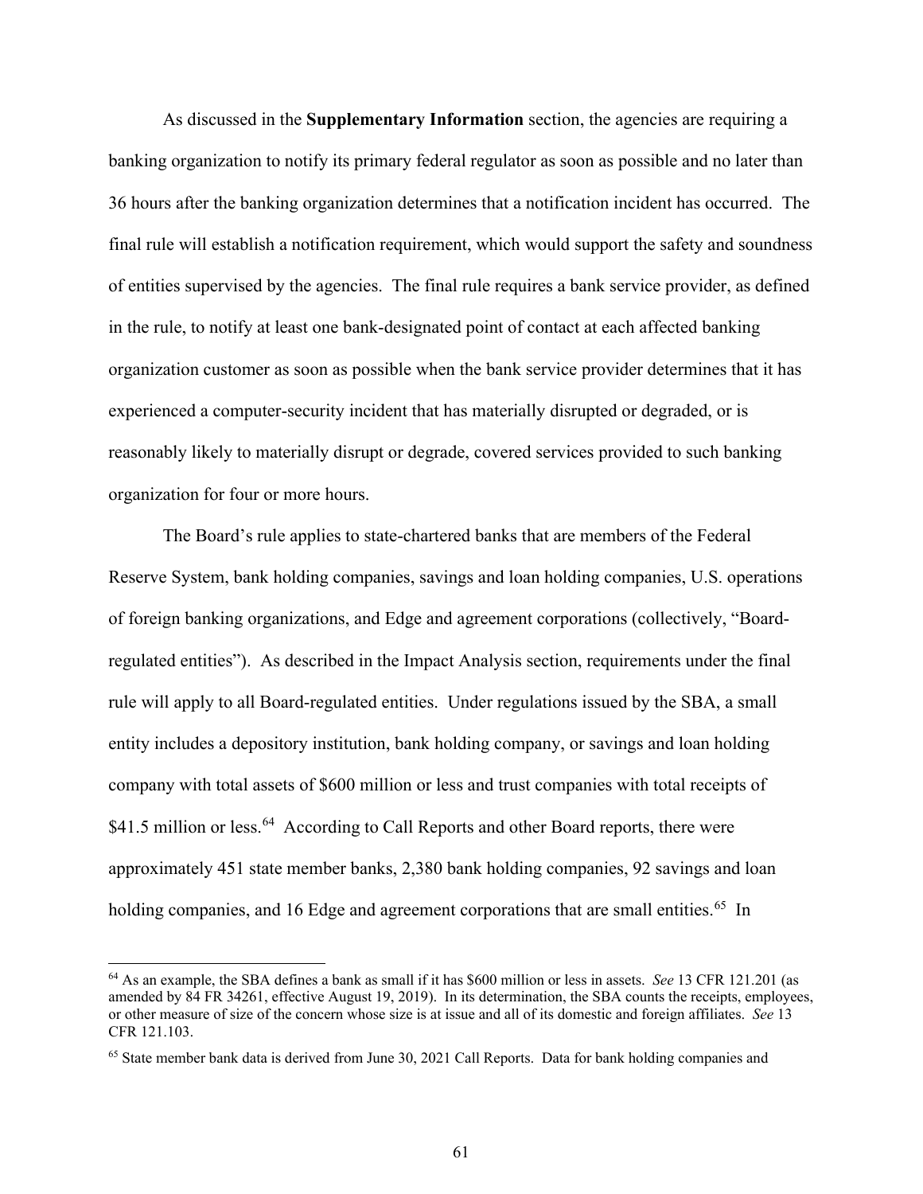As discussed in the **Supplementary Information** section, the agencies are requiring a banking organization to notify its primary federal regulator as soon as possible and no later than 36 hours after the banking organization determines that a notification incident has occurred. The final rule will establish a notification requirement, which would support the safety and soundness of entities supervised by the agencies. The final rule requires a bank service provider, as defined in the rule, to notify at least one bank-designated point of contact at each affected banking organization customer as soon as possible when the bank service provider determines that it has experienced a computer-security incident that has materially disrupted or degraded, or is reasonably likely to materially disrupt or degrade, covered services provided to such banking organization for four or more hours.

The Board's rule applies to state-chartered banks that are members of the Federal Reserve System, bank holding companies, savings and loan holding companies, U.S. operations of foreign banking organizations, and Edge and agreement corporations (collectively, "Board-regulated entities"). As described in the Impact Analysis section, requirements under the final rule will apply to all Board-regulated entities. Under regulations issued by the SBA, a small entity includes a depository institution, bank holding company, or savings and loan holding company with total assets of $600 million or less and trust companies with total receipts of $41.5 million or less.[64] According to Call Reports and other Board reports, there were approximately 451 state member banks, 2,380 bank holding companies, 92 savings and loan holding companies, and 16 Edge and agreement corporations that are small entities.[65] In

---

[64] As an example, the SBA defines a bank as small if it has $600 million or less in assets. *See* 13 CFR 121.201 (as amended by 84 FR 34261, effective August 19, 2019). In its determination, the SBA counts the receipts, employees, or other measure of size of the concern whose size is at issue and all of its domestic and foreign affiliates. *See* 13 CFR 121.103.

[65] State member bank data is derived from June 30, 2021 Call Reports. Data for bank holding companies and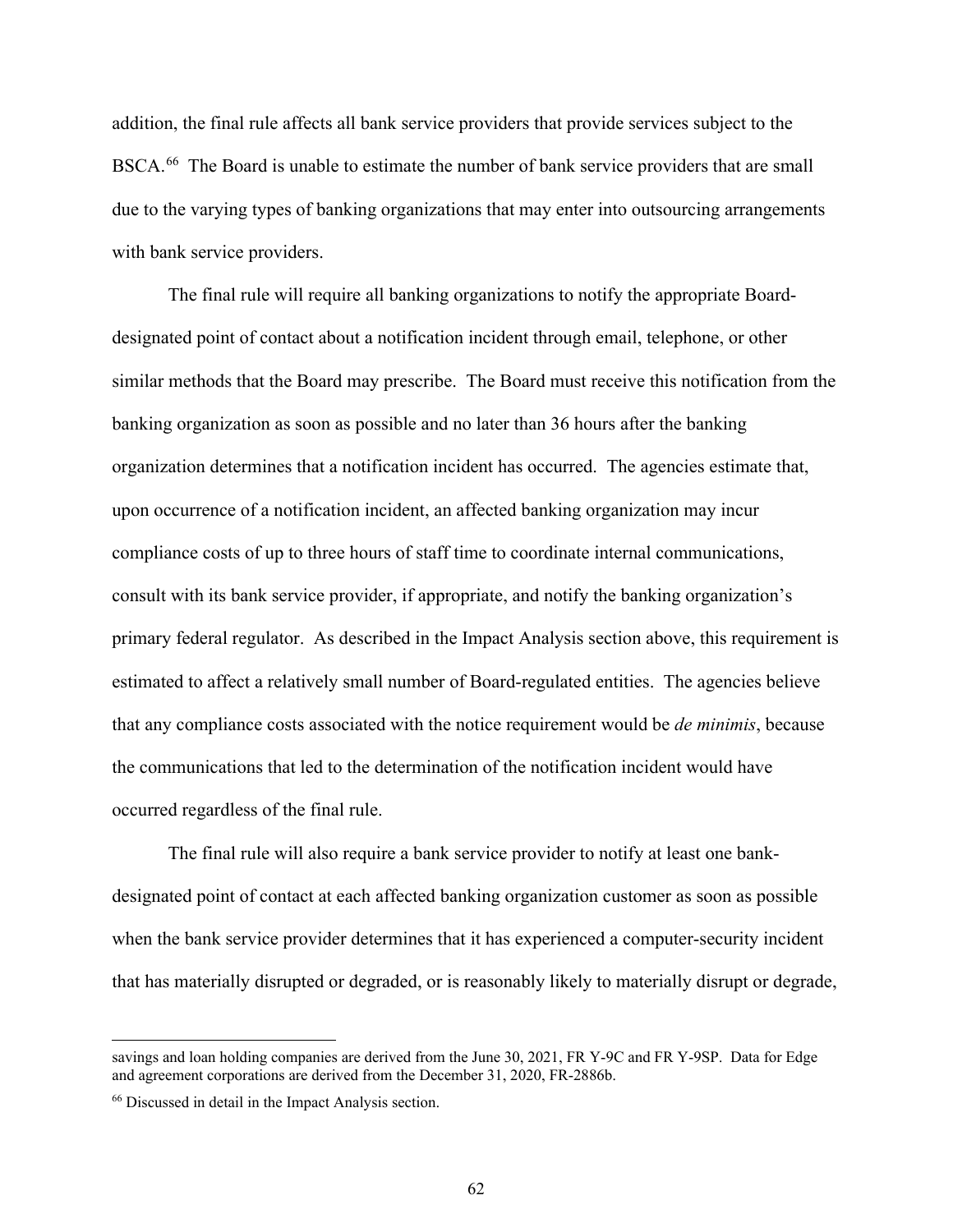addition, the final rule affects all bank service providers that provide services subject to the BSCA.[66] The Board is unable to estimate the number of bank service providers that are small due to the varying types of banking organizations that may enter into outsourcing arrangements with bank service providers.

The final rule will require all banking organizations to notify the appropriate Board-designated point of contact about a notification incident through email, telephone, or other similar methods that the Board may prescribe. The Board must receive this notification from the banking organization as soon as possible and no later than 36 hours after the banking organization determines that a notification incident has occurred. The agencies estimate that, upon occurrence of a notification incident, an affected banking organization may incur compliance costs of up to three hours of staff time to coordinate internal communications, consult with its bank service provider, if appropriate, and notify the banking organization's primary federal regulator. As described in the Impact Analysis section above, this requirement is estimated to affect a relatively small number of Board-regulated entities. The agencies believe that any compliance costs associated with the notice requirement would be *de minimis*, because the communications that led to the determination of the notification incident would have occurred regardless of the final rule.

The final rule will also require a bank service provider to notify at least one bank-designated point of contact at each affected banking organization customer as soon as possible when the bank service provider determines that it has experienced a computer-security incident that has materially disrupted or degraded, or is reasonably likely to materially disrupt or degrade,

---

savings and loan holding companies are derived from the June 30, 2021, FR Y-9C and FR Y-9SP. Data for Edge and agreement corporations are derived from the December 31, 2020, FR-2886b.

[66] Discussed in detail in the Impact Analysis section.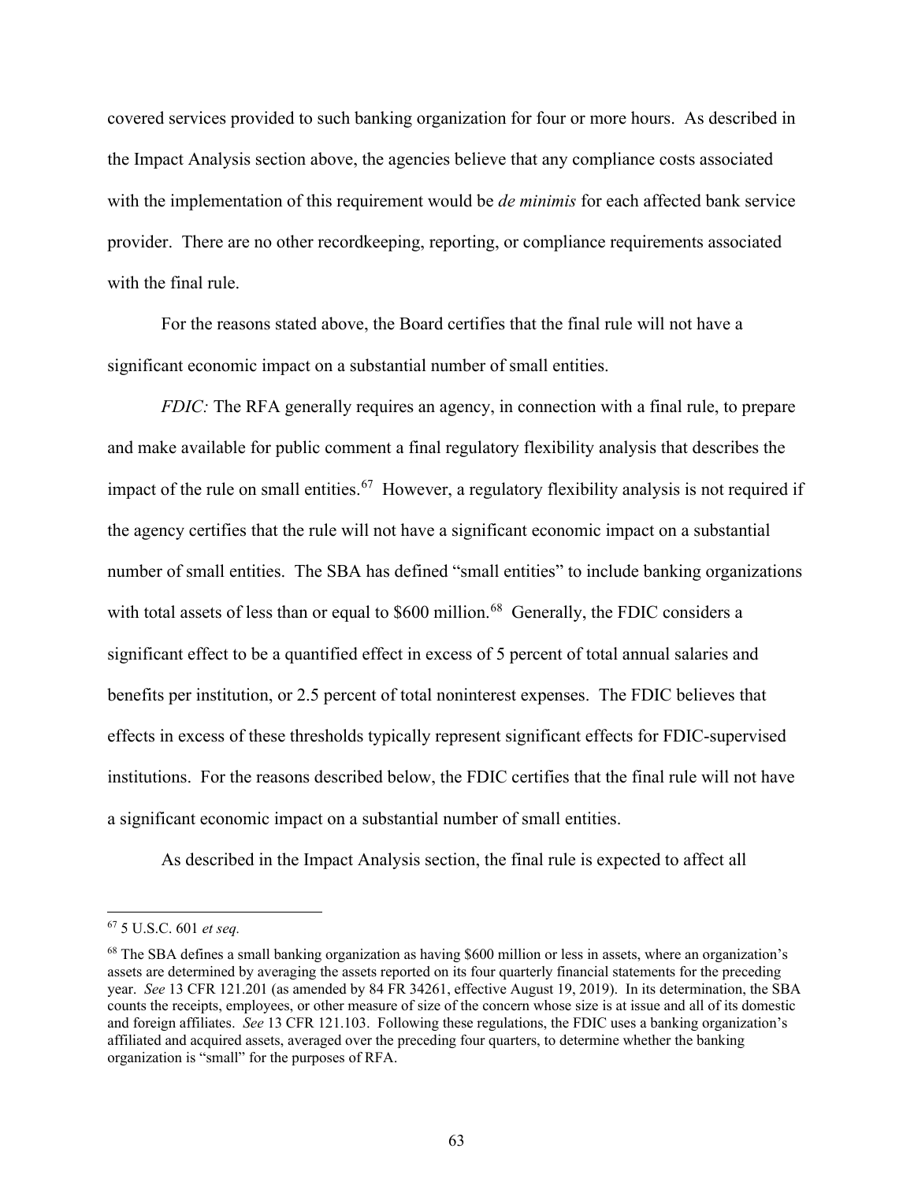covered services provided to such banking organization for four or more hours. As described in the Impact Analysis section above, the agencies believe that any compliance costs associated with the implementation of this requirement would be *de minimis* for each affected bank service provider. There are no other recordkeeping, reporting, or compliance requirements associated with the final rule.

For the reasons stated above, the Board certifies that the final rule will not have a significant economic impact on a substantial number of small entities.

*FDIC:* The RFA generally requires an agency, in connection with a final rule, to prepare and make available for public comment a final regulatory flexibility analysis that describes the impact of the rule on small entities.[67] However, a regulatory flexibility analysis is not required if the agency certifies that the rule will not have a significant economic impact on a substantial number of small entities. The SBA has defined "small entities" to include banking organizations with total assets of less than or equal to $600 million.[68] Generally, the FDIC considers a significant effect to be a quantified effect in excess of 5 percent of total annual salaries and benefits per institution, or 2.5 percent of total noninterest expenses. The FDIC believes that effects in excess of these thresholds typically represent significant effects for FDIC-supervised institutions. For the reasons described below, the FDIC certifies that the final rule will not have a significant economic impact on a substantial number of small entities.

As described in the Impact Analysis section, the final rule is expected to affect all

---

[67] 5 U.S.C. 601 *et seq.*

[68] The SBA defines a small banking organization as having $600 million or less in assets, where an organization's assets are determined by averaging the assets reported on its four quarterly financial statements for the preceding year. *See* 13 CFR 121.201 (as amended by 84 FR 34261, effective August 19, 2019). In its determination, the SBA counts the receipts, employees, or other measure of size of the concern whose size is at issue and all of its domestic and foreign affiliates. *See* 13 CFR 121.103. Following these regulations, the FDIC uses a banking organization's affiliated and acquired assets, averaged over the preceding four quarters, to determine whether the banking organization is "small" for the purposes of RFA.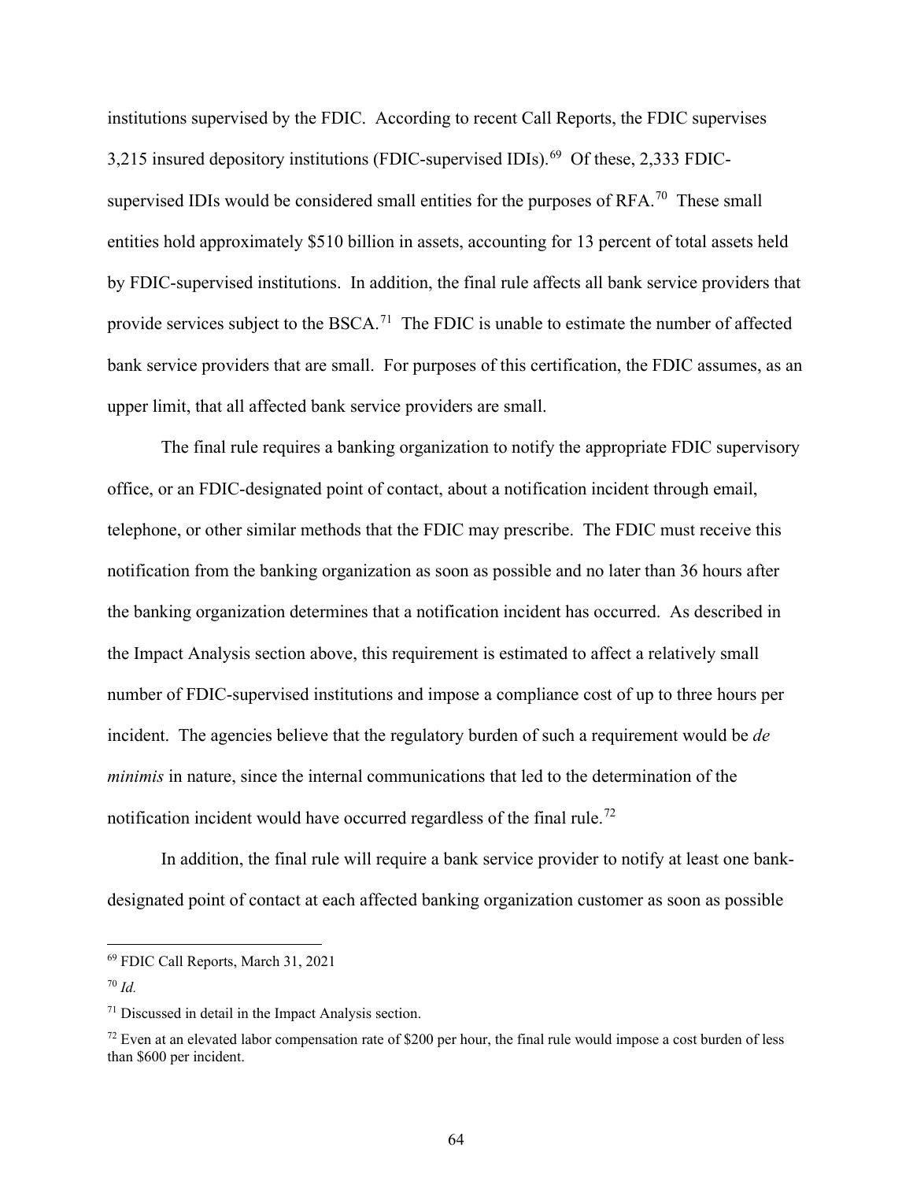institutions supervised by the FDIC. According to recent Call Reports, the FDIC supervises 3,215 insured depository institutions (FDIC-supervised IDIs).[69] Of these, 2,333 FDIC-supervised IDIs would be considered small entities for the purposes of RFA.[70] These small entities hold approximately $510 billion in assets, accounting for 13 percent of total assets held by FDIC-supervised institutions. In addition, the final rule affects all bank service providers that provide services subject to the BSCA.[71] The FDIC is unable to estimate the number of affected bank service providers that are small. For purposes of this certification, the FDIC assumes, as an upper limit, that all affected bank service providers are small.

The final rule requires a banking organization to notify the appropriate FDIC supervisory office, or an FDIC-designated point of contact, about a notification incident through email, telephone, or other similar methods that the FDIC may prescribe. The FDIC must receive this notification from the banking organization as soon as possible and no later than 36 hours after the banking organization determines that a notification incident has occurred. As described in the Impact Analysis section above, this requirement is estimated to affect a relatively small number of FDIC-supervised institutions and impose a compliance cost of up to three hours per incident. The agencies believe that the regulatory burden of such a requirement would be *de minimis* in nature, since the internal communications that led to the determination of the notification incident would have occurred regardless of the final rule.[72]

In addition, the final rule will require a bank service provider to notify at least one bank-designated point of contact at each affected banking organization customer as soon as possible

---

[69] FDIC Call Reports, March 31, 2021

[70] *Id.*

[71] Discussed in detail in the Impact Analysis section.

[72] Even at an elevated labor compensation rate of $200 per hour, the final rule would impose a cost burden of less than $600 per incident.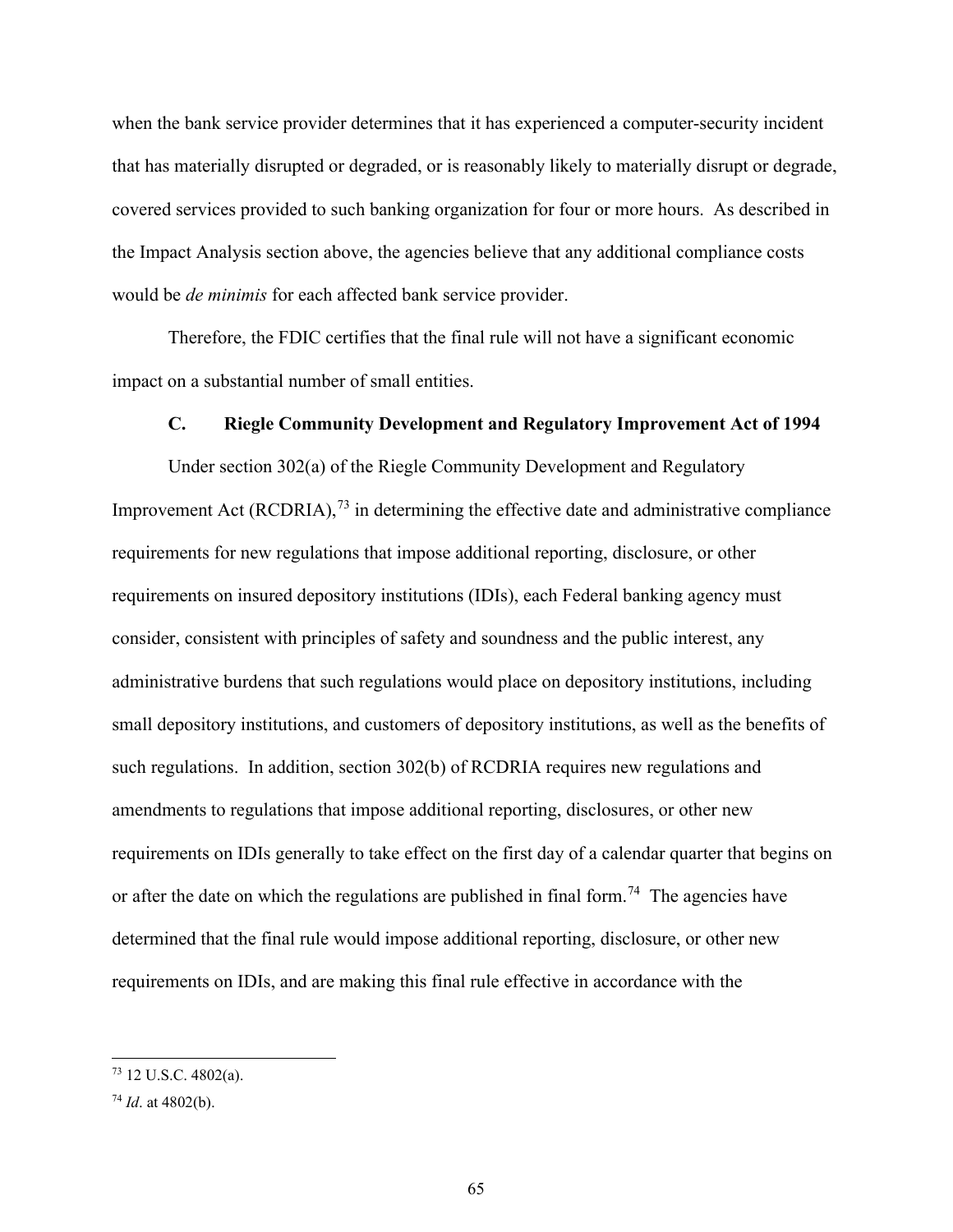when the bank service provider determines that it has experienced a computer-security incident that has materially disrupted or degraded, or is reasonably likely to materially disrupt or degrade, covered services provided to such banking organization for four or more hours. As described in the Impact Analysis section above, the agencies believe that any additional compliance costs would be *de minimis* for each affected bank service provider.

Therefore, the FDIC certifies that the final rule will not have a significant economic impact on a substantial number of small entities.

### C. Riegle Community Development and Regulatory Improvement Act of 1994

Under section 302(a) of the Riegle Community Development and Regulatory Improvement Act (RCDRIA),[73] in determining the effective date and administrative compliance requirements for new regulations that impose additional reporting, disclosure, or other requirements on insured depository institutions (IDIs), each Federal banking agency must consider, consistent with principles of safety and soundness and the public interest, any administrative burdens that such regulations would place on depository institutions, including small depository institutions, and customers of depository institutions, as well as the benefits of such regulations. In addition, section 302(b) of RCDRIA requires new regulations and amendments to regulations that impose additional reporting, disclosures, or other new requirements on IDIs generally to take effect on the first day of a calendar quarter that begins on or after the date on which the regulations are published in final form.[74] The agencies have determined that the final rule would impose additional reporting, disclosure, or other new requirements on IDIs, and are making this final rule effective in accordance with the

---

[73] 12 U.S.C. 4802(a).

[74] *Id*. at 4802(b).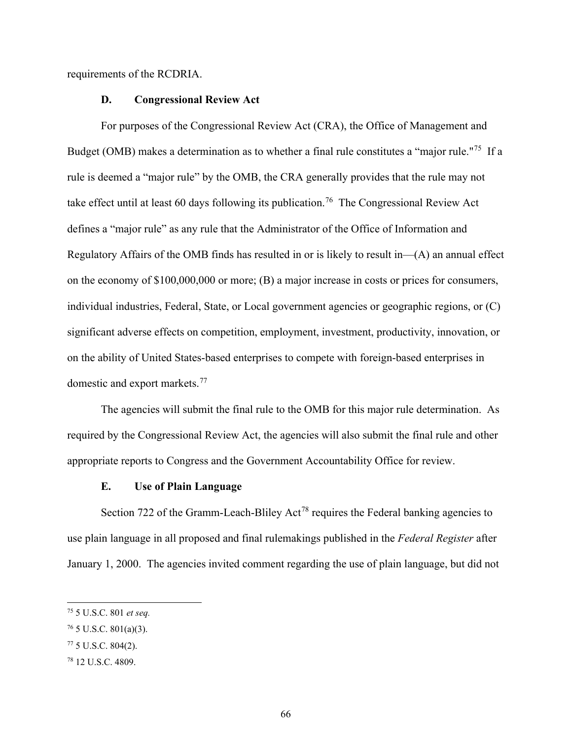requirements of the RCDRIA.

### D. Congressional Review Act

For purposes of the Congressional Review Act (CRA), the Office of Management and Budget (OMB) makes a determination as to whether a final rule constitutes a "major rule."[75] If a rule is deemed a "major rule" by the OMB, the CRA generally provides that the rule may not take effect until at least 60 days following its publication.[76] The Congressional Review Act defines a "major rule" as any rule that the Administrator of the Office of Information and Regulatory Affairs of the OMB finds has resulted in or is likely to result in—(A) an annual effect on the economy of $100,000,000 or more; (B) a major increase in costs or prices for consumers, individual industries, Federal, State, or Local government agencies or geographic regions, or (C) significant adverse effects on competition, employment, investment, productivity, innovation, or on the ability of United States-based enterprises to compete with foreign-based enterprises in domestic and export markets.[77]

The agencies will submit the final rule to the OMB for this major rule determination. As required by the Congressional Review Act, the agencies will also submit the final rule and other appropriate reports to Congress and the Government Accountability Office for review.

### E. Use of Plain Language

Section 722 of the Gramm-Leach-Bliley Act[78] requires the Federal banking agencies to use plain language in all proposed and final rulemakings published in the *Federal Register* after January 1, 2000. The agencies invited comment regarding the use of plain language, but did not

---

[75] 5 U.S.C. 801 *et seq.*

[76] 5 U.S.C. 801(a)(3).

[77] 5 U.S.C. 804(2).

[78] 12 U.S.C. 4809.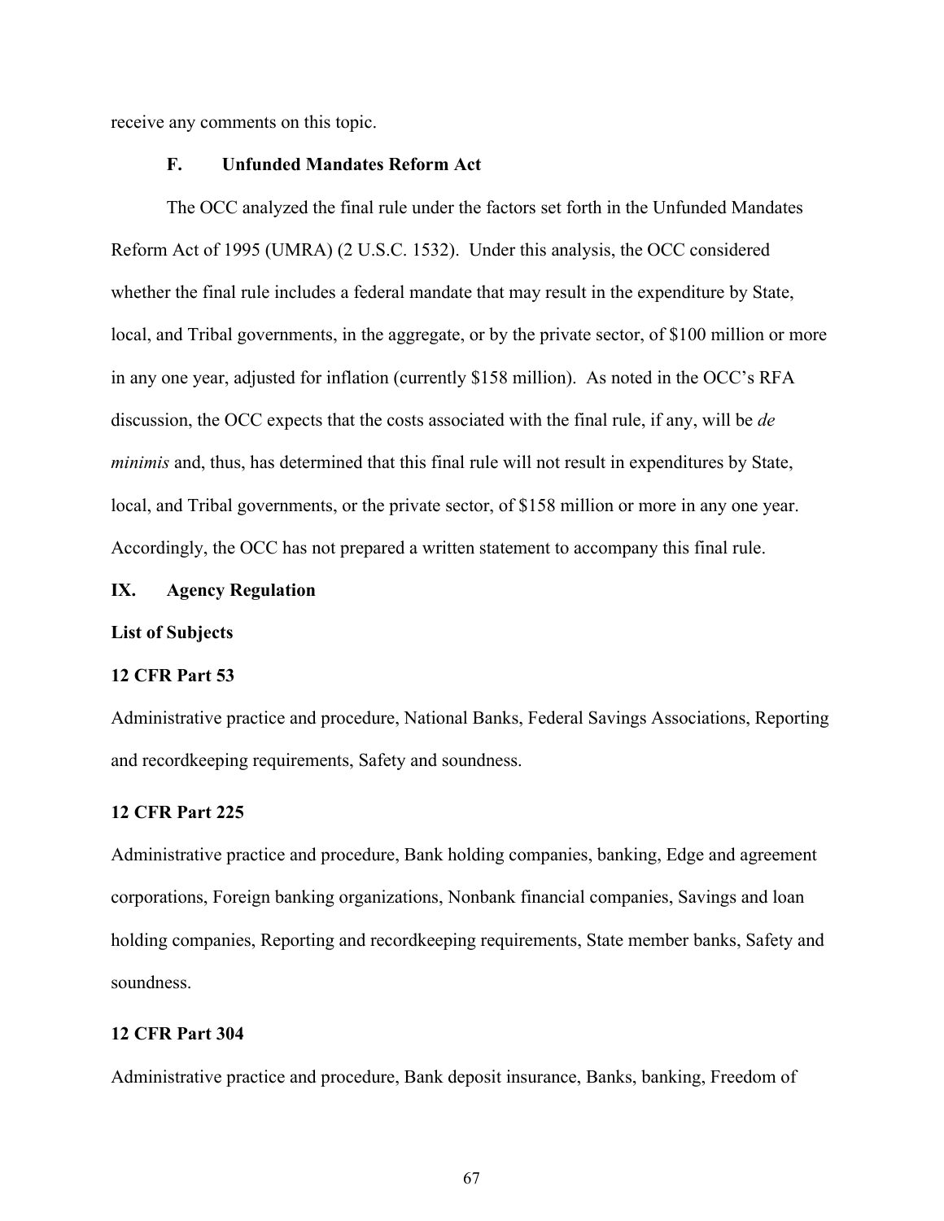receive any comments on this topic.

### F. Unfunded Mandates Reform Act

The OCC analyzed the final rule under the factors set forth in the Unfunded Mandates Reform Act of 1995 (UMRA) (2 U.S.C. 1532). Under this analysis, the OCC considered whether the final rule includes a federal mandate that may result in the expenditure by State, local, and Tribal governments, in the aggregate, or by the private sector, of $100 million or more in any one year, adjusted for inflation (currently $158 million). As noted in the OCC's RFA discussion, the OCC expects that the costs associated with the final rule, if any, will be *de minimis* and, thus, has determined that this final rule will not result in expenditures by State, local, and Tribal governments, or the private sector, of $158 million or more in any one year. Accordingly, the OCC has not prepared a written statement to accompany this final rule.

## IX. Agency Regulation

**List of Subjects**

**12 CFR Part 53**

Administrative practice and procedure, National Banks, Federal Savings Associations, Reporting and recordkeeping requirements, Safety and soundness.

**12 CFR Part 225**

Administrative practice and procedure, Bank holding companies, banking, Edge and agreement corporations, Foreign banking organizations, Nonbank financial companies, Savings and loan holding companies, Reporting and recordkeeping requirements, State member banks, Safety and soundness.

**12 CFR Part 304**

Administrative practice and procedure, Bank deposit insurance, Banks, banking, Freedom of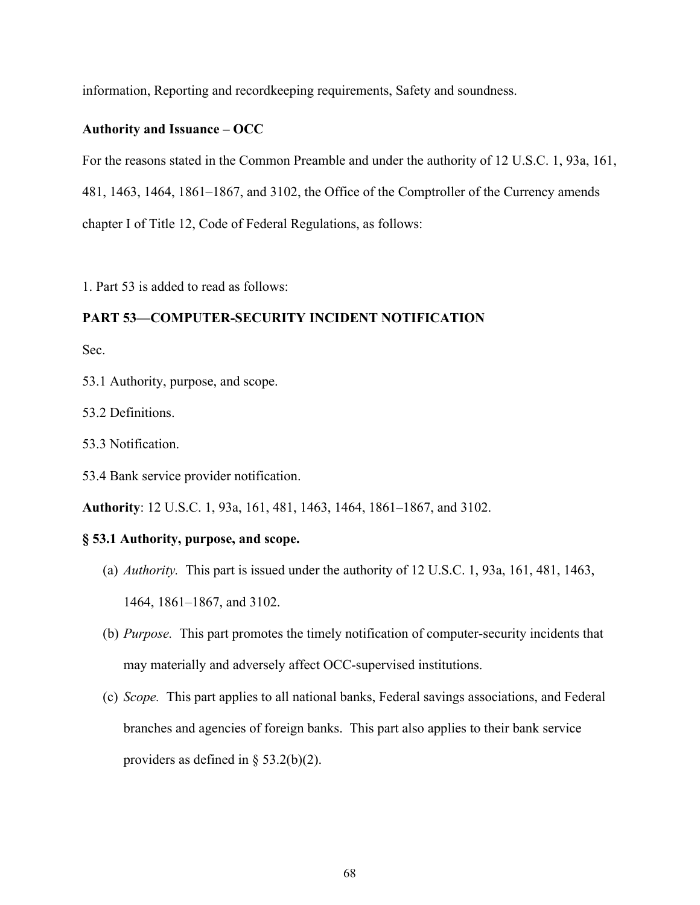information, Reporting and recordkeeping requirements, Safety and soundness.

**Authority and Issuance – OCC**

For the reasons stated in the Common Preamble and under the authority of 12 U.S.C. 1, 93a, 161, 481, 1463, 1464, 1861–1867, and 3102, the Office of the Comptroller of the Currency amends chapter I of Title 12, Code of Federal Regulations, as follows:

1. Part 53 is added to read as follows:

## PART 53—COMPUTER-SECURITY INCIDENT NOTIFICATION

Sec.

53.1 Authority, purpose, and scope.

53.2 Definitions.

53.3 Notification.

53.4 Bank service provider notification.

**Authority**: 12 U.S.C. 1, 93a, 161, 481, 1463, 1464, 1861–1867, and 3102.

### § 53.1 Authority, purpose, and scope.

(a) *Authority.* This part is issued under the authority of 12 U.S.C. 1, 93a, 161, 481, 1463, 1464, 1861–1867, and 3102.

(b) *Purpose.* This part promotes the timely notification of computer-security incidents that may materially and adversely affect OCC-supervised institutions.

(c) *Scope.* This part applies to all national banks, Federal savings associations, and Federal branches and agencies of foreign banks. This part also applies to their bank service providers as defined in § 53.2(b)(2).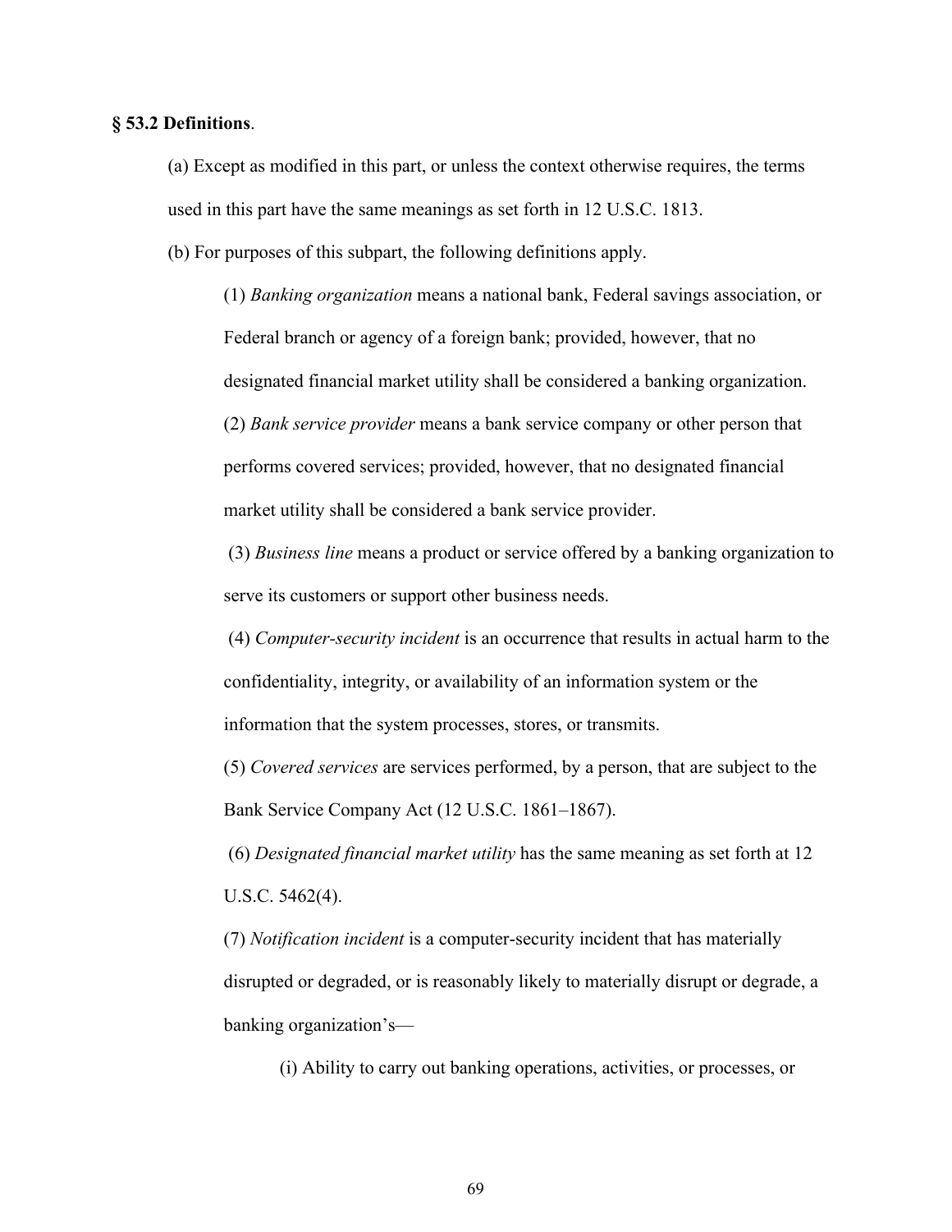**§ 53.2 Definitions**.

(a) Except as modified in this part, or unless the context otherwise requires, the terms used in this part have the same meanings as set forth in 12 U.S.C. 1813.

(b) For purposes of this subpart, the following definitions apply.

(1) *Banking organization* means a national bank, Federal savings association, or Federal branch or agency of a foreign bank; provided, however, that no designated financial market utility shall be considered a banking organization.

(2) *Bank service provider* means a bank service company or other person that performs covered services; provided, however, that no designated financial market utility shall be considered a bank service provider.

(3) *Business line* means a product or service offered by a banking organization to serve its customers or support other business needs.

(4) *Computer-security incident* is an occurrence that results in actual harm to the confidentiality, integrity, or availability of an information system or the information that the system processes, stores, or transmits.

(5) *Covered services* are services performed, by a person, that are subject to the Bank Service Company Act (12 U.S.C. 1861–1867).

(6) *Designated financial market utility* has the same meaning as set forth at 12 U.S.C. 5462(4).

(7) *Notification incident* is a computer-security incident that has materially disrupted or degraded, or is reasonably likely to materially disrupt or degrade, a banking organization's—

(i) Ability to carry out banking operations, activities, or processes, or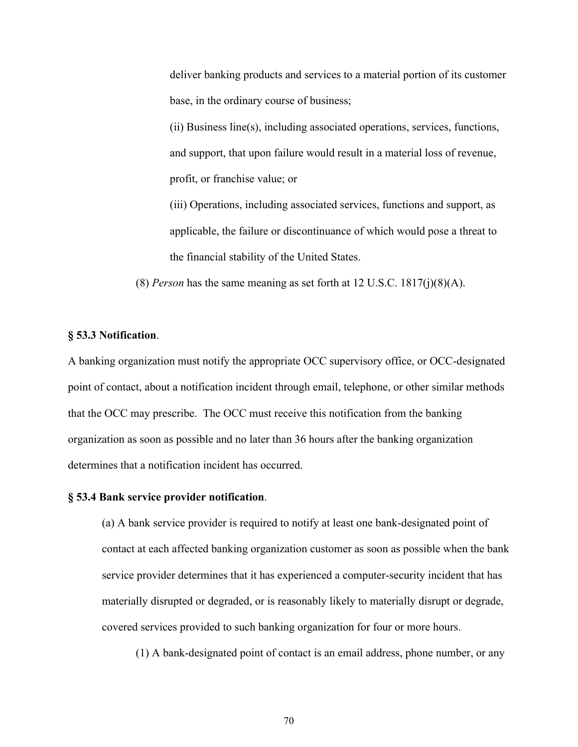deliver banking products and services to a material portion of its customer base, in the ordinary course of business;

(ii) Business line(s), including associated operations, services, functions, and support, that upon failure would result in a material loss of revenue, profit, or franchise value; or

(iii) Operations, including associated services, functions and support, as applicable, the failure or discontinuance of which would pose a threat to the financial stability of the United States.

(8) *Person* has the same meaning as set forth at 12 U.S.C. 1817(j)(8)(A).

**§ 53.3 Notification**.

A banking organization must notify the appropriate OCC supervisory office, or OCC-designated point of contact, about a notification incident through email, telephone, or other similar methods that the OCC may prescribe. The OCC must receive this notification from the banking organization as soon as possible and no later than 36 hours after the banking organization determines that a notification incident has occurred.

**§ 53.4 Bank service provider notification**.

(a) A bank service provider is required to notify at least one bank-designated point of contact at each affected banking organization customer as soon as possible when the bank service provider determines that it has experienced a computer-security incident that has materially disrupted or degraded, or is reasonably likely to materially disrupt or degrade, covered services provided to such banking organization for four or more hours.

(1) A bank-designated point of contact is an email address, phone number, or any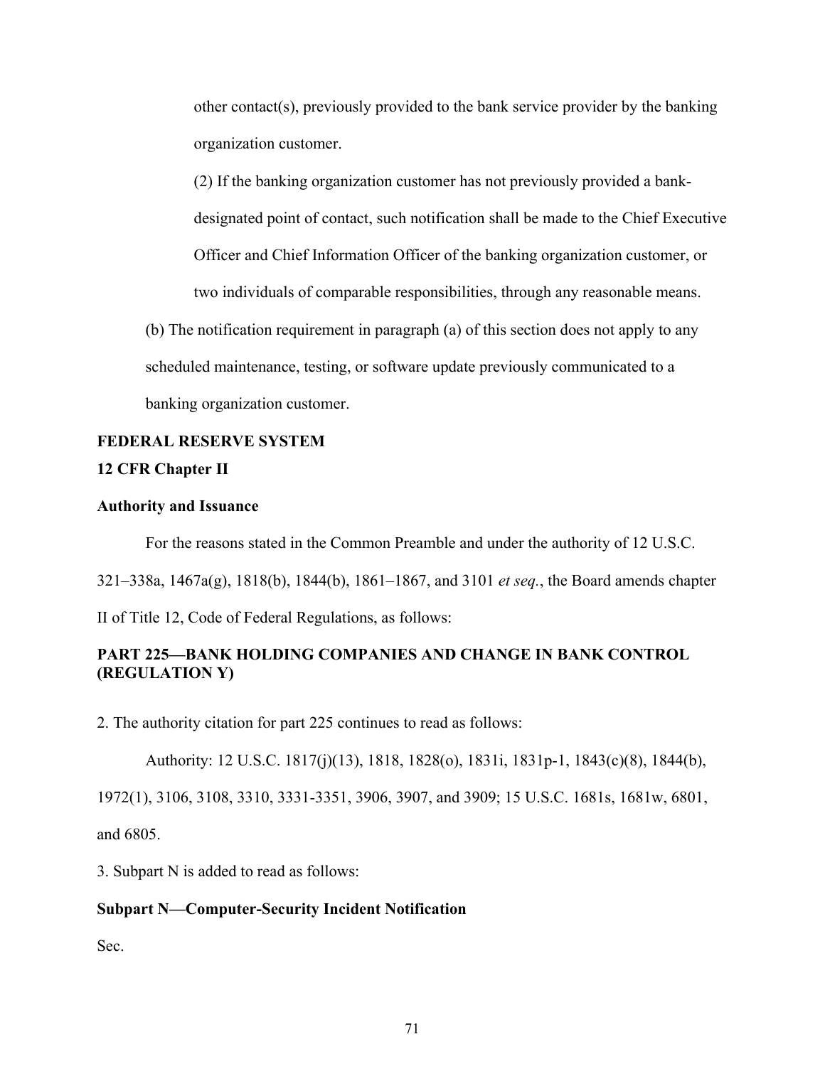other contact(s), previously provided to the bank service provider by the banking organization customer.

(2) If the banking organization customer has not previously provided a bank-designated point of contact, such notification shall be made to the Chief Executive Officer and Chief Information Officer of the banking organization customer, or two individuals of comparable responsibilities, through any reasonable means.

(b) The notification requirement in paragraph (a) of this section does not apply to any scheduled maintenance, testing, or software update previously communicated to a banking organization customer.

**FEDERAL RESERVE SYSTEM**

**12 CFR Chapter II**

**Authority and Issuance**

For the reasons stated in the Common Preamble and under the authority of 12 U.S.C. 321–338a, 1467a(g), 1818(b), 1844(b), 1861–1867, and 3101 *et seq.*, the Board amends chapter II of Title 12, Code of Federal Regulations, as follows:

**PART 225—BANK HOLDING COMPANIES AND CHANGE IN BANK CONTROL (REGULATION Y)**

2. The authority citation for part 225 continues to read as follows:

Authority: 12 U.S.C. 1817(j)(13), 1818, 1828(o), 1831i, 1831p-1, 1843(c)(8), 1844(b), 1972(1), 3106, 3108, 3310, 3331-3351, 3906, 3907, and 3909; 15 U.S.C. 1681s, 1681w, 6801, and 6805.

3. Subpart N is added to read as follows:

**Subpart N—Computer-Security Incident Notification**

Sec.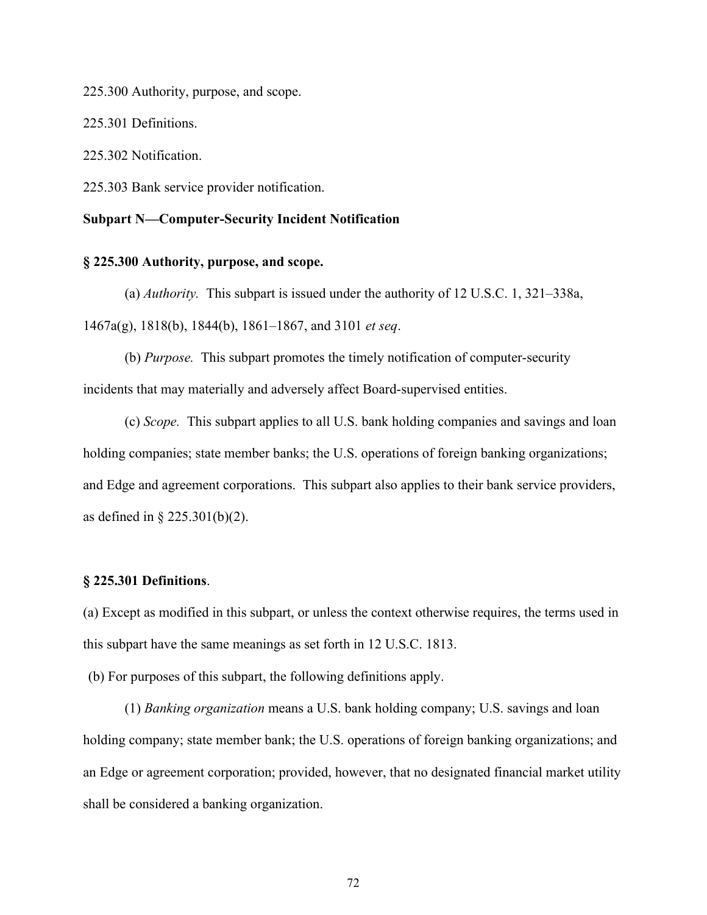225.300 Authority, purpose, and scope.

225.301 Definitions.

225.302 Notification.

225.303 Bank service provider notification.

**Subpart N—Computer-Security Incident Notification**

**§ 225.300 Authority, purpose, and scope.**

(a) *Authority.* This subpart is issued under the authority of 12 U.S.C. 1, 321–338a, 1467a(g), 1818(b), 1844(b), 1861–1867, and 3101 *et seq*.

(b) *Purpose.* This subpart promotes the timely notification of computer-security incidents that may materially and adversely affect Board-supervised entities.

(c) *Scope.* This subpart applies to all U.S. bank holding companies and savings and loan holding companies; state member banks; the U.S. operations of foreign banking organizations; and Edge and agreement corporations. This subpart also applies to their bank service providers, as defined in § 225.301(b)(2).

**§ 225.301 Definitions**.

(a) Except as modified in this subpart, or unless the context otherwise requires, the terms used in this subpart have the same meanings as set forth in 12 U.S.C. 1813.

(b) For purposes of this subpart, the following definitions apply.

(1) *Banking organization* means a U.S. bank holding company; U.S. savings and loan holding company; state member bank; the U.S. operations of foreign banking organizations; and an Edge or agreement corporation; provided, however, that no designated financial market utility shall be considered a banking organization.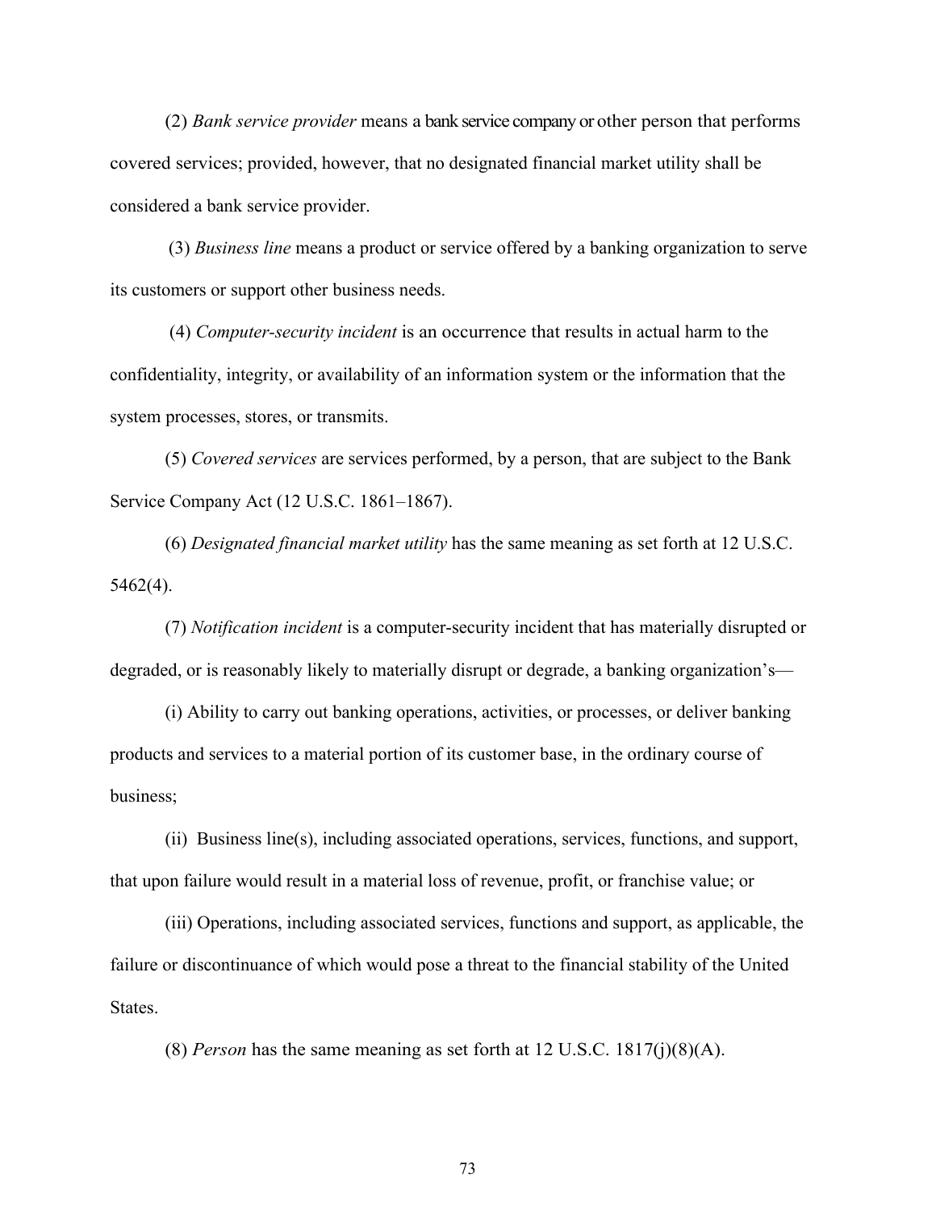(2) *Bank service provider* means a bank service company or other person that performs covered services; provided, however, that no designated financial market utility shall be considered a bank service provider.

(3) *Business line* means a product or service offered by a banking organization to serve its customers or support other business needs.

(4) *Computer-security incident* is an occurrence that results in actual harm to the confidentiality, integrity, or availability of an information system or the information that the system processes, stores, or transmits.

(5) *Covered services* are services performed, by a person, that are subject to the Bank Service Company Act (12 U.S.C. 1861–1867).

(6) *Designated financial market utility* has the same meaning as set forth at 12 U.S.C. 5462(4).

(7) *Notification incident* is a computer-security incident that has materially disrupted or degraded, or is reasonably likely to materially disrupt or degrade, a banking organization's—

(i) Ability to carry out banking operations, activities, or processes, or deliver banking products and services to a material portion of its customer base, in the ordinary course of business;

(ii) Business line(s), including associated operations, services, functions, and support, that upon failure would result in a material loss of revenue, profit, or franchise value; or

(iii) Operations, including associated services, functions and support, as applicable, the failure or discontinuance of which would pose a threat to the financial stability of the United States.

(8) *Person* has the same meaning as set forth at 12 U.S.C. 1817(j)(8)(A).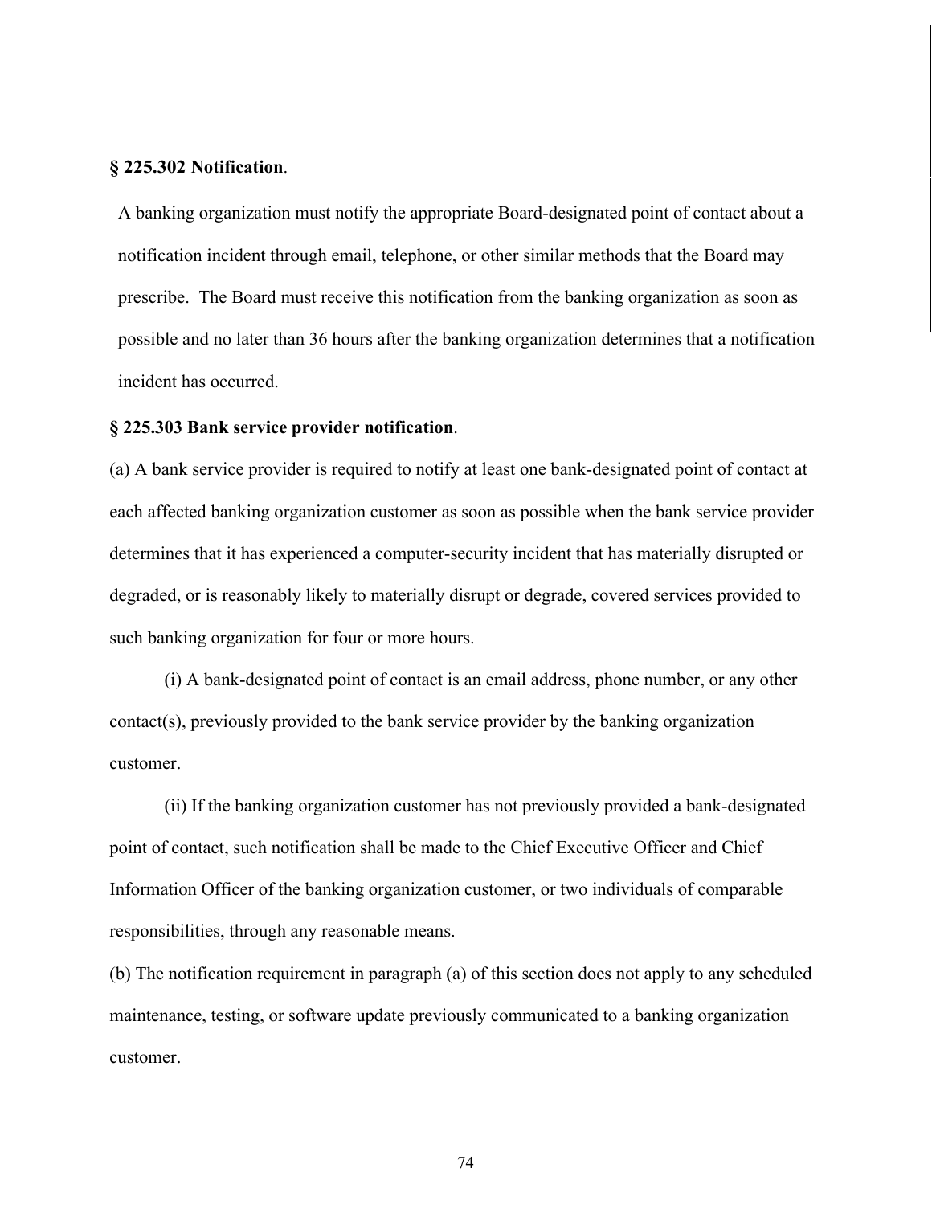**§ 225.302 Notification**.

A banking organization must notify the appropriate Board-designated point of contact about a notification incident through email, telephone, or other similar methods that the Board may prescribe. The Board must receive this notification from the banking organization as soon as possible and no later than 36 hours after the banking organization determines that a notification incident has occurred.

**§ 225.303 Bank service provider notification**.

(a) A bank service provider is required to notify at least one bank-designated point of contact at each affected banking organization customer as soon as possible when the bank service provider determines that it has experienced a computer-security incident that has materially disrupted or degraded, or is reasonably likely to materially disrupt or degrade, covered services provided to such banking organization for four or more hours.

(i) A bank-designated point of contact is an email address, phone number, or any other contact(s), previously provided to the bank service provider by the banking organization customer.

(ii) If the banking organization customer has not previously provided a bank-designated point of contact, such notification shall be made to the Chief Executive Officer and Chief Information Officer of the banking organization customer, or two individuals of comparable responsibilities, through any reasonable means.

(b) The notification requirement in paragraph (a) of this section does not apply to any scheduled maintenance, testing, or software update previously communicated to a banking organization customer.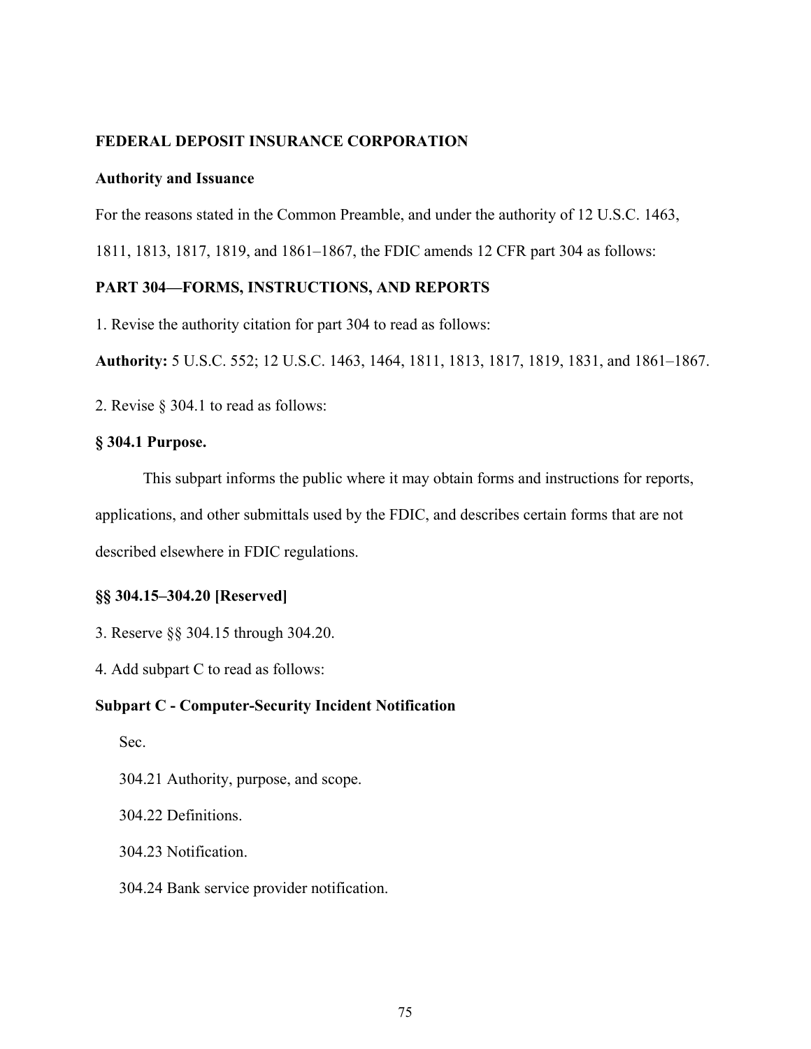**FEDERAL DEPOSIT INSURANCE CORPORATION**

**Authority and Issuance**

For the reasons stated in the Common Preamble, and under the authority of 12 U.S.C. 1463, 1811, 1813, 1817, 1819, and 1861–1867, the FDIC amends 12 CFR part 304 as follows:

**PART 304—FORMS, INSTRUCTIONS, AND REPORTS**

1. Revise the authority citation for part 304 to read as follows:

**Authority:** 5 U.S.C. 552; 12 U.S.C. 1463, 1464, 1811, 1813, 1817, 1819, 1831, and 1861–1867.

2. Revise § 304.1 to read as follows:

**§ 304.1 Purpose.**

This subpart informs the public where it may obtain forms and instructions for reports, applications, and other submittals used by the FDIC, and describes certain forms that are not described elsewhere in FDIC regulations.

**§§ 304.15–304.20 [Reserved]**

3. Reserve §§ 304.15 through 304.20.

4. Add subpart C to read as follows:

**Subpart C - Computer-Security Incident Notification**

Sec.

304.21 Authority, purpose, and scope.

304.22 Definitions.

304.23 Notification.

304.24 Bank service provider notification.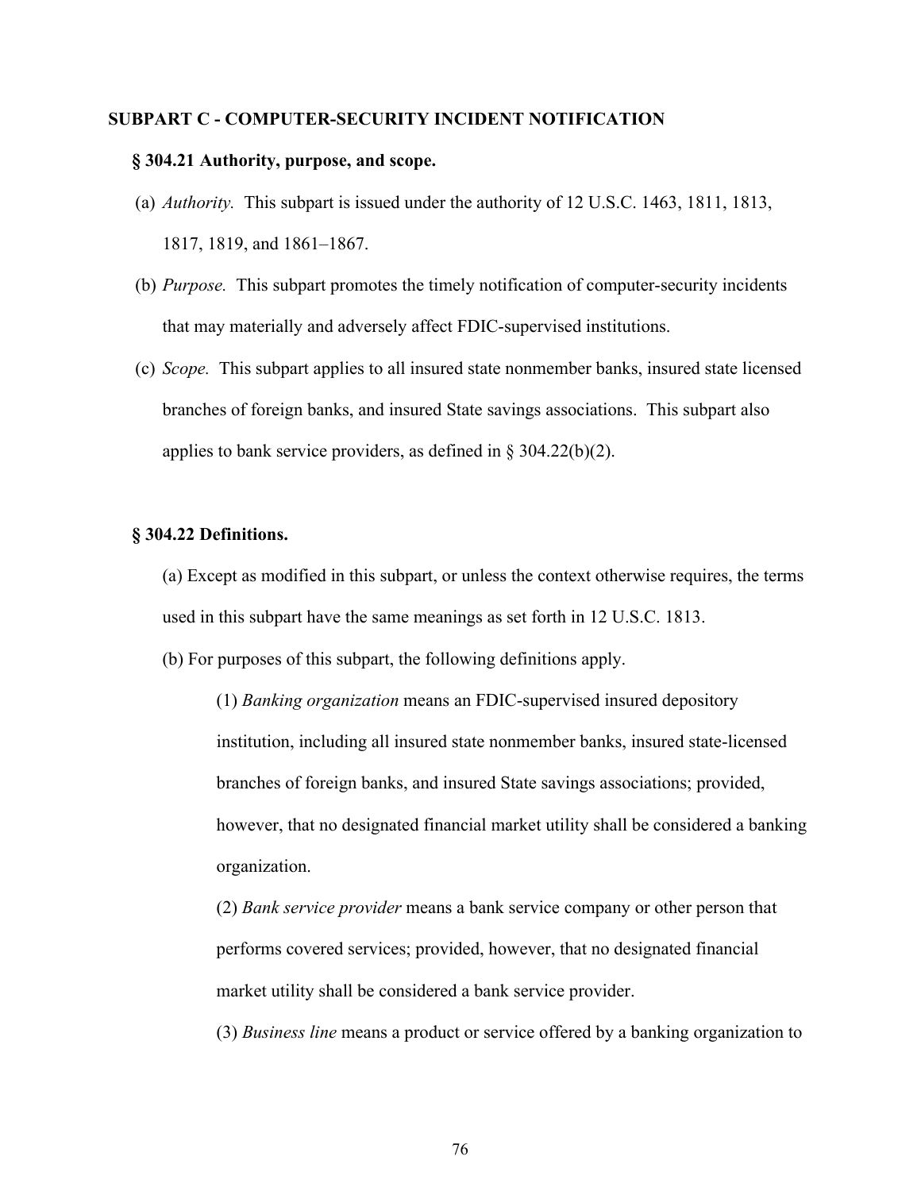## SUBPART C - COMPUTER-SECURITY INCIDENT NOTIFICATION

### § 304.21 Authority, purpose, and scope.

(a) *Authority.* This subpart is issued under the authority of 12 U.S.C. 1463, 1811, 1813, 1817, 1819, and 1861–1867.

(b) *Purpose.* This subpart promotes the timely notification of computer-security incidents that may materially and adversely affect FDIC-supervised institutions.

(c) *Scope.* This subpart applies to all insured state nonmember banks, insured state licensed branches of foreign banks, and insured State savings associations. This subpart also applies to bank service providers, as defined in § 304.22(b)(2).

### § 304.22 Definitions.

(a) Except as modified in this subpart, or unless the context otherwise requires, the terms used in this subpart have the same meanings as set forth in 12 U.S.C. 1813.

(b) For purposes of this subpart, the following definitions apply.

(1) *Banking organization* means an FDIC-supervised insured depository institution, including all insured state nonmember banks, insured state-licensed branches of foreign banks, and insured State savings associations; provided, however, that no designated financial market utility shall be considered a banking organization.

(2) *Bank service provider* means a bank service company or other person that performs covered services; provided, however, that no designated financial market utility shall be considered a bank service provider.

(3) *Business line* means a product or service offered by a banking organization to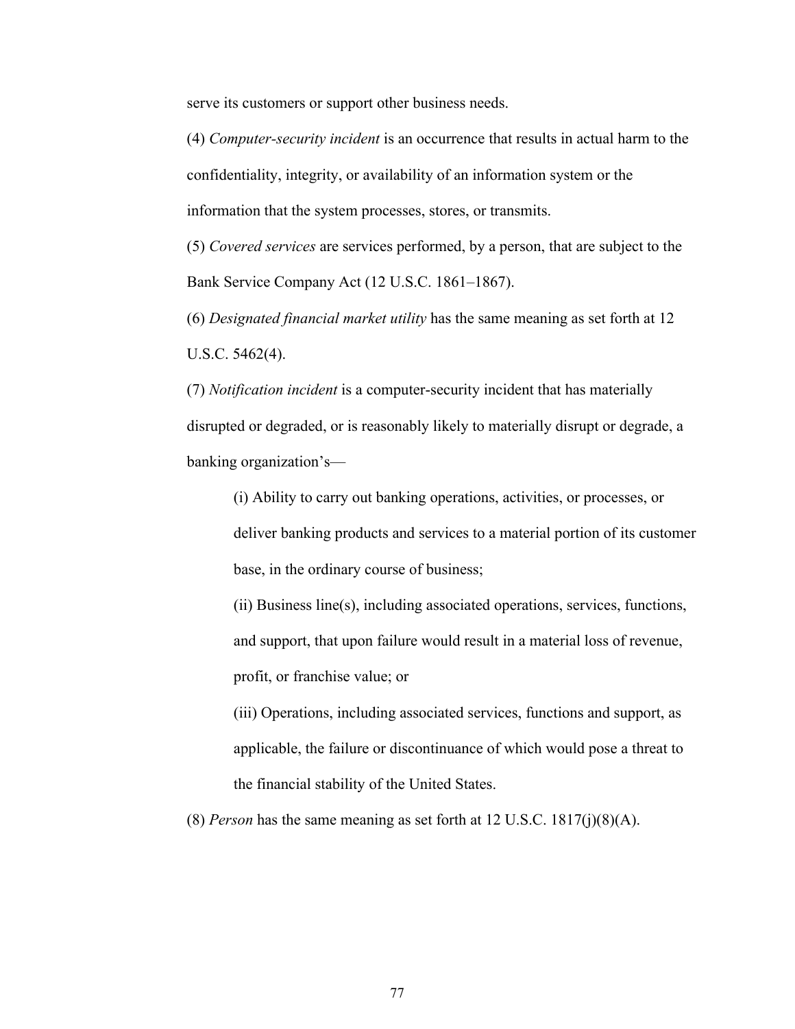serve its customers or support other business needs.

(4) *Computer-security incident* is an occurrence that results in actual harm to the confidentiality, integrity, or availability of an information system or the information that the system processes, stores, or transmits.

(5) *Covered services* are services performed, by a person, that are subject to the Bank Service Company Act (12 U.S.C. 1861–1867).

(6) *Designated financial market utility* has the same meaning as set forth at 12 U.S.C. 5462(4).

(7) *Notification incident* is a computer-security incident that has materially disrupted or degraded, or is reasonably likely to materially disrupt or degrade, a banking organization's—

> (i) Ability to carry out banking operations, activities, or processes, or deliver banking products and services to a material portion of its customer base, in the ordinary course of business;
>
> (ii) Business line(s), including associated operations, services, functions, and support, that upon failure would result in a material loss of revenue, profit, or franchise value; or
>
> (iii) Operations, including associated services, functions and support, as applicable, the failure or discontinuance of which would pose a threat to the financial stability of the United States.

(8) *Person* has the same meaning as set forth at 12 U.S.C. 1817(j)(8)(A).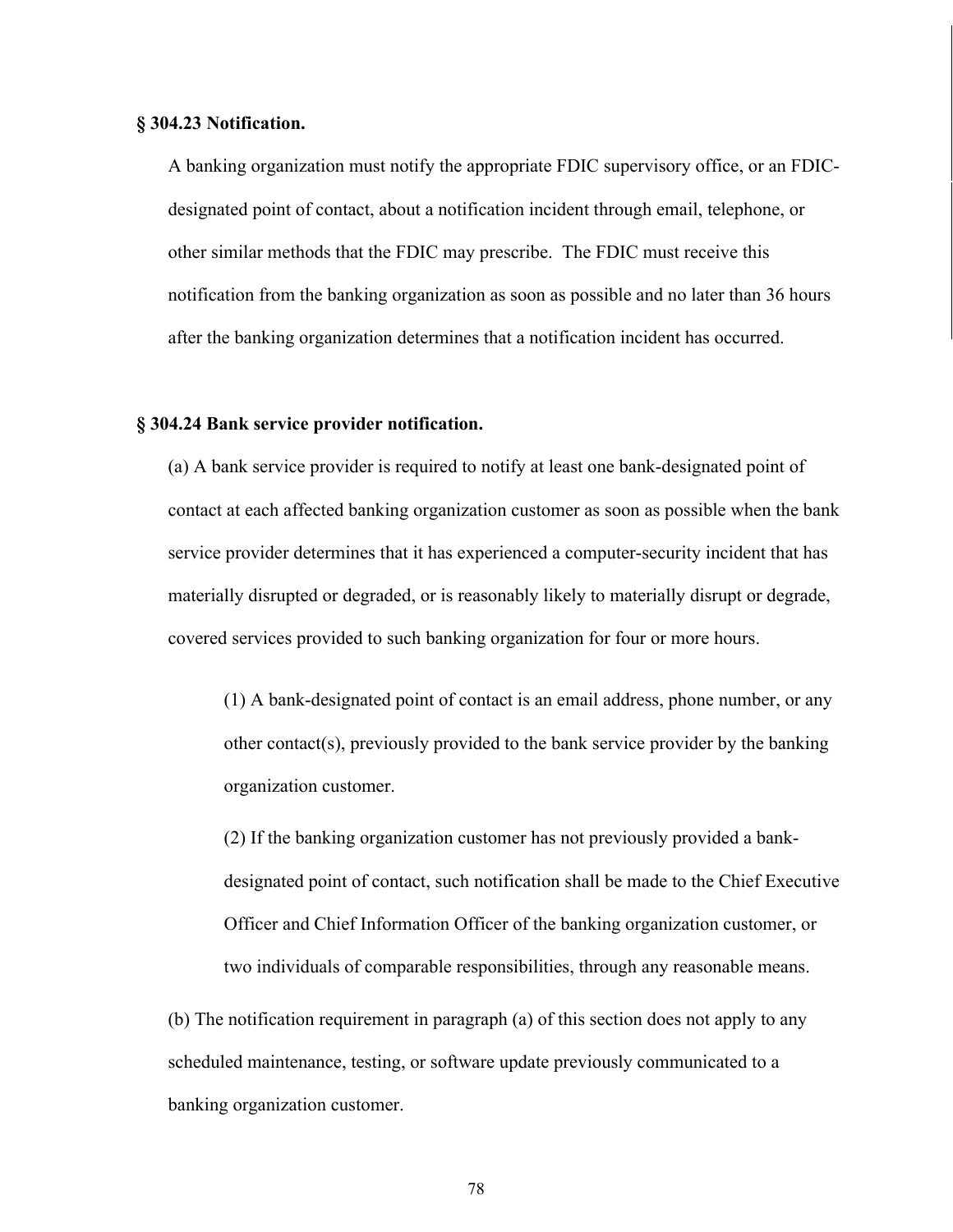**§ 304.23 Notification.**

A banking organization must notify the appropriate FDIC supervisory office, or an FDIC-designated point of contact, about a notification incident through email, telephone, or other similar methods that the FDIC may prescribe. The FDIC must receive this notification from the banking organization as soon as possible and no later than 36 hours after the banking organization determines that a notification incident has occurred.

**§ 304.24 Bank service provider notification.**

(a) A bank service provider is required to notify at least one bank-designated point of contact at each affected banking organization customer as soon as possible when the bank service provider determines that it has experienced a computer-security incident that has materially disrupted or degraded, or is reasonably likely to materially disrupt or degrade, covered services provided to such banking organization for four or more hours.

(1) A bank-designated point of contact is an email address, phone number, or any other contact(s), previously provided to the bank service provider by the banking organization customer.

(2) If the banking organization customer has not previously provided a bank-designated point of contact, such notification shall be made to the Chief Executive Officer and Chief Information Officer of the banking organization customer, or two individuals of comparable responsibilities, through any reasonable means.

(b) The notification requirement in paragraph (a) of this section does not apply to any scheduled maintenance, testing, or software update previously communicated to a banking organization customer.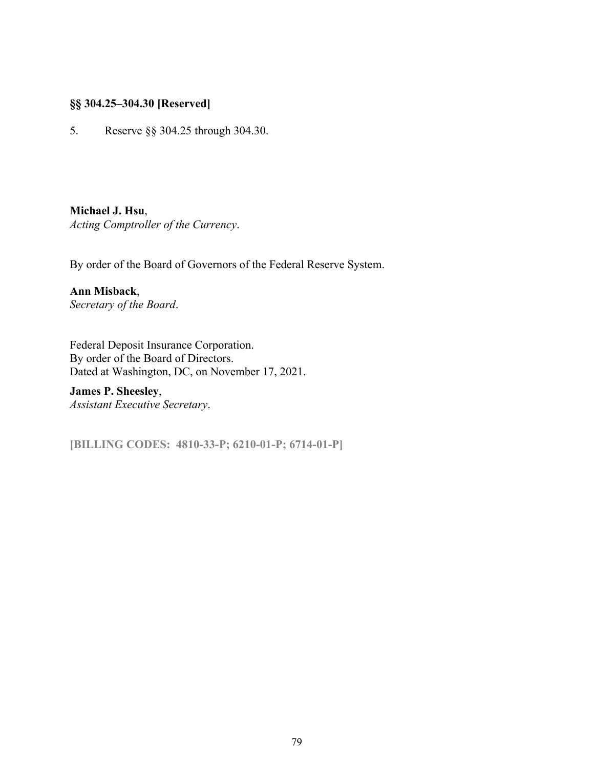**§§ 304.25–304.30 [Reserved]**

5. Reserve §§ 304.25 through 304.30.

**Michael J. Hsu**,
*Acting Comptroller of the Currency*.

By order of the Board of Governors of the Federal Reserve System.

**Ann Misback**,
*Secretary of the Board*.

Federal Deposit Insurance Corporation.
By order of the Board of Directors.
Dated at Washington, DC, on November 17, 2021.

**James P. Sheesley**,
*Assistant Executive Secretary*.

**[BILLING CODES: 4810-33-P; 6210-01-P; 6714-01-P]**